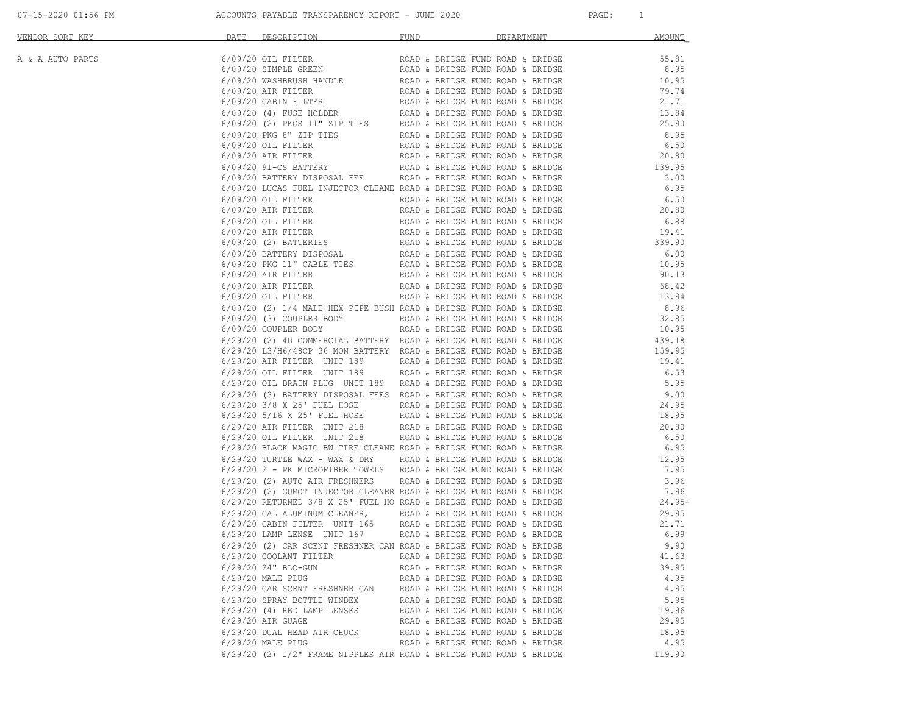ACCOUNTS PAYABLE TRANSPARENCY REPORT - JUNE 2020

| VENDOR SORT KEY | DATE | DESCRIPTION | FUND | DEPARTMENT | AMOUNT |
|---|---|---|---|---|---|
| A & A AUTO PARTS | 6/09/20 | OIL FILTER | ROAD & BRIDGE FUND | ROAD & BRIDGE | 55.81 |
| | 6/09/20 | SIMPLE GREEN | ROAD & BRIDGE FUND | ROAD & BRIDGE | 8.95 |
| | 6/09/20 | WASHBRUSH HANDLE | ROAD & BRIDGE FUND | ROAD & BRIDGE | 10.95 |
| | 6/09/20 | AIR FILTER | ROAD & BRIDGE FUND | ROAD & BRIDGE | 79.74 |
| | 6/09/20 | CABIN FILTER | ROAD & BRIDGE FUND | ROAD & BRIDGE | 21.71 |
| | 6/09/20 | (4) FUSE HOLDER | ROAD & BRIDGE FUND | ROAD & BRIDGE | 13.84 |
| | 6/09/20 | (2) PKGS 11" ZIP TIES | ROAD & BRIDGE FUND | ROAD & BRIDGE | 25.90 |
| | 6/09/20 | PKG 8" ZIP TIES | ROAD & BRIDGE FUND | ROAD & BRIDGE | 8.95 |
| | 6/09/20 | OIL FILTER | ROAD & BRIDGE FUND | ROAD & BRIDGE | 6.50 |
| | 6/09/20 | AIR FILTER | ROAD & BRIDGE FUND | ROAD & BRIDGE | 20.80 |
| | 6/09/20 | 91-CS BATTERY | ROAD & BRIDGE FUND | ROAD & BRIDGE | 139.95 |
| | 6/09/20 | BATTERY DISPOSAL FEE | ROAD & BRIDGE FUND | ROAD & BRIDGE | 3.00 |
| | 6/09/20 | LUCAS FUEL INJECTOR CLEANE | ROAD & BRIDGE FUND | ROAD & BRIDGE | 6.95 |
| | 6/09/20 | OIL FILTER | ROAD & BRIDGE FUND | ROAD & BRIDGE | 6.50 |
| | 6/09/20 | AIR FILTER | ROAD & BRIDGE FUND | ROAD & BRIDGE | 20.80 |
| | 6/09/20 | OIL FILTER | ROAD & BRIDGE FUND | ROAD & BRIDGE | 6.88 |
| | 6/09/20 | AIR FILTER | ROAD & BRIDGE FUND | ROAD & BRIDGE | 19.41 |
| | 6/09/20 | (2) BATTERIES | ROAD & BRIDGE FUND | ROAD & BRIDGE | 339.90 |
| | 6/09/20 | BATTERY DISPOSAL | ROAD & BRIDGE FUND | ROAD & BRIDGE | 6.00 |
| | 6/09/20 | PKG 11" CABLE TIES | ROAD & BRIDGE FUND | ROAD & BRIDGE | 10.95 |
| | 6/09/20 | AIR FILTER | ROAD & BRIDGE FUND | ROAD & BRIDGE | 90.13 |
| | 6/09/20 | AIR FILTER | ROAD & BRIDGE FUND | ROAD & BRIDGE | 68.42 |
| | 6/09/20 | OIL FILTER | ROAD & BRIDGE FUND | ROAD & BRIDGE | 13.94 |
| | 6/09/20 | (2) 1/4 MALE HEX PIPE BUSH | ROAD & BRIDGE FUND | ROAD & BRIDGE | 8.96 |
| | 6/09/20 | (3) COUPLER BODY | ROAD & BRIDGE FUND | ROAD & BRIDGE | 32.85 |
| | 6/09/20 | COUPLER BODY | ROAD & BRIDGE FUND | ROAD & BRIDGE | 10.95 |
| | 6/29/20 | (2) 4D COMMERCIAL BATTERY | ROAD & BRIDGE FUND | ROAD & BRIDGE | 439.18 |
| | 6/29/20 | L3/H6/48CP 36 MON BATTERY | ROAD & BRIDGE FUND | ROAD & BRIDGE | 159.95 |
| | 6/29/20 | AIR FILTER UNIT 189 | ROAD & BRIDGE FUND | ROAD & BRIDGE | 19.41 |
| | 6/29/20 | OIL FILTER UNIT 189 | ROAD & BRIDGE FUND | ROAD & BRIDGE | 6.53 |
| | 6/29/20 | OIL DRAIN PLUG UNIT 189 | ROAD & BRIDGE FUND | ROAD & BRIDGE | 5.95 |
| | 6/29/20 | (3) BATTERY DISPOSAL FEES | ROAD & BRIDGE FUND | ROAD & BRIDGE | 9.00 |
| | 6/29/20 | 3/8 X 25' FUEL HOSE | ROAD & BRIDGE FUND | ROAD & BRIDGE | 24.95 |
| | 6/29/20 | 5/16 X 25' FUEL HOSE | ROAD & BRIDGE FUND | ROAD & BRIDGE | 18.95 |
| | 6/29/20 | AIR FILTER UNIT 218 | ROAD & BRIDGE FUND | ROAD & BRIDGE | 20.80 |
| | 6/29/20 | OIL FILTER UNIT 218 | ROAD & BRIDGE FUND | ROAD & BRIDGE | 6.50 |
| | 6/29/20 | BLACK MAGIC BW TIRE CLEANE | ROAD & BRIDGE FUND | ROAD & BRIDGE | 6.95 |
| | 6/29/20 | TURTLE WAX - WAX & DRY | ROAD & BRIDGE FUND | ROAD & BRIDGE | 12.95 |
| | 6/29/20 | 2 - PK MICROFIBER TOWELS | ROAD & BRIDGE FUND | ROAD & BRIDGE | 7.95 |
| | 6/29/20 | (2) AUTO AIR FRESHNERS | ROAD & BRIDGE FUND | ROAD & BRIDGE | 3.96 |
| | 6/29/20 | (2) GUMOT INJECTOR CLEANER | ROAD & BRIDGE FUND | ROAD & BRIDGE | 7.96 |
| | 6/29/20 | RETURNED 3/8 X 25' FUEL HO | ROAD & BRIDGE FUND | ROAD & BRIDGE | 24.95- |
| | 6/29/20 | GAL ALUMINUM CLEANER, | ROAD & BRIDGE FUND | ROAD & BRIDGE | 29.95 |
| | 6/29/20 | CABIN FILTER UNIT 165 | ROAD & BRIDGE FUND | ROAD & BRIDGE | 21.71 |
| | 6/29/20 | LAMP LENSE UNIT 167 | ROAD & BRIDGE FUND | ROAD & BRIDGE | 6.99 |
| | 6/29/20 | (2) CAR SCENT FRESHNER CAN | ROAD & BRIDGE FUND | ROAD & BRIDGE | 9.90 |
| | 6/29/20 | COOLANT FILTER | ROAD & BRIDGE FUND | ROAD & BRIDGE | 41.63 |
| | 6/29/20 | 24" BLO-GUN | ROAD & BRIDGE FUND | ROAD & BRIDGE | 39.95 |
| | 6/29/20 | MALE PLUG | ROAD & BRIDGE FUND | ROAD & BRIDGE | 4.95 |
| | 6/29/20 | CAR SCENT FRESHNER CAN | ROAD & BRIDGE FUND | ROAD & BRIDGE | 4.95 |
| | 6/29/20 | SPRAY BOTTLE WINDEX | ROAD & BRIDGE FUND | ROAD & BRIDGE | 5.95 |
| | 6/29/20 | (4) RED LAMP LENSES | ROAD & BRIDGE FUND | ROAD & BRIDGE | 19.96 |
| | 6/29/20 | AIR GUAGE | ROAD & BRIDGE FUND | ROAD & BRIDGE | 29.95 |
| | 6/29/20 | DUAL HEAD AIR CHUCK | ROAD & BRIDGE FUND | ROAD & BRIDGE | 18.95 |
| | 6/29/20 | MALE PLUG | ROAD & BRIDGE FUND | ROAD & BRIDGE | 4.95 |
| | 6/29/20 | (2) 1/2" FRAME NIPPLES AIR | ROAD & BRIDGE FUND | ROAD & BRIDGE | 119.90 |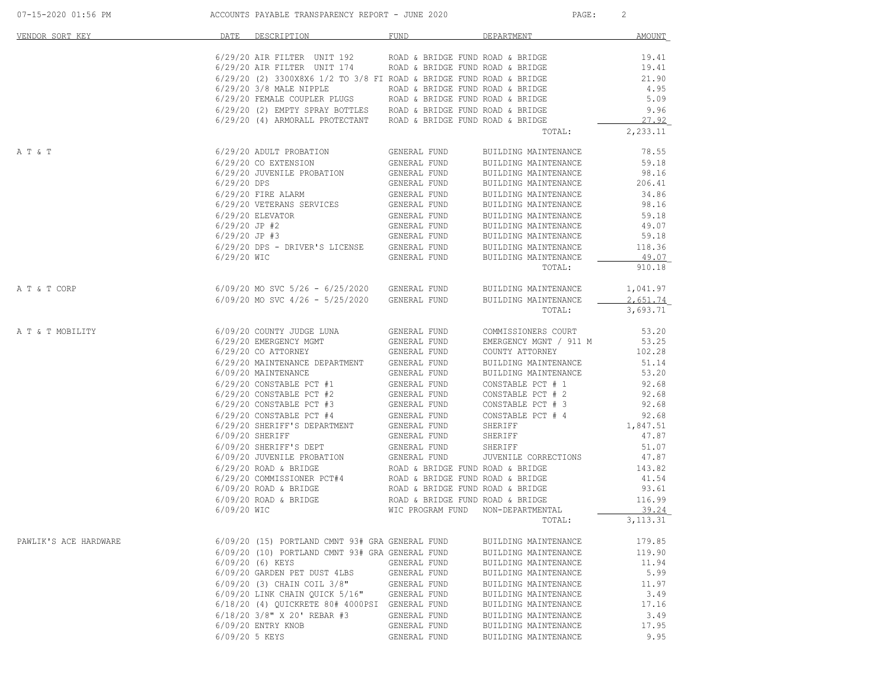| VENDOR SORT KEY | DATE | DESCRIPTION | FUND | DEPARTMENT | AMOUNT |
|---|---|---|---|---|---|
| | 6/29/20 | AIR FILTER UNIT 192 | ROAD & BRIDGE FUND | ROAD & BRIDGE | 19.41 |
| | 6/29/20 | AIR FILTER UNIT 174 | ROAD & BRIDGE FUND | ROAD & BRIDGE | 19.41 |
| | 6/29/20 | (2) 3300X8X6 1/2 TO 3/8 FI | ROAD & BRIDGE FUND | ROAD & BRIDGE | 21.90 |
| | 6/29/20 | 3/8 MALE NIPPLE | ROAD & BRIDGE FUND | ROAD & BRIDGE | 4.95 |
| | 6/29/20 | FEMALE COUPLER PLUGS | ROAD & BRIDGE FUND | ROAD & BRIDGE | 5.09 |
| | 6/29/20 | (2) EMPTY SPRAY BOTTLES | ROAD & BRIDGE FUND | ROAD & BRIDGE | 9.96 |
| | 6/29/20 | (4) ARMORALL PROTECTANT | ROAD & BRIDGE FUND | ROAD & BRIDGE | 27.92 |
| | | | | TOTAL: | 2,233.11 |
| A T & T | 6/29/20 | ADULT PROBATION | GENERAL FUND | BUILDING MAINTENANCE | 78.55 |
| | 6/29/20 | CO EXTENSION | GENERAL FUND | BUILDING MAINTENANCE | 59.18 |
| | 6/29/20 | JUVENILE PROBATION | GENERAL FUND | BUILDING MAINTENANCE | 98.16 |
| | 6/29/20 | DPS | GENERAL FUND | BUILDING MAINTENANCE | 206.41 |
| | 6/29/20 | FIRE ALARM | GENERAL FUND | BUILDING MAINTENANCE | 34.86 |
| | 6/29/20 | VETERANS SERVICES | GENERAL FUND | BUILDING MAINTENANCE | 98.16 |
| | 6/29/20 | ELEVATOR | GENERAL FUND | BUILDING MAINTENANCE | 59.18 |
| | 6/29/20 | JP #2 | GENERAL FUND | BUILDING MAINTENANCE | 49.07 |
| | 6/29/20 | JP #3 | GENERAL FUND | BUILDING MAINTENANCE | 59.18 |
| | 6/29/20 | DPS - DRIVER'S LICENSE | GENERAL FUND | BUILDING MAINTENANCE | 118.36 |
| | 6/29/20 | WIC | GENERAL FUND | BUILDING MAINTENANCE | 49.07 |
| | | | | TOTAL: | 910.18 |
| A T & T CORP | 6/09/20 | MO SVC 5/26 - 6/25/2020 | GENERAL FUND | BUILDING MAINTENANCE | 1,041.97 |
| | 6/09/20 | MO SVC 4/26 - 5/25/2020 | GENERAL FUND | BUILDING MAINTENANCE | 2,651.74 |
| | | | | TOTAL: | 3,693.71 |
| A T & T MOBILITY | 6/09/20 | COUNTY JUDGE LUNA | GENERAL FUND | COMMISSIONERS COURT | 53.20 |
| | 6/29/20 | EMERGENCY MGMT | GENERAL FUND | EMERGENCY MGNT / 911 M | 53.25 |
| | 6/29/20 | CO ATTORNEY | GENERAL FUND | COUNTY ATTORNEY | 102.28 |
| | 6/29/20 | MAINTENANCE DEPARTMENT | GENERAL FUND | BUILDING MAINTENANCE | 51.14 |
| | 6/09/20 | MAINTENANCE | GENERAL FUND | BUILDING MAINTENANCE | 53.20 |
| | 6/29/20 | CONSTABLE PCT #1 | GENERAL FUND | CONSTABLE PCT # 1 | 92.68 |
| | 6/29/20 | CONSTABLE PCT #2 | GENERAL FUND | CONSTABLE PCT # 2 | 92.68 |
| | 6/29/20 | CONSTABLE PCT #3 | GENERAL FUND | CONSTABLE PCT # 3 | 92.68 |
| | 6/29/20 | CONSTABLE PCT #4 | GENERAL FUND | CONSTABLE PCT # 4 | 92.68 |
| | 6/29/20 | SHERIFF'S DEPARTMENT | GENERAL FUND | SHERIFF | 1,847.51 |
| | 6/09/20 | SHERIFF | GENERAL FUND | SHERIFF | 47.87 |
| | 6/09/20 | SHERIFF'S DEPT | GENERAL FUND | SHERIFF | 51.07 |
| | 6/09/20 | JUVENILE PROBATION | GENERAL FUND | JUVENILE CORRECTIONS | 47.87 |
| | 6/29/20 | ROAD & BRIDGE | ROAD & BRIDGE FUND | ROAD & BRIDGE | 143.82 |
| | 6/29/20 | COMMISSIONER PCT#4 | ROAD & BRIDGE FUND | ROAD & BRIDGE | 41.54 |
| | 6/09/20 | ROAD & BRIDGE | ROAD & BRIDGE FUND | ROAD & BRIDGE | 93.61 |
| | 6/09/20 | ROAD & BRIDGE | ROAD & BRIDGE FUND | ROAD & BRIDGE | 116.99 |
| | 6/09/20 | WIC | WIC PROGRAM FUND | NON-DEPARTMENTAL | 39.24 |
| | | | | TOTAL: | 3,113.31 |
| PAWLIK'S ACE HARDWARE | 6/09/20 | (15) PORTLAND CMNT 93# GRA | GENERAL FUND | BUILDING MAINTENANCE | 179.85 |
| | 6/09/20 | (10) PORTLAND CMNT 93# GRA | GENERAL FUND | BUILDING MAINTENANCE | 119.90 |
| | 6/09/20 | (6) KEYS | GENERAL FUND | BUILDING MAINTENANCE | 11.94 |
| | 6/09/20 | GARDEN PET DUST 4LBS | GENERAL FUND | BUILDING MAINTENANCE | 5.99 |
| | 6/09/20 | (3) CHAIN COIL 3/8" | GENERAL FUND | BUILDING MAINTENANCE | 11.97 |
| | 6/09/20 | LINK CHAIN QUICK 5/16" | GENERAL FUND | BUILDING MAINTENANCE | 3.49 |
| | 6/18/20 | (4) QUICKRETE 80# 4000PSI | GENERAL FUND | BUILDING MAINTENANCE | 17.16 |
| | 6/18/20 | 3/8" X 20' REBAR #3 | GENERAL FUND | BUILDING MAINTENANCE | 3.49 |
| | 6/09/20 | ENTRY KNOB | GENERAL FUND | BUILDING MAINTENANCE | 17.95 |
| | 6/09/20 | 5 KEYS | GENERAL FUND | BUILDING MAINTENANCE | 9.95 |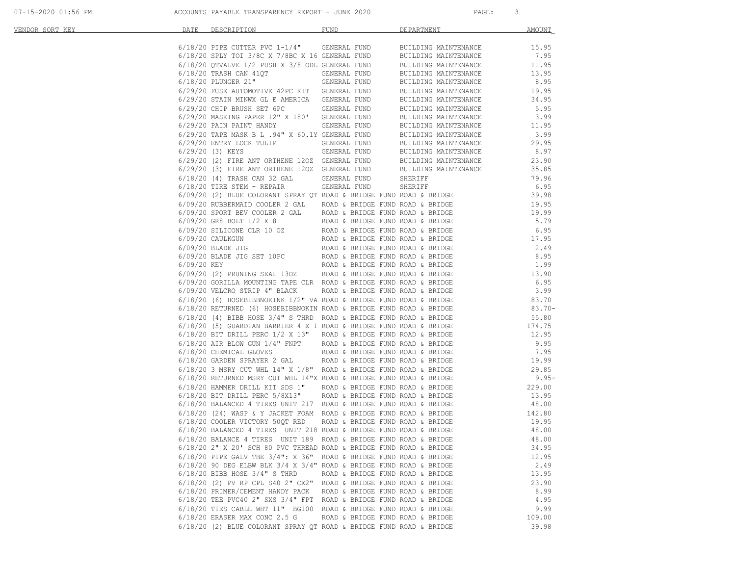| VENDOR SORT KEY | DATE | DESCRIPTION | FUND | DEPARTMENT | AMOUNT |
|---|---|---|---|---|---|
| | 6/18/20 | PIPE CUTTER PVC 1-1/4" | GENERAL FUND | BUILDING MAINTENANCE | 15.95 |
| | 6/18/20 | SPLY TOI 3/8C X 7/8BC X 16 | GENERAL FUND | BUILDING MAINTENANCE | 7.95 |
| | 6/18/20 | QTVALVE 1/2 PUSH X 3/8 ODL | GENERAL FUND | BUILDING MAINTENANCE | 11.95 |
| | 6/18/20 | TRASH CAN 41QT | GENERAL FUND | BUILDING MAINTENANCE | 13.95 |
| | 6/18/20 | PLUNGER 21" | GENERAL FUND | BUILDING MAINTENANCE | 8.95 |
| | 6/29/20 | FUSE AUTOMOTIVE 42PC KIT | GENERAL FUND | BUILDING MAINTENANCE | 19.95 |
| | 6/29/20 | STAIN MINWX GL E AMERICA | GENERAL FUND | BUILDING MAINTENANCE | 34.95 |
| | 6/29/20 | CHIP BRUSH SET 6PC | GENERAL FUND | BUILDING MAINTENANCE | 5.95 |
| | 6/29/20 | MASKING PAPER 12" X 180' | GENERAL FUND | BUILDING MAINTENANCE | 3.99 |
| | 6/29/20 | PAIN PAINT HANDY | GENERAL FUND | BUILDING MAINTENANCE | 11.95 |
| | 6/29/20 | TAPE MASK B L .94" X 60.1Y | GENERAL FUND | BUILDING MAINTENANCE | 3.99 |
| | 6/29/20 | ENTRY LOCK TULIP | GENERAL FUND | BUILDING MAINTENANCE | 29.95 |
| | 6/29/20 | (3) KEYS | GENERAL FUND | BUILDING MAINTENANCE | 8.97 |
| | 6/29/20 | (2) FIRE ANT ORTHENE 12OZ | GENERAL FUND | BUILDING MAINTENANCE | 23.90 |
| | 6/29/20 | (3) FIRE ANT ORTHENE 12OZ | GENERAL FUND | BUILDING MAINTENANCE | 35.85 |
| | 6/18/20 | (4) TRASH CAN 32 GAL | GENERAL FUND | SHERIFF | 79.96 |
| | 6/18/20 | TIRE STEM - REPAIR | GENERAL FUND | SHERIFF | 6.95 |
| | 6/09/20 | (2) BLUE COLORANT SPRAY QT | ROAD & BRIDGE FUND | ROAD & BRIDGE | 39.98 |
| | 6/09/20 | RUBBERMAID COOLER 2 GAL | ROAD & BRIDGE FUND | ROAD & BRIDGE | 19.95 |
| | 6/09/20 | SPORT BEV COOLER 2 GAL | ROAD & BRIDGE FUND | ROAD & BRIDGE | 19.99 |
| | 6/09/20 | GR8 BOLT 1/2 X 8 | ROAD & BRIDGE FUND | ROAD & BRIDGE | 5.79 |
| | 6/09/20 | SILICONE CLR 10 OZ | ROAD & BRIDGE FUND | ROAD & BRIDGE | 6.95 |
| | 6/09/20 | CAULKGUN | ROAD & BRIDGE FUND | ROAD & BRIDGE | 17.95 |
| | 6/09/20 | BLADE JIG | ROAD & BRIDGE FUND | ROAD & BRIDGE | 2.49 |
| | 6/09/20 | BLADE JIG SET 10PC | ROAD & BRIDGE FUND | ROAD & BRIDGE | 8.95 |
| | 6/09/20 | KEY | ROAD & BRIDGE FUND | ROAD & BRIDGE | 1.99 |
| | 6/09/20 | (2) PRUNING SEAL 13OZ | ROAD & BRIDGE FUND | ROAD & BRIDGE | 13.90 |
| | 6/09/20 | GORILLA MOUNTING TAPE CLR | ROAD & BRIDGE FUND | ROAD & BRIDGE | 6.95 |
| | 6/09/20 | VELCRO STRIP 4" BLACK | ROAD & BRIDGE FUND | ROAD & BRIDGE | 3.99 |
| | 6/18/20 | (6) HOSEBIBBNOKINK 1/2" VA | ROAD & BRIDGE FUND | ROAD & BRIDGE | 83.70 |
| | 6/18/20 | RETURNED (6) HOSEBIBBNOKIN | ROAD & BRIDGE FUND | ROAD & BRIDGE | 83.70- |
| | 6/18/20 | (4) BIBB HOSE 3/4" S THRD | ROAD & BRIDGE FUND | ROAD & BRIDGE | 55.80 |
| | 6/18/20 | (5) GUARDIAN BARRIER 4 X 1 | ROAD & BRIDGE FUND | ROAD & BRIDGE | 174.75 |
| | 6/18/20 | BIT DRILL PERC 1/2 X 13" | ROAD & BRIDGE FUND | ROAD & BRIDGE | 12.95 |
| | 6/18/20 | AIR BLOW GUN 1/4" FNPT | ROAD & BRIDGE FUND | ROAD & BRIDGE | 9.95 |
| | 6/18/20 | CHEMICAL GLOVES | ROAD & BRIDGE FUND | ROAD & BRIDGE | 7.95 |
| | 6/18/20 | GARDEN SPRAYER 2 GAL | ROAD & BRIDGE FUND | ROAD & BRIDGE | 19.99 |
| | 6/18/20 | 3 MSRY CUT WHL 14" X 1/8" | ROAD & BRIDGE FUND | ROAD & BRIDGE | 29.85 |
| | 6/18/20 | RETURNED MSRY CUT WHL 14"X | ROAD & BRIDGE FUND | ROAD & BRIDGE | 9.95- |
| | 6/18/20 | HAMMER DRILL KIT SDS 1" | ROAD & BRIDGE FUND | ROAD & BRIDGE | 229.00 |
| | 6/18/20 | BIT DRILL PERC 5/8X13" | ROAD & BRIDGE FUND | ROAD & BRIDGE | 13.95 |
| | 6/18/20 | BALANCED 4 TIRES UNIT 217 | ROAD & BRIDGE FUND | ROAD & BRIDGE | 48.00 |
| | 6/18/20 | (24) WASP & Y JACKET FOAM | ROAD & BRIDGE FUND | ROAD & BRIDGE | 142.80 |
| | 6/18/20 | COOLER VICTORY 50QT RED | ROAD & BRIDGE FUND | ROAD & BRIDGE | 19.95 |
| | 6/18/20 | BALANCED 4 TIRES UNIT 218 | ROAD & BRIDGE FUND | ROAD & BRIDGE | 48.00 |
| | 6/18/20 | BALANCE 4 TIRES UNIT 189 | ROAD & BRIDGE FUND | ROAD & BRIDGE | 48.00 |
| | 6/18/20 | 2" X 20' SCH 80 PVC THREAD | ROAD & BRIDGE FUND | ROAD & BRIDGE | 34.95 |
| | 6/18/20 | PIPE GALV TBE 3/4": X 36" | ROAD & BRIDGE FUND | ROAD & BRIDGE | 12.95 |
| | 6/18/20 | 90 DEG ELBW BLK 3/4 X 3/4" | ROAD & BRIDGE FUND | ROAD & BRIDGE | 2.49 |
| | 6/18/20 | BIBB HOSE 3/4" S THRD | ROAD & BRIDGE FUND | ROAD & BRIDGE | 13.95 |
| | 6/18/20 | (2) PV RP CPL S40 2" CX2" | ROAD & BRIDGE FUND | ROAD & BRIDGE | 23.90 |
| | 6/18/20 | PRIMER/CEMENT HANDY PACK | ROAD & BRIDGE FUND | ROAD & BRIDGE | 8.99 |
| | 6/18/20 | TEE PVC40 2" SXS 3/4" FPT | ROAD & BRIDGE FUND | ROAD & BRIDGE | 4.95 |
| | 6/18/20 | TIES CABLE WHT 11" BG100 | ROAD & BRIDGE FUND | ROAD & BRIDGE | 9.99 |
| | 6/18/20 | ERASER MAX CONC 2.5 G | ROAD & BRIDGE FUND | ROAD & BRIDGE | 109.00 |
| | 6/18/20 | (2) BLUE COLORANT SPRAY QT | ROAD & BRIDGE FUND | ROAD & BRIDGE | 39.98 |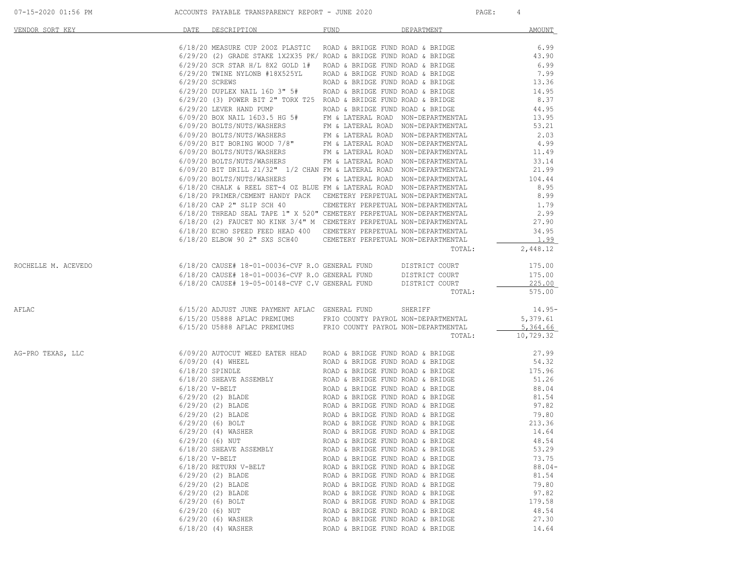| VENDOR SORT KEY | DATE | DESCRIPTION | FUND | DEPARTMENT | AMOUNT |
|---|---|---|---|---|---|
| | 6/18/20 | MEASURE CUP 20OZ PLASTIC | ROAD & BRIDGE FUND | ROAD & BRIDGE | 6.99 |
| | 6/29/20 | (2) GRADE STAKE 1X2X35 PK/ | ROAD & BRIDGE FUND | ROAD & BRIDGE | 43.90 |
| | 6/29/20 | SCR STAR H/L 8X2 GOLD 1# | ROAD & BRIDGE FUND | ROAD & BRIDGE | 6.99 |
| | 6/29/20 | TWINE NYLONB #18X525YL | ROAD & BRIDGE FUND | ROAD & BRIDGE | 7.99 |
| | 6/29/20 | SCREWS | ROAD & BRIDGE FUND | ROAD & BRIDGE | 13.36 |
| | 6/29/20 | DUPLEX NAIL 16D 3" 5# | ROAD & BRIDGE FUND | ROAD & BRIDGE | 14.95 |
| | 6/29/20 | (3) POWER BIT 2" TORX T25 | ROAD & BRIDGE FUND | ROAD & BRIDGE | 8.37 |
| | 6/29/20 | LEVER HAND PUMP | ROAD & BRIDGE FUND | ROAD & BRIDGE | 44.95 |
| | 6/09/20 | BOX NAIL 16D3.5 HG 5# | FM & LATERAL ROAD | NON-DEPARTMENTAL | 13.95 |
| | 6/09/20 | BOLTS/NUTS/WASHERS | FM & LATERAL ROAD | NON-DEPARTMENTAL | 53.21 |
| | 6/09/20 | BOLTS/NUTS/WASHERS | FM & LATERAL ROAD | NON-DEPARTMENTAL | 2.03 |
| | 6/09/20 | BIT BORING WOOD 7/8" | FM & LATERAL ROAD | NON-DEPARTMENTAL | 4.99 |
| | 6/09/20 | BOLTS/NUTS/WASHERS | FM & LATERAL ROAD | NON-DEPARTMENTAL | 11.49 |
| | 6/09/20 | BOLTS/NUTS/WASHERS | FM & LATERAL ROAD | NON-DEPARTMENTAL | 33.14 |
| | 6/09/20 | BIT DRILL 21/32" 1/2 CHAN | FM & LATERAL ROAD | NON-DEPARTMENTAL | 21.99 |
| | 6/09/20 | BOLTS/NUTS/WASHERS | FM & LATERAL ROAD | NON-DEPARTMENTAL | 104.44 |
| | 6/18/20 | CHALK & REEL SET-4 OZ BLUE | FM & LATERAL ROAD | NON-DEPARTMENTAL | 8.95 |
| | 6/18/20 | PRIMER/CEMENT HANDY PACK | CEMETERY PERPETUAL | NON-DEPARTMENTAL | 8.99 |
| | 6/18/20 | CAP 2" SLIP SCH 40 | CEMETERY PERPETUAL | NON-DEPARTMENTAL | 1.79 |
| | 6/18/20 | THREAD SEAL TAPE 1" X 520" | CEMETERY PERPETUAL | NON-DEPARTMENTAL | 2.99 |
| | 6/18/20 | (2) FAUCET NO KINK 3/4" M | CEMETERY PERPETUAL | NON-DEPARTMENTAL | 27.90 |
| | 6/18/20 | ECHO SPEED FEED HEAD 400 | CEMETERY PERPETUAL | NON-DEPARTMENTAL | 34.95 |
| | 6/18/20 | ELBOW 90 2" SXS SCH40 | CEMETERY PERPETUAL | NON-DEPARTMENTAL | 1.99 |
| | | | | TOTAL: | 2,448.12 |
| ROCHELLE M. ACEVEDO | 6/18/20 | CAUSE# 18-01-00036-CVF R.O | GENERAL FUND | DISTRICT COURT | 175.00 |
| | 6/18/20 | CAUSE# 18-01-00036-CVF R.O | GENERAL FUND | DISTRICT COURT | 175.00 |
| | 6/18/20 | CAUSE# 19-05-00148-CVF C.V | GENERAL FUND | DISTRICT COURT | 225.00 |
| | | | | TOTAL: | 575.00 |
| AFLAC | 6/15/20 | ADJUST JUNE PAYMENT AFLAC | GENERAL FUND | SHERIFF | 14.95- |
| | 6/15/20 | U5888 AFLAC PREMIUMS | FRIO COUNTY PAYROL | NON-DEPARTMENTAL | 5,379.61 |
| | 6/15/20 | U5888 AFLAC PREMIUMS | FRIO COUNTY PAYROL | NON-DEPARTMENTAL | 5,364.66 |
| | | | | TOTAL: | 10,729.32 |
| AG-PRO TEXAS, LLC | 6/09/20 | AUTOCUT WEED EATER HEAD | ROAD & BRIDGE FUND | ROAD & BRIDGE | 27.99 |
| | 6/09/20 | (4) WHEEL | ROAD & BRIDGE FUND | ROAD & BRIDGE | 54.32 |
| | 6/18/20 | SPINDLE | ROAD & BRIDGE FUND | ROAD & BRIDGE | 175.96 |
| | 6/18/20 | SHEAVE ASSEMBLY | ROAD & BRIDGE FUND | ROAD & BRIDGE | 51.26 |
| | 6/18/20 | V-BELT | ROAD & BRIDGE FUND | ROAD & BRIDGE | 88.04 |
| | 6/29/20 | (2) BLADE | ROAD & BRIDGE FUND | ROAD & BRIDGE | 81.54 |
| | 6/29/20 | (2) BLADE | ROAD & BRIDGE FUND | ROAD & BRIDGE | 97.82 |
| | 6/29/20 | (2) BLADE | ROAD & BRIDGE FUND | ROAD & BRIDGE | 79.80 |
| | 6/29/20 | (6) BOLT | ROAD & BRIDGE FUND | ROAD & BRIDGE | 213.36 |
| | 6/29/20 | (4) WASHER | ROAD & BRIDGE FUND | ROAD & BRIDGE | 14.64 |
| | 6/29/20 | (6) NUT | ROAD & BRIDGE FUND | ROAD & BRIDGE | 48.54 |
| | 6/18/20 | SHEAVE ASSEMBLY | ROAD & BRIDGE FUND | ROAD & BRIDGE | 53.29 |
| | 6/18/20 | V-BELT | ROAD & BRIDGE FUND | ROAD & BRIDGE | 73.75 |
| | 6/18/20 | RETURN V-BELT | ROAD & BRIDGE FUND | ROAD & BRIDGE | 88.04- |
| | 6/29/20 | (2) BLADE | ROAD & BRIDGE FUND | ROAD & BRIDGE | 81.54 |
| | 6/29/20 | (2) BLADE | ROAD & BRIDGE FUND | ROAD & BRIDGE | 79.80 |
| | 6/29/20 | (2) BLADE | ROAD & BRIDGE FUND | ROAD & BRIDGE | 97.82 |
| | 6/29/20 | (6) BOLT | ROAD & BRIDGE FUND | ROAD & BRIDGE | 179.58 |
| | 6/29/20 | (6) NUT | ROAD & BRIDGE FUND | ROAD & BRIDGE | 48.54 |
| | 6/29/20 | (6) WASHER | ROAD & BRIDGE FUND | ROAD & BRIDGE | 27.30 |
| | 6/18/20 | (4) WASHER | ROAD & BRIDGE FUND | ROAD & BRIDGE | 14.64 |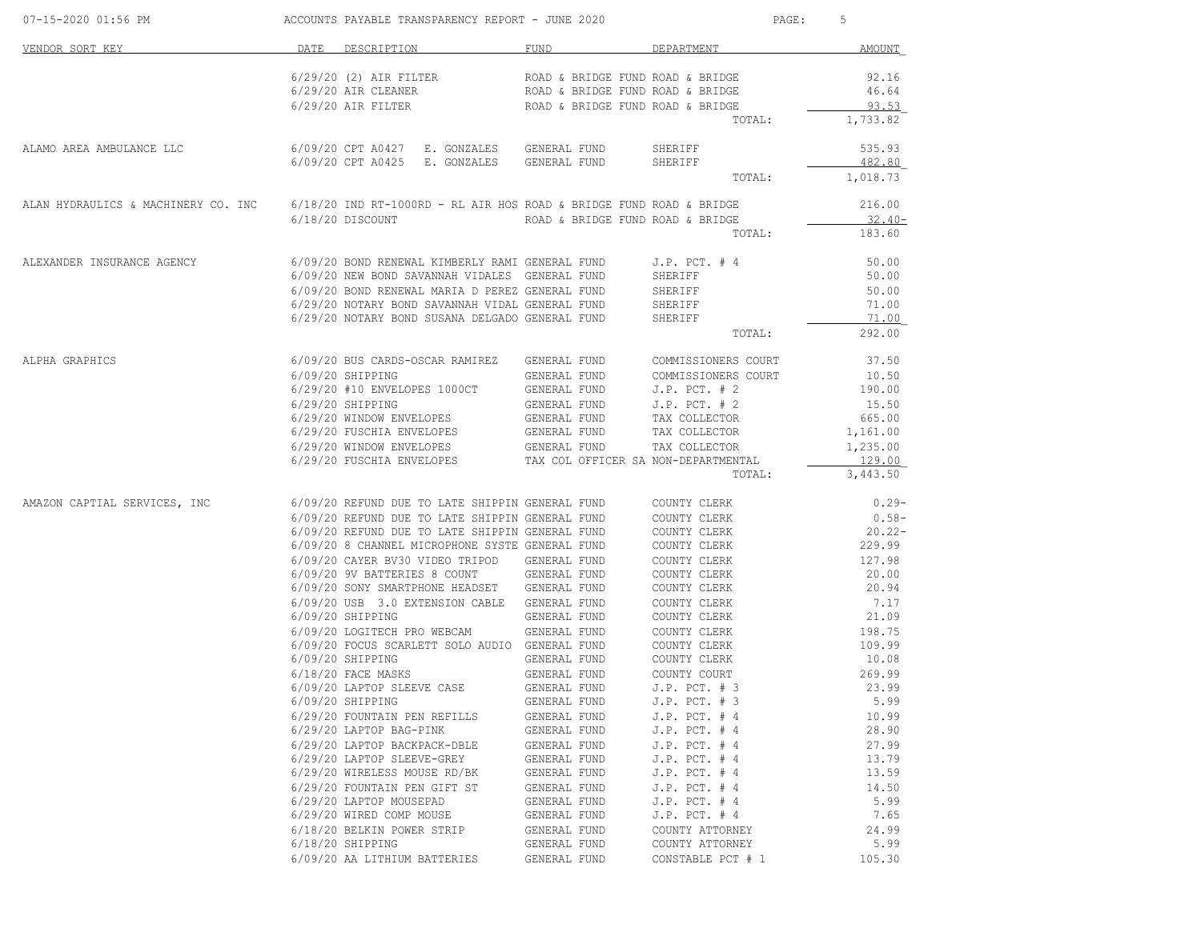ACCOUNTS PAYABLE TRANSPARENCY REPORT - JUNE 2020

| VENDOR SORT KEY | DATE | DESCRIPTION | FUND | DEPARTMENT | AMOUNT |
|---|---|---|---|---|---|
| | 6/29/20 | (2) AIR FILTER | ROAD & BRIDGE FUND | ROAD & BRIDGE | 92.16 |
| | 6/29/20 | AIR CLEANER | ROAD & BRIDGE FUND | ROAD & BRIDGE | 46.64 |
| | 6/29/20 | AIR FILTER | ROAD & BRIDGE FUND | ROAD & BRIDGE | 93.53 |
| | | | | TOTAL: | 1,733.82 |
| ALAMO AREA AMBULANCE LLC | 6/09/20 | CPT A0427 E. GONZALES | GENERAL FUND | SHERIFF | 535.93 |
| | 6/09/20 | CPT A0425 E. GONZALES | GENERAL FUND | SHERIFF | 482.80 |
| | | | | TOTAL: | 1,018.73 |
| ALAN HYDRAULICS & MACHINERY CO. INC | 6/18/20 | IND RT-1000RD - RL AIR HOS | ROAD & BRIDGE FUND | ROAD & BRIDGE | 216.00 |
| | 6/18/20 | DISCOUNT | ROAD & BRIDGE FUND | ROAD & BRIDGE | 32.40- |
| | | | | TOTAL: | 183.60 |
| ALEXANDER INSURANCE AGENCY | 6/09/20 | BOND RENEWAL KIMBERLY RAMI | GENERAL FUND | J.P. PCT. # 4 | 50.00 |
| | 6/09/20 | NEW BOND SAVANNAH VIDALES | GENERAL FUND | SHERIFF | 50.00 |
| | 6/09/20 | BOND RENEWAL MARIA D PEREZ | GENERAL FUND | SHERIFF | 50.00 |
| | 6/29/20 | NOTARY BOND SAVANNAH VIDAL | GENERAL FUND | SHERIFF | 71.00 |
| | 6/29/20 | NOTARY BOND SUSANA DELGADO | GENERAL FUND | SHERIFF | 71.00 |
| | | | | TOTAL: | 292.00 |
| ALPHA GRAPHICS | 6/09/20 | BUS CARDS-OSCAR RAMIREZ | GENERAL FUND | COMMISSIONERS COURT | 37.50 |
| | 6/09/20 | SHIPPING | GENERAL FUND | COMMISSIONERS COURT | 10.50 |
| | 6/29/20 | #10 ENVELOPES 1000CT | GENERAL FUND | J.P. PCT. # 2 | 190.00 |
| | 6/29/20 | SHIPPING | GENERAL FUND | J.P. PCT. # 2 | 15.50 |
| | 6/29/20 | WINDOW ENVELOPES | GENERAL FUND | TAX COLLECTOR | 665.00 |
| | 6/29/20 | FUSCHIA ENVELOPES | GENERAL FUND | TAX COLLECTOR | 1,161.00 |
| | 6/29/20 | WINDOW ENVELOPES | GENERAL FUND | TAX COLLECTOR | 1,235.00 |
| | 6/29/20 | FUSCHIA ENVELOPES | TAX COL OFFICER SA | NON-DEPARTMENTAL | 129.00 |
| | | | | TOTAL: | 3,443.50 |
| AMAZON CAPTIAL SERVICES, INC | 6/09/20 | REFUND DUE TO LATE SHIPPIN | GENERAL FUND | COUNTY CLERK | 0.29- |
| | 6/09/20 | REFUND DUE TO LATE SHIPPIN | GENERAL FUND | COUNTY CLERK | 0.58- |
| | 6/09/20 | REFUND DUE TO LATE SHIPPIN | GENERAL FUND | COUNTY CLERK | 20.22- |
| | 6/09/20 | 8 CHANNEL MICROPHONE SYSTE | GENERAL FUND | COUNTY CLERK | 229.99 |
| | 6/09/20 | CAYER BV30 VIDEO TRIPOD | GENERAL FUND | COUNTY CLERK | 127.98 |
| | 6/09/20 | 9V BATTERIES 8 COUNT | GENERAL FUND | COUNTY CLERK | 20.00 |
| | 6/09/20 | SONY SMARTPHONE HEADSET | GENERAL FUND | COUNTY CLERK | 20.94 |
| | 6/09/20 | USB 3.0 EXTENSION CABLE | GENERAL FUND | COUNTY CLERK | 7.17 |
| | 6/09/20 | SHIPPING | GENERAL FUND | COUNTY CLERK | 21.09 |
| | 6/09/20 | LOGITECH PRO WEBCAM | GENERAL FUND | COUNTY CLERK | 198.75 |
| | 6/09/20 | FOCUS SCARLETT SOLO AUDIO | GENERAL FUND | COUNTY CLERK | 109.99 |
| | 6/09/20 | SHIPPING | GENERAL FUND | COUNTY CLERK | 10.08 |
| | 6/18/20 | FACE MASKS | GENERAL FUND | COUNTY COURT | 269.99 |
| | 6/09/20 | LAPTOP SLEEVE CASE | GENERAL FUND | J.P. PCT. # 3 | 23.99 |
| | 6/09/20 | SHIPPING | GENERAL FUND | J.P. PCT. # 3 | 5.99 |
| | 6/29/20 | FOUNTAIN PEN REFILLS | GENERAL FUND | J.P. PCT. # 4 | 10.99 |
| | 6/29/20 | LAPTOP BAG-PINK | GENERAL FUND | J.P. PCT. # 4 | 28.90 |
| | 6/29/20 | LAPTOP BACKPACK-DBLE | GENERAL FUND | J.P. PCT. # 4 | 27.99 |
| | 6/29/20 | LAPTOP SLEEVE-GREY | GENERAL FUND | J.P. PCT. # 4 | 13.79 |
| | 6/29/20 | WIRELESS MOUSE RD/BK | GENERAL FUND | J.P. PCT. # 4 | 13.59 |
| | 6/29/20 | FOUNTAIN PEN GIFT ST | GENERAL FUND | J.P. PCT. # 4 | 14.50 |
| | 6/29/20 | LAPTOP MOUSEPAD | GENERAL FUND | J.P. PCT. # 4 | 5.99 |
| | 6/29/20 | WIRED COMP MOUSE | GENERAL FUND | J.P. PCT. # 4 | 7.65 |
| | 6/18/20 | BELKIN POWER STRIP | GENERAL FUND | COUNTY ATTORNEY | 24.99 |
| | 6/18/20 | SHIPPING | GENERAL FUND | COUNTY ATTORNEY | 5.99 |
| | 6/09/20 | AA LITHIUM BATTERIES | GENERAL FUND | CONSTABLE PCT # 1 | 105.30 |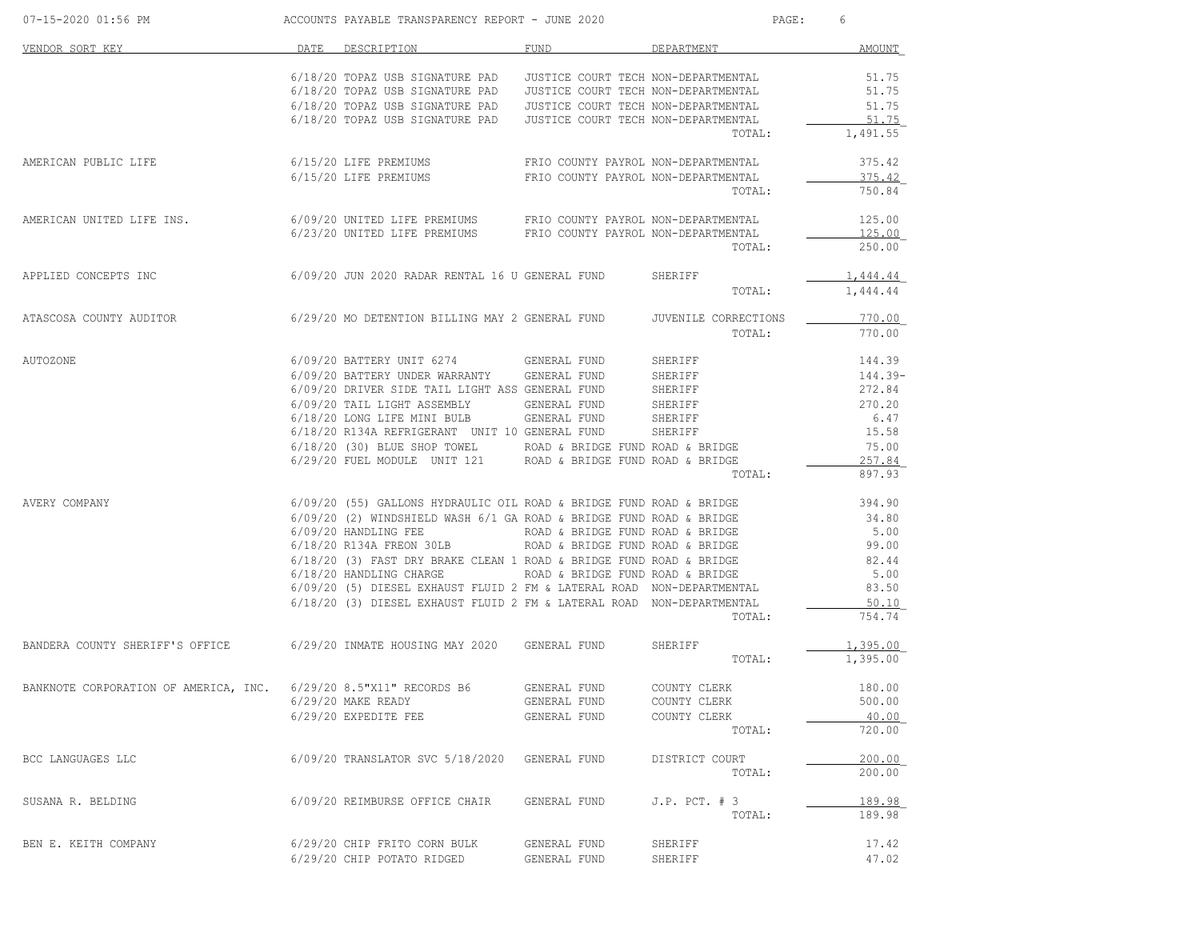| VENDOR SORT KEY | DATE | DESCRIPTION | FUND | DEPARTMENT | AMOUNT |
|---|---|---|---|---|---|
| | 6/18/20 | TOPAZ USB SIGNATURE PAD | JUSTICE COURT TECH | NON-DEPARTMENTAL | 51.75 |
| | 6/18/20 | TOPAZ USB SIGNATURE PAD | JUSTICE COURT TECH | NON-DEPARTMENTAL | 51.75 |
| | 6/18/20 | TOPAZ USB SIGNATURE PAD | JUSTICE COURT TECH | NON-DEPARTMENTAL | 51.75 |
| | 6/18/20 | TOPAZ USB SIGNATURE PAD | JUSTICE COURT TECH | NON-DEPARTMENTAL | 51.75 |
| | | | | TOTAL: | 1,491.55 |
| AMERICAN PUBLIC LIFE | 6/15/20 | LIFE PREMIUMS | FRIO COUNTY PAYROL | NON-DEPARTMENTAL | 375.42 |
| | 6/15/20 | LIFE PREMIUMS | FRIO COUNTY PAYROL | NON-DEPARTMENTAL | 375.42 |
| | | | | TOTAL: | 750.84 |
| AMERICAN UNITED LIFE INS. | 6/09/20 | UNITED LIFE PREMIUMS | FRIO COUNTY PAYROL | NON-DEPARTMENTAL | 125.00 |
| | 6/23/20 | UNITED LIFE PREMIUMS | FRIO COUNTY PAYROL | NON-DEPARTMENTAL | 125.00 |
| | | | | TOTAL: | 250.00 |
| APPLIED CONCEPTS INC | 6/09/20 | JUN 2020 RADAR RENTAL 16 U | GENERAL FUND | SHERIFF | 1,444.44 |
| | | | | TOTAL: | 1,444.44 |
| ATASCOSA COUNTY AUDITOR | 6/29/20 | MO DETENTION BILLING MAY 2 | GENERAL FUND | JUVENILE CORRECTIONS | 770.00 |
| | | | | TOTAL: | 770.00 |
| AUTOZONE | 6/09/20 | BATTERY UNIT 6274 | GENERAL FUND | SHERIFF | 144.39 |
| | 6/09/20 | BATTERY UNDER WARRANTY | GENERAL FUND | SHERIFF | 144.39- |
| | 6/09/20 | DRIVER SIDE TAIL LIGHT ASS | GENERAL FUND | SHERIFF | 272.84 |
| | 6/09/20 | TAIL LIGHT ASSEMBLY | GENERAL FUND | SHERIFF | 270.20 |
| | 6/18/20 | LONG LIFE MINI BULB | GENERAL FUND | SHERIFF | 6.47 |
| | 6/18/20 | R134A REFRIGERANT UNIT 10 | GENERAL FUND | SHERIFF | 15.58 |
| | 6/18/20 | (30) BLUE SHOP TOWEL | ROAD & BRIDGE FUND | ROAD & BRIDGE | 75.00 |
| | 6/29/20 | FUEL MODULE UNIT 121 | ROAD & BRIDGE FUND | ROAD & BRIDGE | 257.84 |
| | | | | TOTAL: | 897.93 |
| AVERY COMPANY | 6/09/20 | (55) GALLONS HYDRAULIC OIL | ROAD & BRIDGE FUND | ROAD & BRIDGE | 394.90 |
| | 6/09/20 | (2) WINDSHIELD WASH 6/1 GA | ROAD & BRIDGE FUND | ROAD & BRIDGE | 34.80 |
| | 6/09/20 | HANDLING FEE | ROAD & BRIDGE FUND | ROAD & BRIDGE | 5.00 |
| | 6/18/20 | R134A FREON 30LB | ROAD & BRIDGE FUND | ROAD & BRIDGE | 99.00 |
| | 6/18/20 | (3) FAST DRY BRAKE CLEAN 1 | ROAD & BRIDGE FUND | ROAD & BRIDGE | 82.44 |
| | 6/18/20 | HANDLING CHARGE | ROAD & BRIDGE FUND | ROAD & BRIDGE | 5.00 |
| | 6/09/20 | (5) DIESEL EXHAUST FLUID 2 | FM & LATERAL ROAD | NON-DEPARTMENTAL | 83.50 |
| | 6/18/20 | (3) DIESEL EXHAUST FLUID 2 | FM & LATERAL ROAD | NON-DEPARTMENTAL | 50.10 |
| | | | | TOTAL: | 754.74 |
| BANDERA COUNTY SHERIFF'S OFFICE | 6/29/20 | INMATE HOUSING MAY 2020 | GENERAL FUND | SHERIFF | 1,395.00 |
| | | | | TOTAL: | 1,395.00 |
| BANKNOTE CORPORATION OF AMERICA, INC. | 6/29/20 | 8.5"X11" RECORDS B6 | GENERAL FUND | COUNTY CLERK | 180.00 |
| | 6/29/20 | MAKE READY | GENERAL FUND | COUNTY CLERK | 500.00 |
| | 6/29/20 | EXPEDITE FEE | GENERAL FUND | COUNTY CLERK | 40.00 |
| | | | | TOTAL: | 720.00 |
| BCC LANGUAGES LLC | 6/09/20 | TRANSLATOR SVC 5/18/2020 | GENERAL FUND | DISTRICT COURT | 200.00 |
| | | | | TOTAL: | 200.00 |
| SUSANA R. BELDING | 6/09/20 | REIMBURSE OFFICE CHAIR | GENERAL FUND | J.P. PCT. # 3 | 189.98 |
| | | | | TOTAL: | 189.98 |
| BEN E. KEITH COMPANY | 6/29/20 | CHIP FRITO CORN BULK | GENERAL FUND | SHERIFF | 17.42 |
| | 6/29/20 | CHIP POTATO RIDGED | GENERAL FUND | SHERIFF | 47.02 |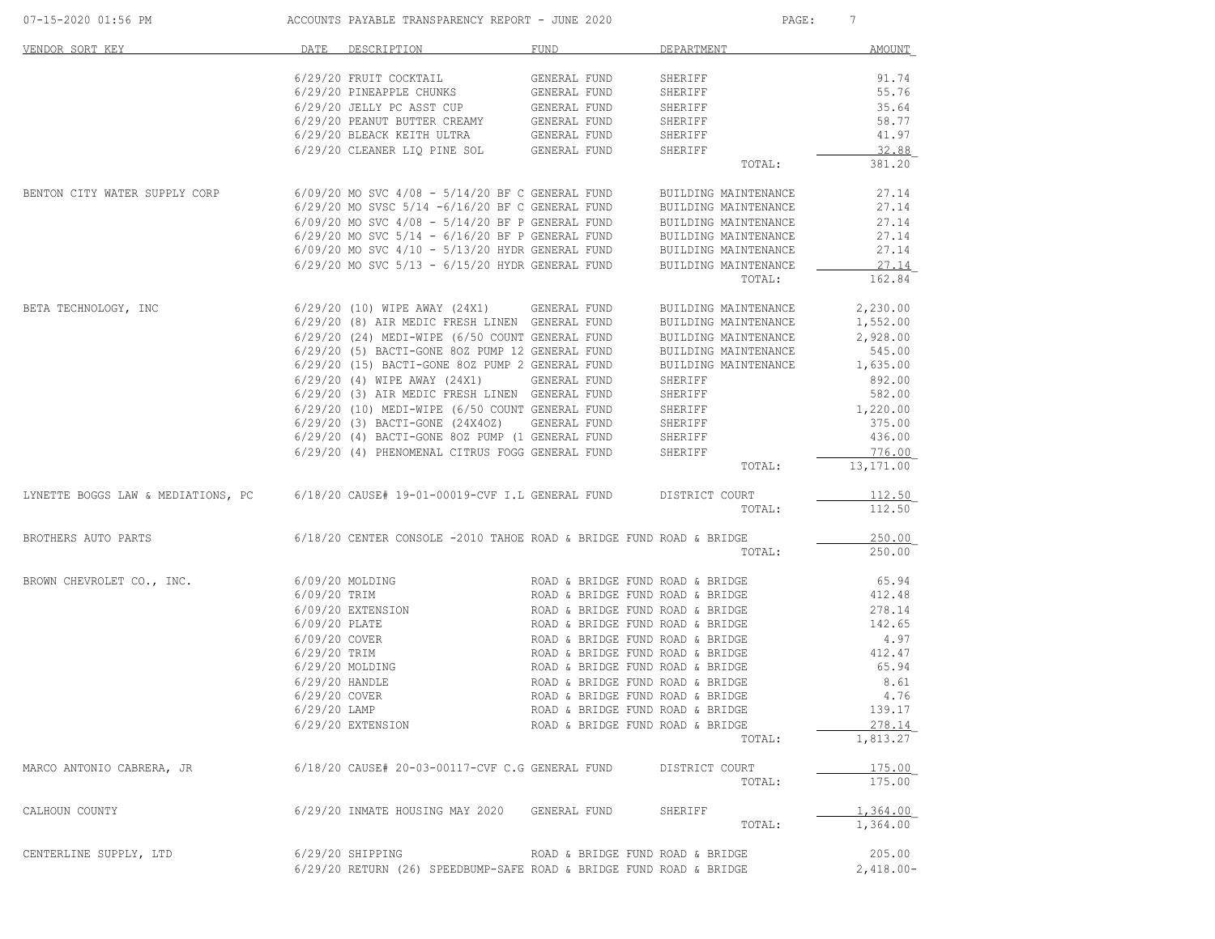| VENDOR SORT KEY | DATE | DESCRIPTION | FUND | DEPARTMENT | AMOUNT |
|---|---|---|---|---|---|
| | 6/29/20 | FRUIT COCKTAIL | GENERAL FUND | SHERIFF | 91.74 |
| | 6/29/20 | PINEAPPLE CHUNKS | GENERAL FUND | SHERIFF | 55.76 |
| | 6/29/20 | JELLY PC ASST CUP | GENERAL FUND | SHERIFF | 35.64 |
| | 6/29/20 | PEANUT BUTTER CREAMY | GENERAL FUND | SHERIFF | 58.77 |
| | 6/29/20 | BLEACK KEITH ULTRA | GENERAL FUND | SHERIFF | 41.97 |
| | 6/29/20 | CLEANER LIQ PINE SOL | GENERAL FUND | SHERIFF | 32.88 |
| | | | | TOTAL: | 381.20 |
| BENTON CITY WATER SUPPLY CORP | 6/09/20 | MO SVC 4/08 - 5/14/20 BF C | GENERAL FUND | BUILDING MAINTENANCE | 27.14 |
| | 6/29/20 | MO SVSC 5/14 -6/16/20 BF C | GENERAL FUND | BUILDING MAINTENANCE | 27.14 |
| | 6/09/20 | MO SVC 4/08 - 5/14/20 BF P | GENERAL FUND | BUILDING MAINTENANCE | 27.14 |
| | 6/29/20 | MO SVC 5/14 - 6/16/20 BF P | GENERAL FUND | BUILDING MAINTENANCE | 27.14 |
| | 6/09/20 | MO SVC 4/10 - 5/13/20 HYDR | GENERAL FUND | BUILDING MAINTENANCE | 27.14 |
| | 6/29/20 | MO SVC 5/13 - 6/15/20 HYDR | GENERAL FUND | BUILDING MAINTENANCE | 27.14 |
| | | | | TOTAL: | 162.84 |
| BETA TECHNOLOGY, INC | 6/29/20 | (10) WIPE AWAY (24X1) | GENERAL FUND | BUILDING MAINTENANCE | 2,230.00 |
| | 6/29/20 | (8) AIR MEDIC FRESH LINEN | GENERAL FUND | BUILDING MAINTENANCE | 1,552.00 |
| | 6/29/20 | (24) MEDI-WIPE (6/50 COUNT | GENERAL FUND | BUILDING MAINTENANCE | 2,928.00 |
| | 6/29/20 | (5) BACTI-GONE 8OZ PUMP 12 | GENERAL FUND | BUILDING MAINTENANCE | 545.00 |
| | 6/29/20 | (15) BACTI-GONE 8OZ PUMP 2 | GENERAL FUND | BUILDING MAINTENANCE | 1,635.00 |
| | 6/29/20 | (4) WIPE AWAY (24X1) | GENERAL FUND | SHERIFF | 892.00 |
| | 6/29/20 | (3) AIR MEDIC FRESH LINEN | GENERAL FUND | SHERIFF | 582.00 |
| | 6/29/20 | (10) MEDI-WIPE (6/50 COUNT | GENERAL FUND | SHERIFF | 1,220.00 |
| | 6/29/20 | (3) BACTI-GONE (24X4OZ) | GENERAL FUND | SHERIFF | 375.00 |
| | 6/29/20 | (4) BACTI-GONE 8OZ PUMP (1 | GENERAL FUND | SHERIFF | 436.00 |
| | 6/29/20 | (4) PHENOMENAL CITRUS FOGG | GENERAL FUND | SHERIFF | 776.00 |
| | | | | TOTAL: | 13,171.00 |
| LYNETTE BOGGS LAW & MEDIATIONS, PC | 6/18/20 | CAUSE# 19-01-00019-CVF I.L | GENERAL FUND | DISTRICT COURT | 112.50 |
| | | | | TOTAL: | 112.50 |
| BROTHERS AUTO PARTS | 6/18/20 | CENTER CONSOLE -2010 TAHOE | ROAD & BRIDGE FUND | ROAD & BRIDGE | 250.00 |
| | | | | TOTAL: | 250.00 |
| BROWN CHEVROLET CO., INC. | 6/09/20 | MOLDING | ROAD & BRIDGE FUND | ROAD & BRIDGE | 65.94 |
| | 6/09/20 | TRIM | ROAD & BRIDGE FUND | ROAD & BRIDGE | 412.48 |
| | 6/09/20 | EXTENSION | ROAD & BRIDGE FUND | ROAD & BRIDGE | 278.14 |
| | 6/09/20 | PLATE | ROAD & BRIDGE FUND | ROAD & BRIDGE | 142.65 |
| | 6/09/20 | COVER | ROAD & BRIDGE FUND | ROAD & BRIDGE | 4.97 |
| | 6/29/20 | TRIM | ROAD & BRIDGE FUND | ROAD & BRIDGE | 412.47 |
| | 6/29/20 | MOLDING | ROAD & BRIDGE FUND | ROAD & BRIDGE | 65.94 |
| | 6/29/20 | HANDLE | ROAD & BRIDGE FUND | ROAD & BRIDGE | 8.61 |
| | 6/29/20 | COVER | ROAD & BRIDGE FUND | ROAD & BRIDGE | 4.76 |
| | 6/29/20 | LAMP | ROAD & BRIDGE FUND | ROAD & BRIDGE | 139.17 |
| | 6/29/20 | EXTENSION | ROAD & BRIDGE FUND | ROAD & BRIDGE | 278.14 |
| | | | | TOTAL: | 1,813.27 |
| MARCO ANTONIO CABRERA, JR | 6/18/20 | CAUSE# 20-03-00117-CVF C.G | GENERAL FUND | DISTRICT COURT | 175.00 |
| | | | | TOTAL: | 175.00 |
| CALHOUN COUNTY | 6/29/20 | INMATE HOUSING MAY 2020 | GENERAL FUND | SHERIFF | 1,364.00 |
| | | | | TOTAL: | 1,364.00 |
| CENTERLINE SUPPLY, LTD | 6/29/20 | SHIPPING | ROAD & BRIDGE FUND | ROAD & BRIDGE | 205.00 |
| | 6/29/20 | RETURN (26) SPEEDBUMP-SAFE | ROAD & BRIDGE FUND | ROAD & BRIDGE | 2,418.00- |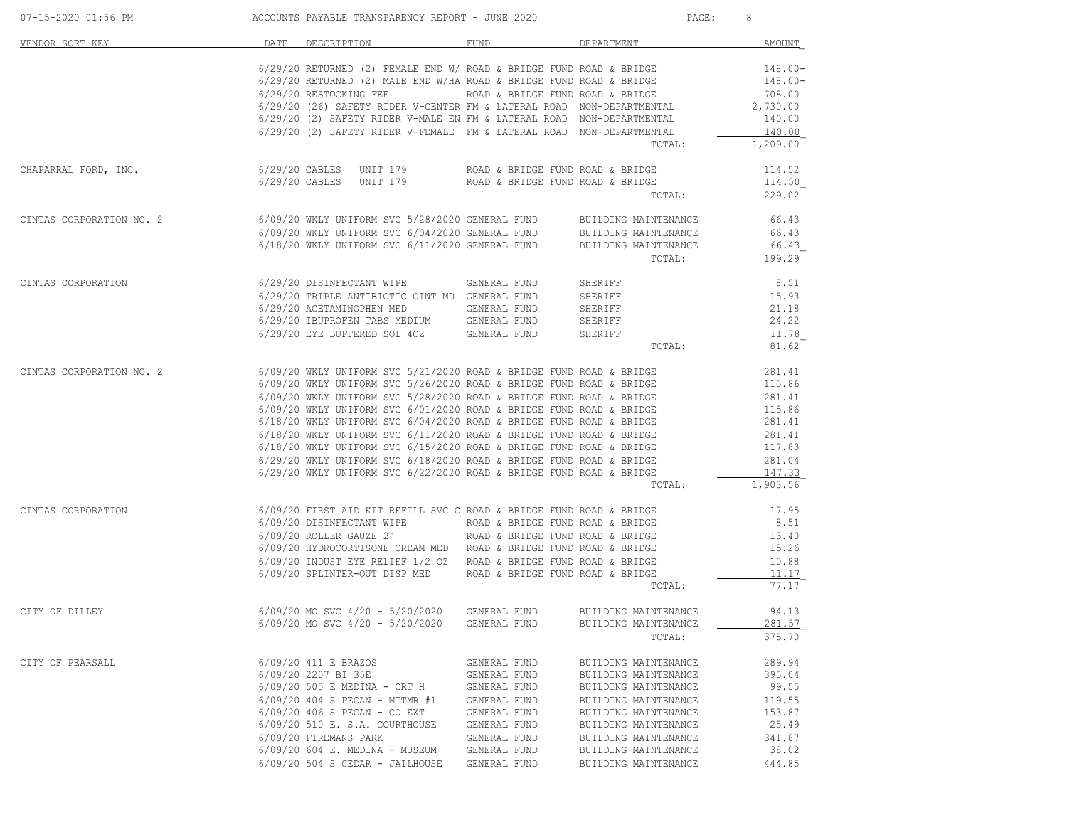ACCOUNTS PAYABLE TRANSPARENCY REPORT - JUNE 2020

| VENDOR SORT KEY | DATE | DESCRIPTION | FUND | DEPARTMENT | AMOUNT |
|---|---|---|---|---|---|
| | 6/29/20 | RETURNED (2) FEMALE END W/ | ROAD & BRIDGE FUND | ROAD & BRIDGE | 148.00- |
| | 6/29/20 | RETURNED (2) MALE END W/HA | ROAD & BRIDGE FUND | ROAD & BRIDGE | 148.00- |
| | 6/29/20 | RESTOCKING FEE | ROAD & BRIDGE FUND | ROAD & BRIDGE | 708.00 |
| | 6/29/20 | (26) SAFETY RIDER V-CENTER | FM & LATERAL ROAD | NON-DEPARTMENTAL | 2,730.00 |
| | 6/29/20 | (2) SAFETY RIDER V-MALE EN | FM & LATERAL ROAD | NON-DEPARTMENTAL | 140.00 |
| | 6/29/20 | (2) SAFETY RIDER V-FEMALE | FM & LATERAL ROAD | NON-DEPARTMENTAL | 140.00 |
| | | | | TOTAL: | 1,209.00 |
| CHAPARRAL FORD, INC. | 6/29/20 | CABLES UNIT 179 | ROAD & BRIDGE FUND | ROAD & BRIDGE | 114.52 |
| | 6/29/20 | CABLES UNIT 179 | ROAD & BRIDGE FUND | ROAD & BRIDGE | 114.50 |
| | | | | TOTAL: | 229.02 |
| CINTAS CORPORATION NO. 2 | 6/09/20 | WKLY UNIFORM SVC 5/28/2020 | GENERAL FUND | BUILDING MAINTENANCE | 66.43 |
| | 6/09/20 | WKLY UNIFORM SVC 6/04/2020 | GENERAL FUND | BUILDING MAINTENANCE | 66.43 |
| | 6/18/20 | WKLY UNIFORM SVC 6/11/2020 | GENERAL FUND | BUILDING MAINTENANCE | 66.43 |
| | | | | TOTAL: | 199.29 |
| CINTAS CORPORATION | 6/29/20 | DISINFECTANT WIPE | GENERAL FUND | SHERIFF | 8.51 |
| | 6/29/20 | TRIPLE ANTIBIOTIC OINT MD | GENERAL FUND | SHERIFF | 15.93 |
| | 6/29/20 | ACETAMINOPHEN MED | GENERAL FUND | SHERIFF | 21.18 |
| | 6/29/20 | IBUPROFEN TABS MEDIUM | GENERAL FUND | SHERIFF | 24.22 |
| | 6/29/20 | EYE BUFFERED SOL 4OZ | GENERAL FUND | SHERIFF | 11.78 |
| | | | | TOTAL: | 81.62 |
| CINTAS CORPORATION NO. 2 | 6/09/20 | WKLY UNIFORM SVC 5/21/2020 | ROAD & BRIDGE FUND | ROAD & BRIDGE | 281.41 |
| | 6/09/20 | WKLY UNIFORM SVC 5/26/2020 | ROAD & BRIDGE FUND | ROAD & BRIDGE | 115.86 |
| | 6/09/20 | WKLY UNIFORM SVC 5/28/2020 | ROAD & BRIDGE FUND | ROAD & BRIDGE | 281.41 |
| | 6/09/20 | WKLY UNIFORM SVC 6/01/2020 | ROAD & BRIDGE FUND | ROAD & BRIDGE | 115.86 |
| | 6/18/20 | WKLY UNIFORM SVC 6/04/2020 | ROAD & BRIDGE FUND | ROAD & BRIDGE | 281.41 |
| | 6/18/20 | WKLY UNIFORM SVC 6/11/2020 | ROAD & BRIDGE FUND | ROAD & BRIDGE | 281.41 |
| | 6/18/20 | WKLY UNIFORM SVC 6/15/2020 | ROAD & BRIDGE FUND | ROAD & BRIDGE | 117.83 |
| | 6/29/20 | WKLY UNIFORM SVC 6/18/2020 | ROAD & BRIDGE FUND | ROAD & BRIDGE | 281.04 |
| | 6/29/20 | WKLY UNIFORM SVC 6/22/2020 | ROAD & BRIDGE FUND | ROAD & BRIDGE | 147.33 |
| | | | | TOTAL: | 1,903.56 |
| CINTAS CORPORATION | 6/09/20 | FIRST AID KIT REFILL SVC C | ROAD & BRIDGE FUND | ROAD & BRIDGE | 17.95 |
| | 6/09/20 | DISINFECTANT WIPE | ROAD & BRIDGE FUND | ROAD & BRIDGE | 8.51 |
| | 6/09/20 | ROLLER GAUZE 2" | ROAD & BRIDGE FUND | ROAD & BRIDGE | 13.40 |
| | 6/09/20 | HYDROCORTISONE CREAM MED | ROAD & BRIDGE FUND | ROAD & BRIDGE | 15.26 |
| | 6/09/20 | INDUST EYE RELIEF 1/2 OZ | ROAD & BRIDGE FUND | ROAD & BRIDGE | 10.88 |
| | 6/09/20 | SPLINTER-OUT DISP MED | ROAD & BRIDGE FUND | ROAD & BRIDGE | 11.17 |
| | | | | TOTAL: | 77.17 |
| CITY OF DILLEY | 6/09/20 | MO SVC 4/20 - 5/20/2020 | GENERAL FUND | BUILDING MAINTENANCE | 94.13 |
| | 6/09/20 | MO SVC 4/20 - 5/20/2020 | GENERAL FUND | BUILDING MAINTENANCE | 281.57 |
| | | | | TOTAL: | 375.70 |
| CITY OF PEARSALL | 6/09/20 | 411 E BRAZOS | GENERAL FUND | BUILDING MAINTENANCE | 289.94 |
| | 6/09/20 | 2207 BI 35E | GENERAL FUND | BUILDING MAINTENANCE | 395.04 |
| | 6/09/20 | 505 E MEDINA - CRT H | GENERAL FUND | BUILDING MAINTENANCE | 99.55 |
| | 6/09/20 | 404 S PECAN - MTTMR #1 | GENERAL FUND | BUILDING MAINTENANCE | 119.55 |
| | 6/09/20 | 406 S PECAN - CO EXT | GENERAL FUND | BUILDING MAINTENANCE | 153.87 |
| | 6/09/20 | 510 E. S.A. COURTHOUSE | GENERAL FUND | BUILDING MAINTENANCE | 25.49 |
| | 6/09/20 | FIREMANS PARK | GENERAL FUND | BUILDING MAINTENANCE | 341.87 |
| | 6/09/20 | 604 E. MEDINA - MUSEUM | GENERAL FUND | BUILDING MAINTENANCE | 38.02 |
| | 6/09/20 | 504 S CEDAR - JAILHOUSE | GENERAL FUND | BUILDING MAINTENANCE | 444.85 |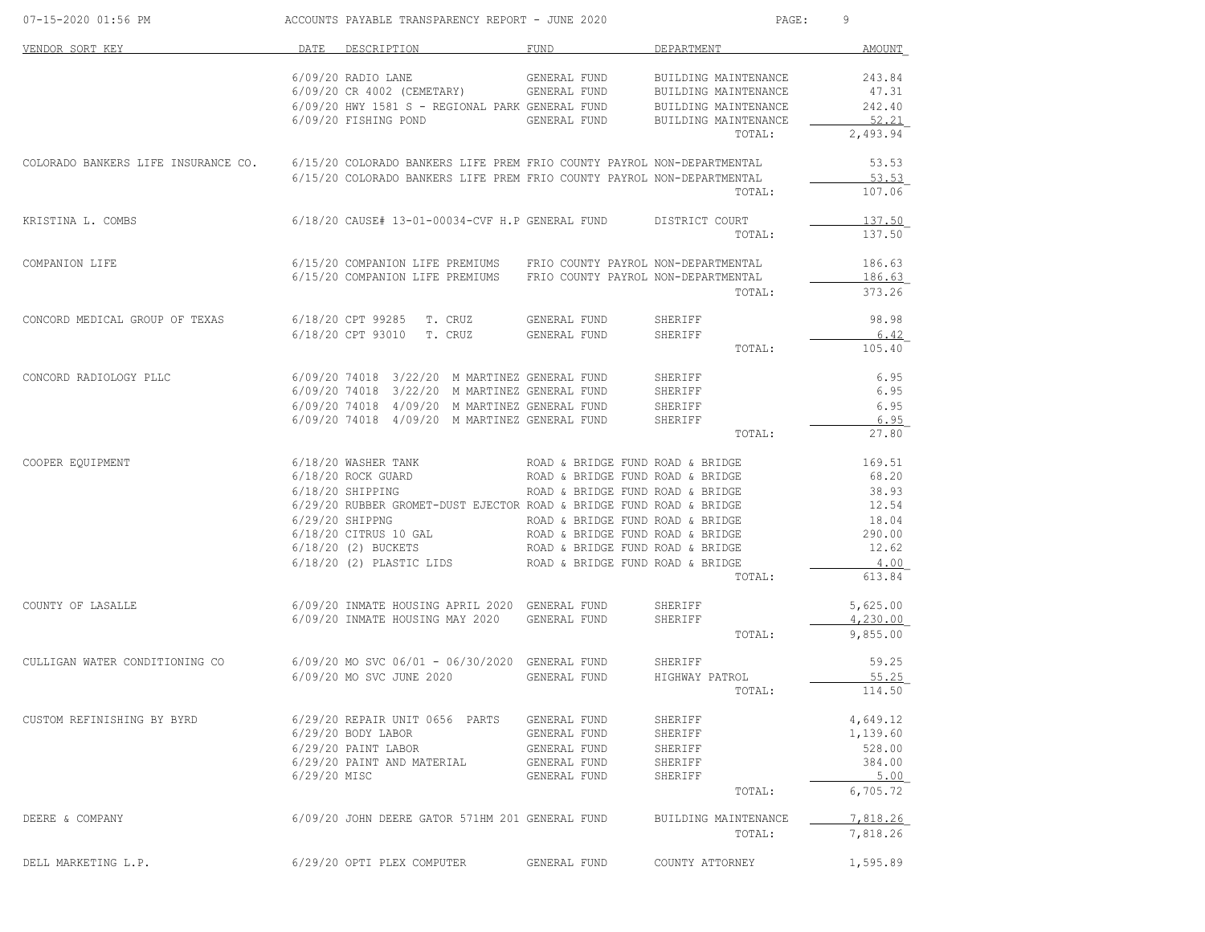ACCOUNTS PAYABLE TRANSPARENCY REPORT - JUNE 2020

| VENDOR SORT KEY | DATE | DESCRIPTION | FUND | DEPARTMENT | AMOUNT |
|---|---|---|---|---|---|
| | 6/09/20 | RADIO LANE | GENERAL FUND | BUILDING MAINTENANCE | 243.84 |
| | 6/09/20 | CR 4002 (CEMETARY) | GENERAL FUND | BUILDING MAINTENANCE | 47.31 |
| | 6/09/20 | HWY 1581 S - REGIONAL PARK | GENERAL FUND | BUILDING MAINTENANCE | 242.40 |
| | 6/09/20 | FISHING POND | GENERAL FUND | BUILDING MAINTENANCE | 52.21 |
| | | | | TOTAL: | 2,493.94 |
| COLORADO BANKERS LIFE INSURANCE CO. | 6/15/20 | COLORADO BANKERS LIFE PREM | FRIO COUNTY PAYROL | NON-DEPARTMENTAL | 53.53 |
| | 6/15/20 | COLORADO BANKERS LIFE PREM | FRIO COUNTY PAYROL | NON-DEPARTMENTAL | 53.53 |
| | | | | TOTAL: | 107.06 |
| KRISTINA L. COMBS | 6/18/20 | CAUSE# 13-01-00034-CVF H.P | GENERAL FUND | DISTRICT COURT | 137.50 |
| | | | | TOTAL: | 137.50 |
| COMPANION LIFE | 6/15/20 | COMPANION LIFE PREMIUMS | FRIO COUNTY PAYROL | NON-DEPARTMENTAL | 186.63 |
| | 6/15/20 | COMPANION LIFE PREMIUMS | FRIO COUNTY PAYROL | NON-DEPARTMENTAL | 186.63 |
| | | | | TOTAL: | 373.26 |
| CONCORD MEDICAL GROUP OF TEXAS | 6/18/20 | CPT 99285 T. CRUZ | GENERAL FUND | SHERIFF | 98.98 |
| | 6/18/20 | CPT 93010 T. CRUZ | GENERAL FUND | SHERIFF | 6.42 |
| | | | | TOTAL: | 105.40 |
| CONCORD RADIOLOGY PLLC | 6/09/20 | 74018 3/22/20 M MARTINEZ | GENERAL FUND | SHERIFF | 6.95 |
| | 6/09/20 | 74018 3/22/20 M MARTINEZ | GENERAL FUND | SHERIFF | 6.95 |
| | 6/09/20 | 74018 4/09/20 M MARTINEZ | GENERAL FUND | SHERIFF | 6.95 |
| | 6/09/20 | 74018 4/09/20 M MARTINEZ | GENERAL FUND | SHERIFF | 6.95 |
| | | | | TOTAL: | 27.80 |
| COOPER EQUIPMENT | 6/18/20 | WASHER TANK | ROAD & BRIDGE FUND | ROAD & BRIDGE | 169.51 |
| | 6/18/20 | ROCK GUARD | ROAD & BRIDGE FUND | ROAD & BRIDGE | 68.20 |
| | 6/18/20 | SHIPPING | ROAD & BRIDGE FUND | ROAD & BRIDGE | 38.93 |
| | 6/29/20 | RUBBER GROMET-DUST EJECTOR | ROAD & BRIDGE FUND | ROAD & BRIDGE | 12.54 |
| | 6/29/20 | SHIPPNG | ROAD & BRIDGE FUND | ROAD & BRIDGE | 18.04 |
| | 6/18/20 | CITRUS 10 GAL | ROAD & BRIDGE FUND | ROAD & BRIDGE | 290.00 |
| | 6/18/20 | (2) BUCKETS | ROAD & BRIDGE FUND | ROAD & BRIDGE | 12.62 |
| | 6/18/20 | (2) PLASTIC LIDS | ROAD & BRIDGE FUND | ROAD & BRIDGE | 4.00 |
| | | | | TOTAL: | 613.84 |
| COUNTY OF LASALLE | 6/09/20 | INMATE HOUSING APRIL 2020 | GENERAL FUND | SHERIFF | 5,625.00 |
| | 6/09/20 | INMATE HOUSING MAY 2020 | GENERAL FUND | SHERIFF | 4,230.00 |
| | | | | TOTAL: | 9,855.00 |
| CULLIGAN WATER CONDITIONING CO | 6/09/20 | MO SVC 06/01 - 06/30/2020 | GENERAL FUND | SHERIFF | 59.25 |
| | 6/09/20 | MO SVC JUNE 2020 | GENERAL FUND | HIGHWAY PATROL | 55.25 |
| | | | | TOTAL: | 114.50 |
| CUSTOM REFINISHING BY BYRD | 6/29/20 | REPAIR UNIT 0656 PARTS | GENERAL FUND | SHERIFF | 4,649.12 |
| | 6/29/20 | BODY LABOR | GENERAL FUND | SHERIFF | 1,139.60 |
| | 6/29/20 | PAINT LABOR | GENERAL FUND | SHERIFF | 528.00 |
| | 6/29/20 | PAINT AND MATERIAL | GENERAL FUND | SHERIFF | 384.00 |
| | 6/29/20 | MISC | GENERAL FUND | SHERIFF | 5.00 |
| | | | | TOTAL: | 6,705.72 |
| DEERE & COMPANY | 6/09/20 | JOHN DEERE GATOR 571HM 201 | GENERAL FUND | BUILDING MAINTENANCE | 7,818.26 |
| | | | | TOTAL: | 7,818.26 |
| DELL MARKETING L.P. | 6/29/20 | OPTI PLEX COMPUTER | GENERAL FUND | COUNTY ATTORNEY | 1,595.89 |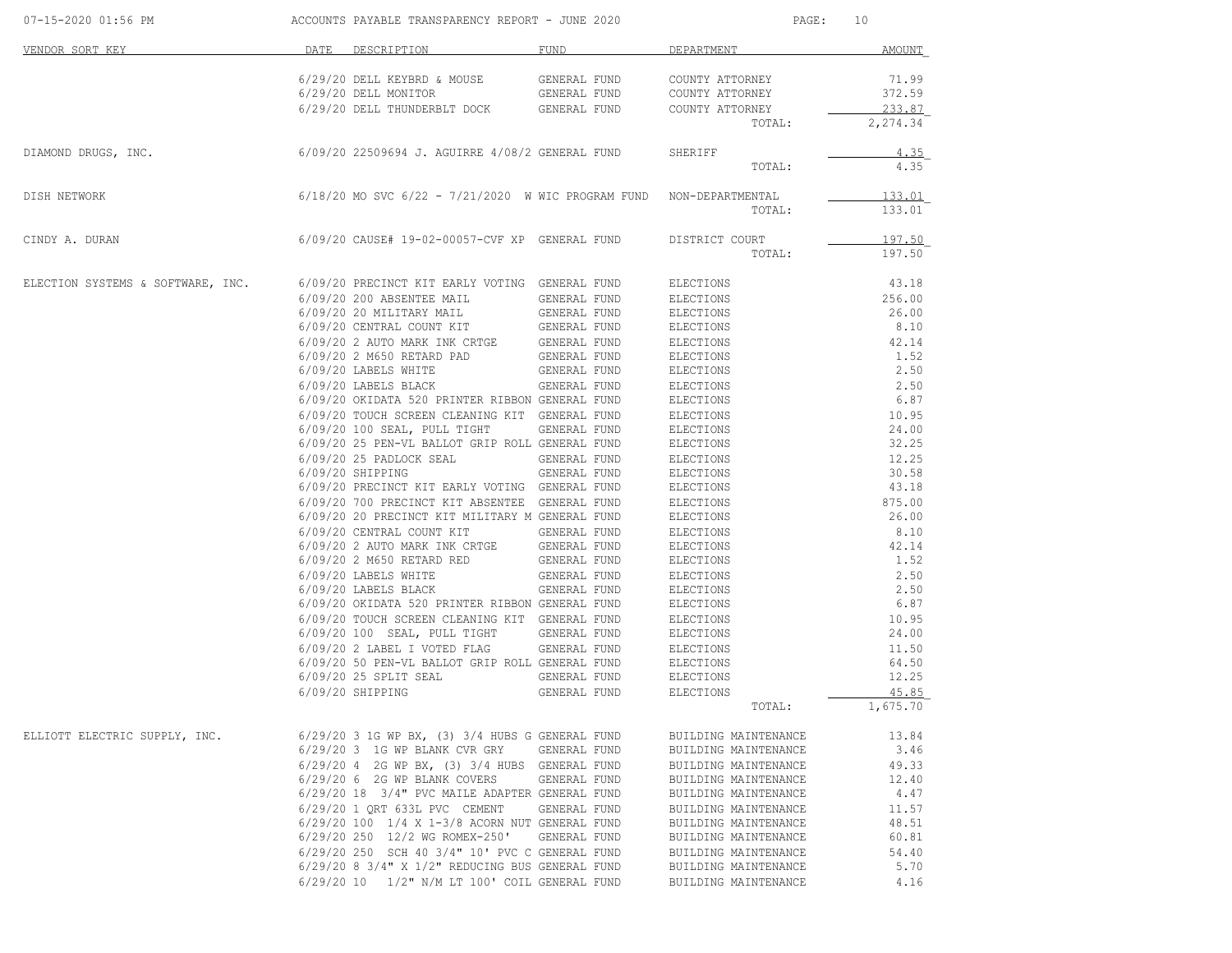ACCOUNTS PAYABLE TRANSPARENCY REPORT - JUNE 2020

| VENDOR SORT KEY | DATE | DESCRIPTION | FUND | DEPARTMENT | AMOUNT |
|---|---|---|---|---|---|
| | 6/29/20 | DELL KEYBRD & MOUSE | GENERAL FUND | COUNTY ATTORNEY | 71.99 |
| | 6/29/20 | DELL MONITOR | GENERAL FUND | COUNTY ATTORNEY | 372.59 |
| | 6/29/20 | DELL THUNDERBLT DOCK | GENERAL FUND | COUNTY ATTORNEY | 233.87 |
| | | | | TOTAL: | 2,274.34 |
| DIAMOND DRUGS, INC. | 6/09/20 | 22509694 J. AGUIRRE 4/08/2 | GENERAL FUND | SHERIFF | 4.35 |
| | | | | TOTAL: | 4.35 |
| DISH NETWORK | 6/18/20 | MO SVC 6/22 - 7/21/2020 W | WIC PROGRAM FUND | NON-DEPARTMENTAL | 133.01 |
| | | | | TOTAL: | 133.01 |
| CINDY A. DURAN | 6/09/20 | CAUSE# 19-02-00057-CVF XP | GENERAL FUND | DISTRICT COURT | 197.50 |
| | | | | TOTAL: | 197.50 |
| ELECTION SYSTEMS & SOFTWARE, INC. | 6/09/20 | PRECINCT KIT EARLY VOTING | GENERAL FUND | ELECTIONS | 43.18 |
| | 6/09/20 | 200 ABSENTEE MAIL | GENERAL FUND | ELECTIONS | 256.00 |
| | 6/09/20 | 20 MILITARY MAIL | GENERAL FUND | ELECTIONS | 26.00 |
| | 6/09/20 | CENTRAL COUNT KIT | GENERAL FUND | ELECTIONS | 8.10 |
| | 6/09/20 | 2 AUTO MARK INK CRTGE | GENERAL FUND | ELECTIONS | 42.14 |
| | 6/09/20 | 2 M650 RETARD PAD | GENERAL FUND | ELECTIONS | 1.52 |
| | 6/09/20 | LABELS WHITE | GENERAL FUND | ELECTIONS | 2.50 |
| | 6/09/20 | LABELS BLACK | GENERAL FUND | ELECTIONS | 2.50 |
| | 6/09/20 | OKIDATA 520 PRINTER RIBBON | GENERAL FUND | ELECTIONS | 6.87 |
| | 6/09/20 | TOUCH SCREEN CLEANING KIT | GENERAL FUND | ELECTIONS | 10.95 |
| | 6/09/20 | 100 SEAL, PULL TIGHT | GENERAL FUND | ELECTIONS | 24.00 |
| | 6/09/20 | 25 PEN-VL BALLOT GRIP ROLL | GENERAL FUND | ELECTIONS | 32.25 |
| | 6/09/20 | 25 PADLOCK SEAL | GENERAL FUND | ELECTIONS | 12.25 |
| | 6/09/20 | SHIPPING | GENERAL FUND | ELECTIONS | 30.58 |
| | 6/09/20 | PRECINCT KIT EARLY VOTING | GENERAL FUND | ELECTIONS | 43.18 |
| | 6/09/20 | 700 PRECINCT KIT ABSENTEE | GENERAL FUND | ELECTIONS | 875.00 |
| | 6/09/20 | 20 PRECINCT KIT MILITARY M | GENERAL FUND | ELECTIONS | 26.00 |
| | 6/09/20 | CENTRAL COUNT KIT | GENERAL FUND | ELECTIONS | 8.10 |
| | 6/09/20 | 2 AUTO MARK INK CRTGE | GENERAL FUND | ELECTIONS | 42.14 |
| | 6/09/20 | 2 M650 RETARD RED | GENERAL FUND | ELECTIONS | 1.52 |
| | 6/09/20 | LABELS WHITE | GENERAL FUND | ELECTIONS | 2.50 |
| | 6/09/20 | LABELS BLACK | GENERAL FUND | ELECTIONS | 2.50 |
| | 6/09/20 | OKIDATA 520 PRINTER RIBBON | GENERAL FUND | ELECTIONS | 6.87 |
| | 6/09/20 | TOUCH SCREEN CLEANING KIT | GENERAL FUND | ELECTIONS | 10.95 |
| | 6/09/20 | 100 SEAL, PULL TIGHT | GENERAL FUND | ELECTIONS | 24.00 |
| | 6/09/20 | 2 LABEL I VOTED FLAG | GENERAL FUND | ELECTIONS | 11.50 |
| | 6/09/20 | 50 PEN-VL BALLOT GRIP ROLL | GENERAL FUND | ELECTIONS | 64.50 |
| | 6/09/20 | 25 SPLIT SEAL | GENERAL FUND | ELECTIONS | 12.25 |
| | 6/09/20 | SHIPPING | GENERAL FUND | ELECTIONS | 45.85 |
| | | | | TOTAL: | 1,675.70 |
| ELLIOTT ELECTRIC SUPPLY, INC. | 6/29/20 | 3 1G WP BX, (3) 3/4 HUBS G | GENERAL FUND | BUILDING MAINTENANCE | 13.84 |
| | 6/29/20 | 3 1G WP BLANK CVR GRY | GENERAL FUND | BUILDING MAINTENANCE | 3.46 |
| | 6/29/20 | 4 2G WP BX, (3) 3/4 HUBS | GENERAL FUND | BUILDING MAINTENANCE | 49.33 |
| | 6/29/20 | 6 2G WP BLANK COVERS | GENERAL FUND | BUILDING MAINTENANCE | 12.40 |
| | 6/29/20 | 18 3/4" PVC MAILE ADAPTER | GENERAL FUND | BUILDING MAINTENANCE | 4.47 |
| | 6/29/20 | 1 QRT 633L PVC CEMENT | GENERAL FUND | BUILDING MAINTENANCE | 11.57 |
| | 6/29/20 | 100 1/4 X 1-3/8 ACORN NUT | GENERAL FUND | BUILDING MAINTENANCE | 48.51 |
| | 6/29/20 | 250 12/2 WG ROMEX-250' | GENERAL FUND | BUILDING MAINTENANCE | 60.81 |
| | 6/29/20 | 250 SCH 40 3/4" 10' PVC C | GENERAL FUND | BUILDING MAINTENANCE | 54.40 |
| | 6/29/20 | 8 3/4" X 1/2" REDUCING BUS | GENERAL FUND | BUILDING MAINTENANCE | 5.70 |
| | 6/29/20 | 10 1/2" N/M LT 100' COIL | GENERAL FUND | BUILDING MAINTENANCE | 4.16 |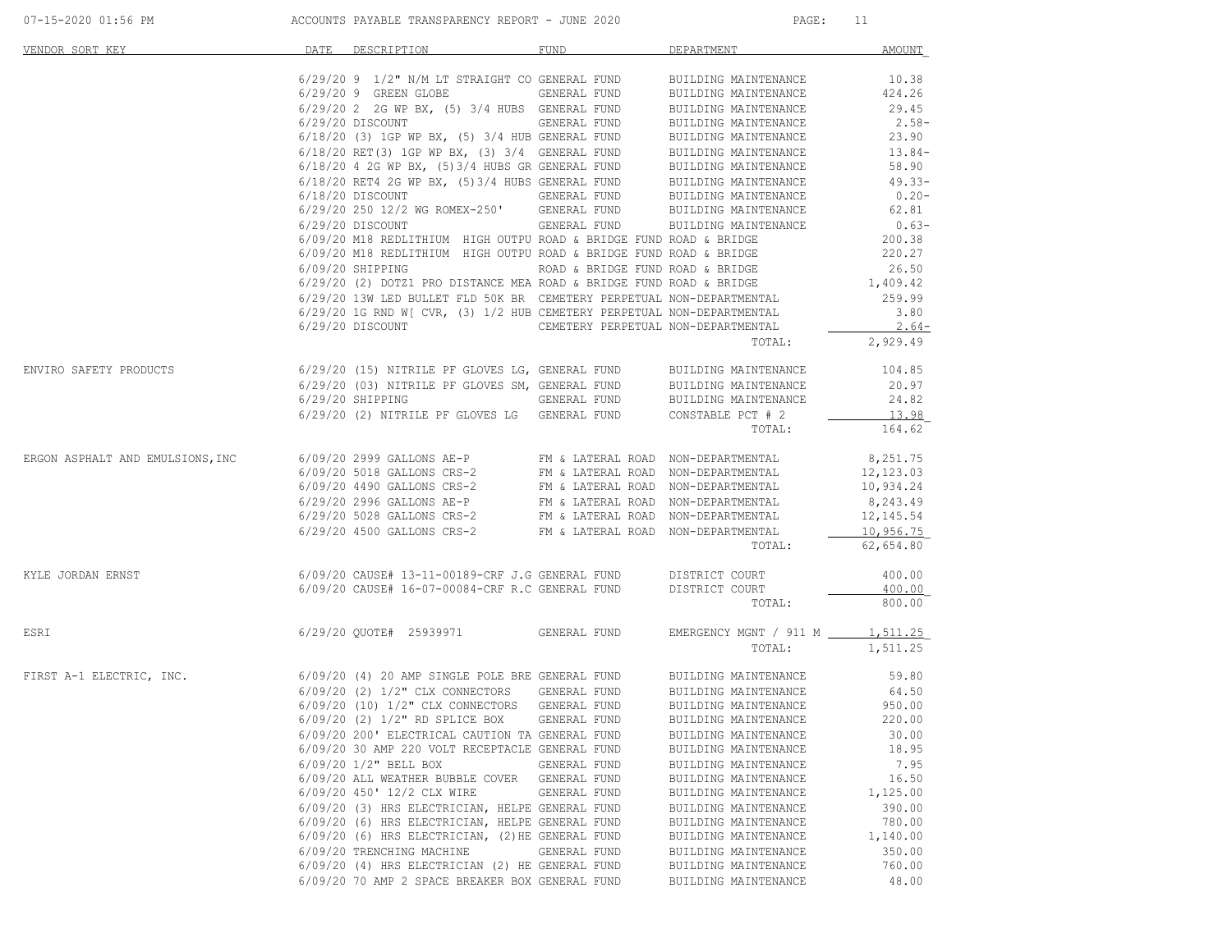ACCOUNTS PAYABLE TRANSPARENCY REPORT - JUNE 2020

| VENDOR SORT KEY | DATE | DESCRIPTION | FUND | DEPARTMENT | AMOUNT |
|---|---|---|---|---|---|
| | 6/29/20 | 9 1/2" N/M LT STRAIGHT CO | GENERAL FUND | BUILDING MAINTENANCE | 10.38 |
| | 6/29/20 | 9 GREEN GLOBE | GENERAL FUND | BUILDING MAINTENANCE | 424.26 |
| | 6/29/20 | 2 2G WP BX, (5) 3/4 HUBS | GENERAL FUND | BUILDING MAINTENANCE | 29.45 |
| | 6/29/20 | DISCOUNT | GENERAL FUND | BUILDING MAINTENANCE | 2.58- |
| | 6/18/20 | (3) 1GP WP BX, (5) 3/4 HUB | GENERAL FUND | BUILDING MAINTENANCE | 23.90 |
| | 6/18/20 | RET(3) 1GP WP BX, (3) 3/4 | GENERAL FUND | BUILDING MAINTENANCE | 13.84- |
| | 6/18/20 | 4 2G WP BX, (5)3/4 HUBS GR | GENERAL FUND | BUILDING MAINTENANCE | 58.90 |
| | 6/18/20 | RET4 2G WP BX, (5)3/4 HUBS | GENERAL FUND | BUILDING MAINTENANCE | 49.33- |
| | 6/18/20 | DISCOUNT | GENERAL FUND | BUILDING MAINTENANCE | 0.20- |
| | 6/29/20 | 250 12/2 WG ROMEX-250' | GENERAL FUND | BUILDING MAINTENANCE | 62.81 |
| | 6/29/20 | DISCOUNT | GENERAL FUND | BUILDING MAINTENANCE | 0.63- |
| | 6/09/20 | M18 REDLITHIUM HIGH OUTPU | ROAD & BRIDGE FUND | ROAD & BRIDGE | 200.38 |
| | 6/09/20 | M18 REDLITHIUM HIGH OUTPU | ROAD & BRIDGE FUND | ROAD & BRIDGE | 220.27 |
| | 6/09/20 | SHIPPING | ROAD & BRIDGE FUND | ROAD & BRIDGE | 26.50 |
| | 6/29/20 | (2) DOTZ1 PRO DISTANCE MEA | ROAD & BRIDGE FUND | ROAD & BRIDGE | 1,409.42 |
| | 6/29/20 | 13W LED BULLET FLD 50K BR | CEMETERY PERPETUAL | NON-DEPARTMENTAL | 259.99 |
| | 6/29/20 | 1G RND W[ CVR, (3) 1/2 HUB | CEMETERY PERPETUAL | NON-DEPARTMENTAL | 3.80 |
| | 6/29/20 | DISCOUNT | CEMETERY PERPETUAL | NON-DEPARTMENTAL | 2.64- |
| | | | | TOTAL: | 2,929.49 |
| ENVIRO SAFETY PRODUCTS | 6/29/20 | (15) NITRILE PF GLOVES LG, | GENERAL FUND | BUILDING MAINTENANCE | 104.85 |
| | 6/29/20 | (03) NITRILE PF GLOVES SM, | GENERAL FUND | BUILDING MAINTENANCE | 20.97 |
| | 6/29/20 | SHIPPING | GENERAL FUND | BUILDING MAINTENANCE | 24.82 |
| | 6/29/20 | (2) NITRILE PF GLOVES LG | GENERAL FUND | CONSTABLE PCT # 2 | 13.98 |
| | | | | TOTAL: | 164.62 |
| ERGON ASPHALT AND EMULSIONS, INC | 6/09/20 | 2999 GALLONS AE-P | FM & LATERAL ROAD | NON-DEPARTMENTAL | 8,251.75 |
| | 6/09/20 | 5018 GALLONS CRS-2 | FM & LATERAL ROAD | NON-DEPARTMENTAL | 12,123.03 |
| | 6/09/20 | 4490 GALLONS CRS-2 | FM & LATERAL ROAD | NON-DEPARTMENTAL | 10,934.24 |
| | 6/29/20 | 2996 GALLONS AE-P | FM & LATERAL ROAD | NON-DEPARTMENTAL | 8,243.49 |
| | 6/29/20 | 5028 GALLONS CRS-2 | FM & LATERAL ROAD | NON-DEPARTMENTAL | 12,145.54 |
| | 6/29/20 | 4500 GALLONS CRS-2 | FM & LATERAL ROAD | NON-DEPARTMENTAL | 10,956.75 |
| | | | | TOTAL: | 62,654.80 |
| KYLE JORDAN ERNST | 6/09/20 | CAUSE# 13-11-00189-CRF J.G | GENERAL FUND | DISTRICT COURT | 400.00 |
| | 6/09/20 | CAUSE# 16-07-00084-CRF R.C | GENERAL FUND | DISTRICT COURT | 400.00 |
| | | | | TOTAL: | 800.00 |
| ESRI | 6/29/20 | QUOTE# 25939971 | GENERAL FUND | EMERGENCY MGNT / 911 M | 1,511.25 |
| | | | | TOTAL: | 1,511.25 |
| FIRST A-1 ELECTRIC, INC. | 6/09/20 | (4) 20 AMP SINGLE POLE BRE | GENERAL FUND | BUILDING MAINTENANCE | 59.80 |
| | 6/09/20 | (2) 1/2" CLX CONNECTORS | GENERAL FUND | BUILDING MAINTENANCE | 64.50 |
| | 6/09/20 | (10) 1/2" CLX CONNECTORS | GENERAL FUND | BUILDING MAINTENANCE | 950.00 |
| | 6/09/20 | (2) 1/2" RD SPLICE BOX | GENERAL FUND | BUILDING MAINTENANCE | 220.00 |
| | 6/09/20 | 200' ELECTRICAL CAUTION TA | GENERAL FUND | BUILDING MAINTENANCE | 30.00 |
| | 6/09/20 | 30 AMP 220 VOLT RECEPTACLE | GENERAL FUND | BUILDING MAINTENANCE | 18.95 |
| | 6/09/20 | 1/2" BELL BOX | GENERAL FUND | BUILDING MAINTENANCE | 7.95 |
| | 6/09/20 | ALL WEATHER BUBBLE COVER | GENERAL FUND | BUILDING MAINTENANCE | 16.50 |
| | 6/09/20 | 450' 12/2 CLX WIRE | GENERAL FUND | BUILDING MAINTENANCE | 1,125.00 |
| | 6/09/20 | (3) HRS ELECTRICIAN, HELPE | GENERAL FUND | BUILDING MAINTENANCE | 390.00 |
| | 6/09/20 | (6) HRS ELECTRICIAN, HELPE | GENERAL FUND | BUILDING MAINTENANCE | 780.00 |
| | 6/09/20 | (6) HRS ELECTRICIAN, (2)HE | GENERAL FUND | BUILDING MAINTENANCE | 1,140.00 |
| | 6/09/20 | TRENCHING MACHINE | GENERAL FUND | BUILDING MAINTENANCE | 350.00 |
| | 6/09/20 | (4) HRS ELECTRICIAN (2) HE | GENERAL FUND | BUILDING MAINTENANCE | 760.00 |
| | 6/09/20 | 70 AMP 2 SPACE BREAKER BOX | GENERAL FUND | BUILDING MAINTENANCE | 48.00 |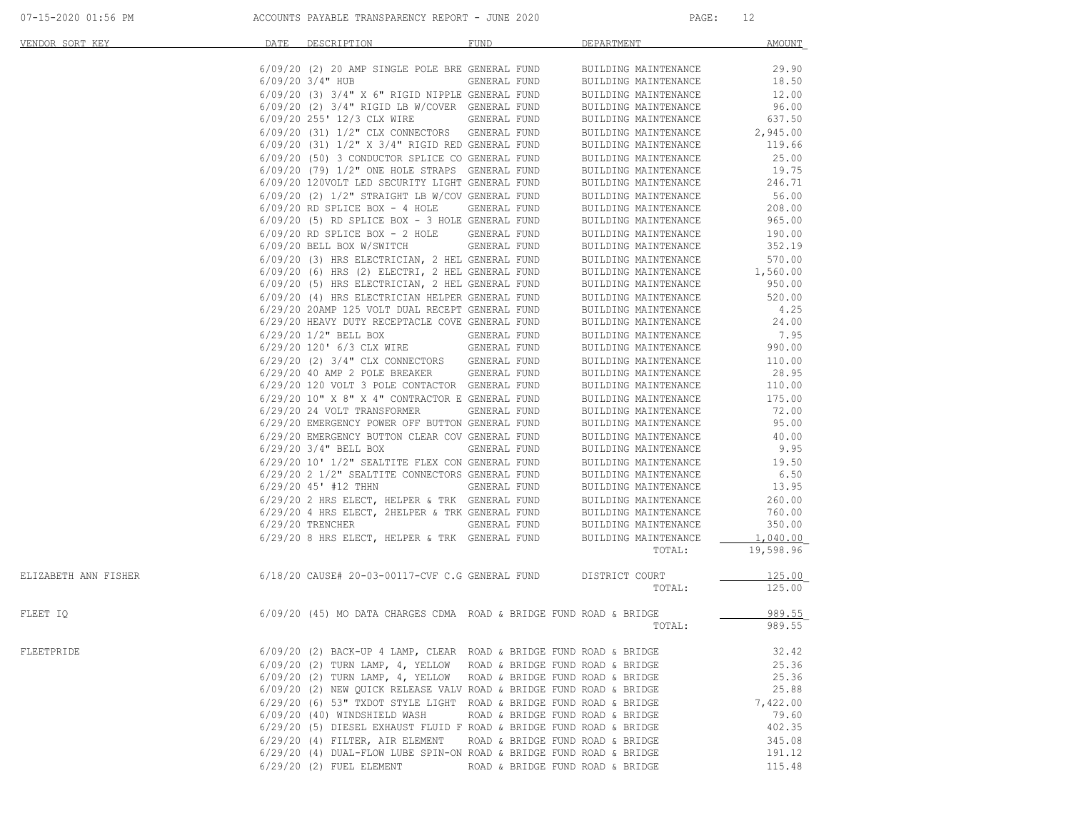| VENDOR SORT KEY | DATE | DESCRIPTION | FUND | DEPARTMENT | AMOUNT |
|---|---|---|---|---|---|
| | 6/09/20 | (2) 20 AMP SINGLE POLE BRE | GENERAL FUND | BUILDING MAINTENANCE | 29.90 |
| | 6/09/20 | 3/4" HUB | GENERAL FUND | BUILDING MAINTENANCE | 18.50 |
| | 6/09/20 | (3) 3/4" X 6" RIGID NIPPLE | GENERAL FUND | BUILDING MAINTENANCE | 12.00 |
| | 6/09/20 | (2) 3/4" RIGID LB W/COVER | GENERAL FUND | BUILDING MAINTENANCE | 96.00 |
| | 6/09/20 | 255' 12/3 CLX WIRE | GENERAL FUND | BUILDING MAINTENANCE | 637.50 |
| | 6/09/20 | (31) 1/2" CLX CONNECTORS | GENERAL FUND | BUILDING MAINTENANCE | 2,945.00 |
| | 6/09/20 | (31) 1/2" X 3/4" RIGID RED | GENERAL FUND | BUILDING MAINTENANCE | 119.66 |
| | 6/09/20 | (50) 3 CONDUCTOR SPLICE CO | GENERAL FUND | BUILDING MAINTENANCE | 25.00 |
| | 6/09/20 | (79) 1/2" ONE HOLE STRAPS | GENERAL FUND | BUILDING MAINTENANCE | 19.75 |
| | 6/09/20 | 120VOLT LED SECURITY LIGHT | GENERAL FUND | BUILDING MAINTENANCE | 246.71 |
| | 6/09/20 | (2) 1/2" STRAIGHT LB W/COV | GENERAL FUND | BUILDING MAINTENANCE | 56.00 |
| | 6/09/20 | RD SPLICE BOX - 4 HOLE | GENERAL FUND | BUILDING MAINTENANCE | 208.00 |
| | 6/09/20 | (5) RD SPLICE BOX - 3 HOLE | GENERAL FUND | BUILDING MAINTENANCE | 965.00 |
| | 6/09/20 | RD SPLICE BOX - 2 HOLE | GENERAL FUND | BUILDING MAINTENANCE | 190.00 |
| | 6/09/20 | BELL BOX W/SWITCH | GENERAL FUND | BUILDING MAINTENANCE | 352.19 |
| | 6/09/20 | (3) HRS ELECTRICIAN, 2 HEL | GENERAL FUND | BUILDING MAINTENANCE | 570.00 |
| | 6/09/20 | (6) HRS (2) ELECTRI, 2 HEL | GENERAL FUND | BUILDING MAINTENANCE | 1,560.00 |
| | 6/09/20 | (5) HRS ELECTRICIAN, 2 HEL | GENERAL FUND | BUILDING MAINTENANCE | 950.00 |
| | 6/09/20 | (4) HRS ELECTRICIAN HELPER | GENERAL FUND | BUILDING MAINTENANCE | 520.00 |
| | 6/29/20 | 20AMP 125 VOLT DUAL RECEPT | GENERAL FUND | BUILDING MAINTENANCE | 4.25 |
| | 6/29/20 | HEAVY DUTY RECEPTACLE COVE | GENERAL FUND | BUILDING MAINTENANCE | 24.00 |
| | 6/29/20 | 1/2" BELL BOX | GENERAL FUND | BUILDING MAINTENANCE | 7.95 |
| | 6/29/20 | 120' 6/3 CLX WIRE | GENERAL FUND | BUILDING MAINTENANCE | 990.00 |
| | 6/29/20 | (2) 3/4" CLX CONNECTORS | GENERAL FUND | BUILDING MAINTENANCE | 110.00 |
| | 6/29/20 | 40 AMP 2 POLE BREAKER | GENERAL FUND | BUILDING MAINTENANCE | 28.95 |
| | 6/29/20 | 120 VOLT 3 POLE CONTACTOR | GENERAL FUND | BUILDING MAINTENANCE | 110.00 |
| | 6/29/20 | 10" X 8" X 4" CONTRACTOR E | GENERAL FUND | BUILDING MAINTENANCE | 175.00 |
| | 6/29/20 | 24 VOLT TRANSFORMER | GENERAL FUND | BUILDING MAINTENANCE | 72.00 |
| | 6/29/20 | EMERGENCY POWER OFF BUTTON | GENERAL FUND | BUILDING MAINTENANCE | 95.00 |
| | 6/29/20 | EMERGENCY BUTTON CLEAR COV | GENERAL FUND | BUILDING MAINTENANCE | 40.00 |
| | 6/29/20 | 3/4" BELL BOX | GENERAL FUND | BUILDING MAINTENANCE | 9.95 |
| | 6/29/20 | 10' 1/2" SEALTITE FLEX CON | GENERAL FUND | BUILDING MAINTENANCE | 19.50 |
| | 6/29/20 | 2 1/2" SEALTITE CONNECTORS | GENERAL FUND | BUILDING MAINTENANCE | 6.50 |
| | 6/29/20 | 45' #12 THHN | GENERAL FUND | BUILDING MAINTENANCE | 13.95 |
| | 6/29/20 | 2 HRS ELECT, HELPER & TRK | GENERAL FUND | BUILDING MAINTENANCE | 260.00 |
| | 6/29/20 | 4 HRS ELECT, 2HELPER & TRK | GENERAL FUND | BUILDING MAINTENANCE | 760.00 |
| | 6/29/20 | TRENCHER | GENERAL FUND | BUILDING MAINTENANCE | 350.00 |
| | 6/29/20 | 8 HRS ELECT, HELPER & TRK | GENERAL FUND | BUILDING MAINTENANCE | 1,040.00 |
| | | | | TOTAL: | 19,598.96 |
| ELIZABETH ANN FISHER | 6/18/20 | CAUSE# 20-03-00117-CVF C.G | GENERAL FUND | DISTRICT COURT | 125.00 |
| | | | | TOTAL: | 125.00 |
| FLEET IQ | 6/09/20 | (45) MO DATA CHARGES CDMA | ROAD & BRIDGE FUND | ROAD & BRIDGE | 989.55 |
| | | | | TOTAL: | 989.55 |
| FLEETPRIDE | 6/09/20 | (2) BACK-UP 4 LAMP, CLEAR | ROAD & BRIDGE FUND | ROAD & BRIDGE | 32.42 |
| | 6/09/20 | (2) TURN LAMP, 4, YELLOW | ROAD & BRIDGE FUND | ROAD & BRIDGE | 25.36 |
| | 6/09/20 | (2) TURN LAMP, 4, YELLOW | ROAD & BRIDGE FUND | ROAD & BRIDGE | 25.36 |
| | 6/09/20 | (2) NEW QUICK RELEASE VALV | ROAD & BRIDGE FUND | ROAD & BRIDGE | 25.88 |
| | 6/29/20 | (6) 53" TXDOT STYLE LIGHT | ROAD & BRIDGE FUND | ROAD & BRIDGE | 7,422.00 |
| | 6/09/20 | (40) WINDSHIELD WASH | ROAD & BRIDGE FUND | ROAD & BRIDGE | 79.60 |
| | 6/29/20 | (5) DIESEL EXHAUST FLUID F | ROAD & BRIDGE FUND | ROAD & BRIDGE | 402.35 |
| | 6/29/20 | (4) FILTER, AIR ELEMENT | ROAD & BRIDGE FUND | ROAD & BRIDGE | 345.08 |
| | 6/29/20 | (4) DUAL-FLOW LUBE SPIN-ON | ROAD & BRIDGE FUND | ROAD & BRIDGE | 191.12 |
| | 6/29/20 | (2) FUEL ELEMENT | ROAD & BRIDGE FUND | ROAD & BRIDGE | 115.48 |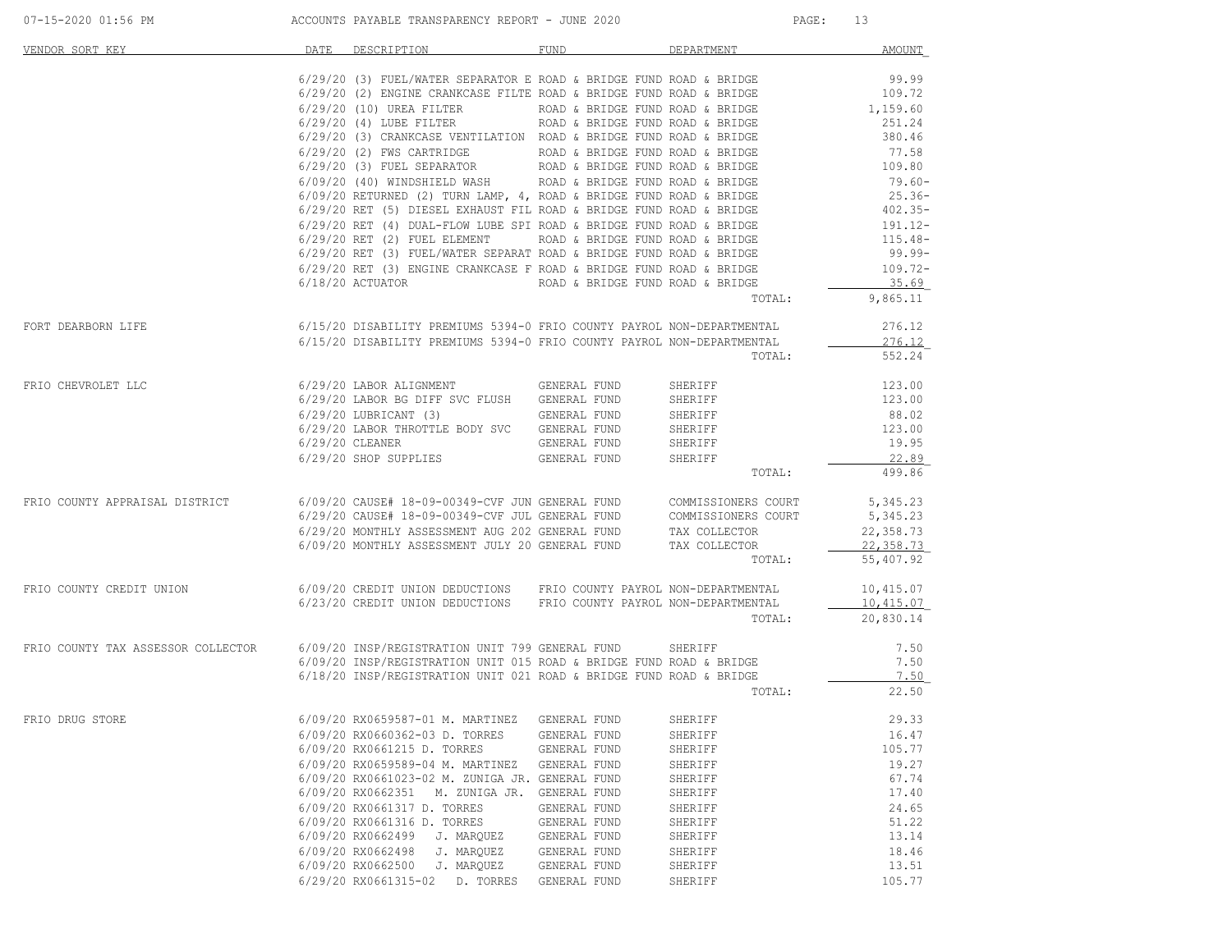| VENDOR SORT KEY | DATE | DESCRIPTION | FUND | DEPARTMENT | AMOUNT |
|---|---|---|---|---|---|
| | 6/29/20 | (3) FUEL/WATER SEPARATOR E | ROAD & BRIDGE FUND | ROAD & BRIDGE | 99.99 |
| | 6/29/20 | (2) ENGINE CRANKCASE FILTE | ROAD & BRIDGE FUND | ROAD & BRIDGE | 109.72 |
| | 6/29/20 | (10) UREA FILTER | ROAD & BRIDGE FUND | ROAD & BRIDGE | 1,159.60 |
| | 6/29/20 | (4) LUBE FILTER | ROAD & BRIDGE FUND | ROAD & BRIDGE | 251.24 |
| | 6/29/20 | (3) CRANKCASE VENTILATION | ROAD & BRIDGE FUND | ROAD & BRIDGE | 380.46 |
| | 6/29/20 | (2) FWS CARTRIDGE | ROAD & BRIDGE FUND | ROAD & BRIDGE | 77.58 |
| | 6/29/20 | (3) FUEL SEPARATOR | ROAD & BRIDGE FUND | ROAD & BRIDGE | 109.80 |
| | 6/09/20 | (40) WINDSHIELD WASH | ROAD & BRIDGE FUND | ROAD & BRIDGE | 79.60- |
| | 6/09/20 | RETURNED (2) TURN LAMP, 4, | ROAD & BRIDGE FUND | ROAD & BRIDGE | 25.36- |
| | 6/29/20 | RET (5) DIESEL EXHAUST FIL | ROAD & BRIDGE FUND | ROAD & BRIDGE | 402.35- |
| | 6/29/20 | RET (4) DUAL-FLOW LUBE SPI | ROAD & BRIDGE FUND | ROAD & BRIDGE | 191.12- |
| | 6/29/20 | RET (2) FUEL ELEMENT | ROAD & BRIDGE FUND | ROAD & BRIDGE | 115.48- |
| | 6/29/20 | RET (3) FUEL/WATER SEPARAT | ROAD & BRIDGE FUND | ROAD & BRIDGE | 99.99- |
| | 6/29/20 | RET (3) ENGINE CRANKCASE F | ROAD & BRIDGE FUND | ROAD & BRIDGE | 109.72- |
| | 6/18/20 | ACTUATOR | ROAD & BRIDGE FUND | ROAD & BRIDGE | 35.69 |
| | | | | TOTAL: | 9,865.11 |
| FORT DEARBORN LIFE | 6/15/20 | DISABILITY PREMIUMS 5394-0 | FRIO COUNTY PAYROL | NON-DEPARTMENTAL | 276.12 |
| | 6/15/20 | DISABILITY PREMIUMS 5394-0 | FRIO COUNTY PAYROL | NON-DEPARTMENTAL | 276.12 |
| | | | | TOTAL: | 552.24 |
| FRIO CHEVROLET LLC | 6/29/20 | LABOR ALIGNMENT | GENERAL FUND | SHERIFF | 123.00 |
| | 6/29/20 | LABOR BG DIFF SVC FLUSH | GENERAL FUND | SHERIFF | 123.00 |
| | 6/29/20 | LUBRICANT (3) | GENERAL FUND | SHERIFF | 88.02 |
| | 6/29/20 | LABOR THROTTLE BODY SVC | GENERAL FUND | SHERIFF | 123.00 |
| | 6/29/20 | CLEANER | GENERAL FUND | SHERIFF | 19.95 |
| | 6/29/20 | SHOP SUPPLIES | GENERAL FUND | SHERIFF | 22.89 |
| | | | | TOTAL: | 499.86 |
| FRIO COUNTY APPRAISAL DISTRICT | 6/09/20 | CAUSE# 18-09-00349-CVF JUN | GENERAL FUND | COMMISSIONERS COURT | 5,345.23 |
| | 6/29/20 | CAUSE# 18-09-00349-CVF JUL | GENERAL FUND | COMMISSIONERS COURT | 5,345.23 |
| | 6/29/20 | MONTHLY ASSESSMENT AUG 202 | GENERAL FUND | TAX COLLECTOR | 22,358.73 |
| | 6/09/20 | MONTHLY ASSESSMENT JULY 20 | GENERAL FUND | TAX COLLECTOR | 22,358.73 |
| | | | | TOTAL: | 55,407.92 |
| FRIO COUNTY CREDIT UNION | 6/09/20 | CREDIT UNION DEDUCTIONS | FRIO COUNTY PAYROL | NON-DEPARTMENTAL | 10,415.07 |
| | 6/23/20 | CREDIT UNION DEDUCTIONS | FRIO COUNTY PAYROL | NON-DEPARTMENTAL | 10,415.07 |
| | | | | TOTAL: | 20,830.14 |
| FRIO COUNTY TAX ASSESSOR COLLECTOR | 6/09/20 | INSP/REGISTRATION UNIT 799 | GENERAL FUND | SHERIFF | 7.50 |
| | 6/09/20 | INSP/REGISTRATION UNIT 015 | ROAD & BRIDGE FUND | ROAD & BRIDGE | 7.50 |
| | 6/18/20 | INSP/REGISTRATION UNIT 021 | ROAD & BRIDGE FUND | ROAD & BRIDGE | 7.50 |
| | | | | TOTAL: | 22.50 |
| FRIO DRUG STORE | 6/09/20 | RX0659587-01 M. MARTINEZ | GENERAL FUND | SHERIFF | 29.33 |
| | 6/09/20 | RX0660362-03 D. TORRES | GENERAL FUND | SHERIFF | 16.47 |
| | 6/09/20 | RX0661215 D. TORRES | GENERAL FUND | SHERIFF | 105.77 |
| | 6/09/20 | RX0659589-04 M. MARTINEZ | GENERAL FUND | SHERIFF | 19.27 |
| | 6/09/20 | RX0661023-02 M. ZUNIGA JR. | GENERAL FUND | SHERIFF | 67.74 |
| | 6/09/20 | RX0662351 M. ZUNIGA JR. | GENERAL FUND | SHERIFF | 17.40 |
| | 6/09/20 | RX0661317 D. TORRES | GENERAL FUND | SHERIFF | 24.65 |
| | 6/09/20 | RX0661316 D. TORRES | GENERAL FUND | SHERIFF | 51.22 |
| | 6/09/20 | RX0662499 J. MARQUEZ | GENERAL FUND | SHERIFF | 13.14 |
| | 6/09/20 | RX0662498 J. MARQUEZ | GENERAL FUND | SHERIFF | 18.46 |
| | 6/09/20 | RX0662500 J. MARQUEZ | GENERAL FUND | SHERIFF | 13.51 |
| | 6/29/20 | RX0661315-02 D. TORRES | GENERAL FUND | SHERIFF | 105.77 |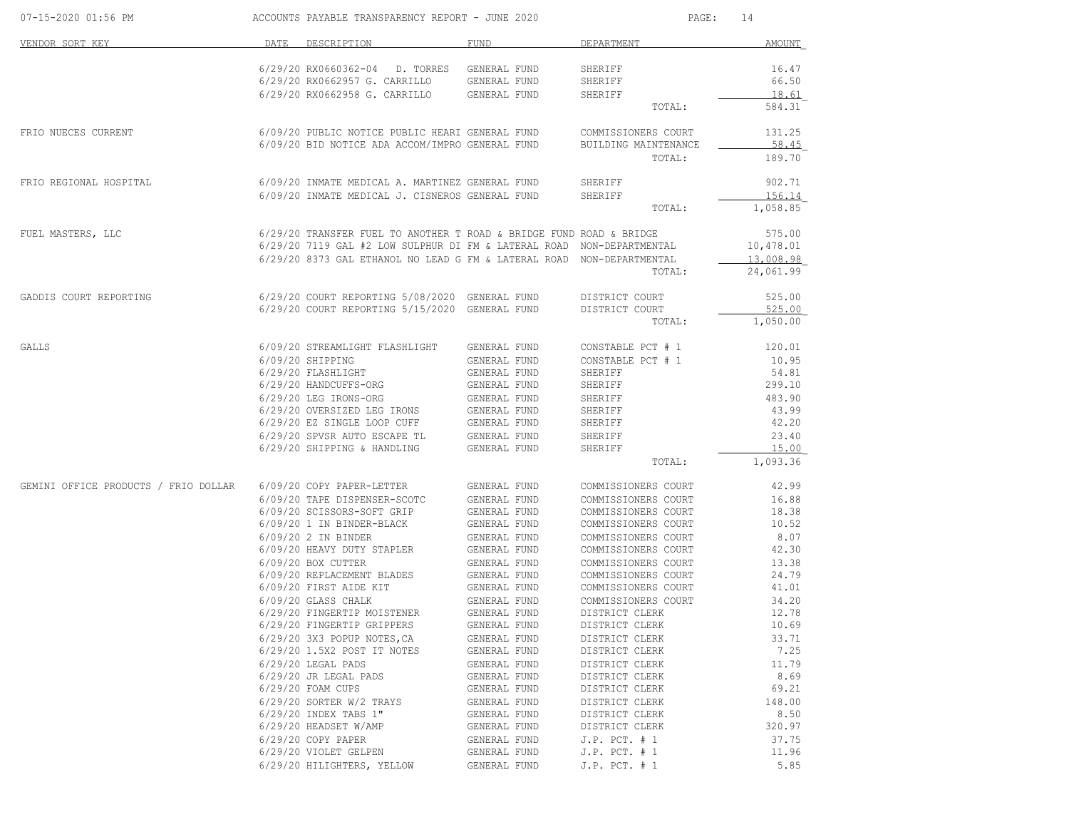| VENDOR SORT KEY | DATE | DESCRIPTION | FUND | DEPARTMENT | AMOUNT |
|---|---|---|---|---|---|
| | 6/29/20 | RX0660362-04 D. TORRES | GENERAL FUND | SHERIFF | 16.47 |
| | 6/29/20 | RX0662957 G. CARRILLO | GENERAL FUND | SHERIFF | 66.50 |
| | 6/29/20 | RX0662958 G. CARRILLO | GENERAL FUND | SHERIFF | 18.61 |
| | | | | TOTAL: | 584.31 |
| FRIO NUECES CURRENT | 6/09/20 | PUBLIC NOTICE PUBLIC HEARI | GENERAL FUND | COMMISSIONERS COURT | 131.25 |
| | 6/09/20 | BID NOTICE ADA ACCOM/IMPRO | GENERAL FUND | BUILDING MAINTENANCE | 58.45 |
| | | | | TOTAL: | 189.70 |
| FRIO REGIONAL HOSPITAL | 6/09/20 | INMATE MEDICAL A. MARTINEZ | GENERAL FUND | SHERIFF | 902.71 |
| | 6/09/20 | INMATE MEDICAL J. CISNEROS | GENERAL FUND | SHERIFF | 156.14 |
| | | | | TOTAL: | 1,058.85 |
| FUEL MASTERS, LLC | 6/29/20 | TRANSFER FUEL TO ANOTHER T | ROAD & BRIDGE FUND | ROAD & BRIDGE | 575.00 |
| | 6/29/20 | 7119 GAL #2 LOW SULPHUR DI | FM & LATERAL ROAD | NON-DEPARTMENTAL | 10,478.01 |
| | 6/29/20 | 8373 GAL ETHANOL NO LEAD G | FM & LATERAL ROAD | NON-DEPARTMENTAL | 13,008.98 |
| | | | | TOTAL: | 24,061.99 |
| GADDIS COURT REPORTING | 6/29/20 | COURT REPORTING 5/08/2020 | GENERAL FUND | DISTRICT COURT | 525.00 |
| | 6/29/20 | COURT REPORTING 5/15/2020 | GENERAL FUND | DISTRICT COURT | 525.00 |
| | | | | TOTAL: | 1,050.00 |
| GALLS | 6/09/20 | STREAMLIGHT FLASHLIGHT | GENERAL FUND | CONSTABLE PCT # 1 | 120.01 |
| | 6/09/20 | SHIPPING | GENERAL FUND | CONSTABLE PCT # 1 | 10.95 |
| | 6/29/20 | FLASHLIGHT | GENERAL FUND | SHERIFF | 54.81 |
| | 6/29/20 | HANDCUFFS-ORG | GENERAL FUND | SHERIFF | 299.10 |
| | 6/29/20 | LEG IRONS-ORG | GENERAL FUND | SHERIFF | 483.90 |
| | 6/29/20 | OVERSIZED LEG IRONS | GENERAL FUND | SHERIFF | 43.99 |
| | 6/29/20 | EZ SINGLE LOOP CUFF | GENERAL FUND | SHERIFF | 42.20 |
| | 6/29/20 | SPVSR AUTO ESCAPE TL | GENERAL FUND | SHERIFF | 23.40 |
| | 6/29/20 | SHIPPING & HANDLING | GENERAL FUND | SHERIFF | 15.00 |
| | | | | TOTAL: | 1,093.36 |
| GEMINI OFFICE PRODUCTS / FRIO DOLLAR | 6/09/20 | COPY PAPER-LETTER | GENERAL FUND | COMMISSIONERS COURT | 42.99 |
| | 6/09/20 | TAPE DISPENSER-SCOTC | GENERAL FUND | COMMISSIONERS COURT | 16.88 |
| | 6/09/20 | SCISSORS-SOFT GRIP | GENERAL FUND | COMMISSIONERS COURT | 18.38 |
| | 6/09/20 | 1 IN BINDER-BLACK | GENERAL FUND | COMMISSIONERS COURT | 10.52 |
| | 6/09/20 | 2 IN BINDER | GENERAL FUND | COMMISSIONERS COURT | 8.07 |
| | 6/09/20 | HEAVY DUTY STAPLER | GENERAL FUND | COMMISSIONERS COURT | 42.30 |
| | 6/09/20 | BOX CUTTER | GENERAL FUND | COMMISSIONERS COURT | 13.38 |
| | 6/09/20 | REPLACEMENT BLADES | GENERAL FUND | COMMISSIONERS COURT | 24.79 |
| | 6/09/20 | FIRST AIDE KIT | GENERAL FUND | COMMISSIONERS COURT | 41.01 |
| | 6/09/20 | GLASS CHALK | GENERAL FUND | COMMISSIONERS COURT | 34.20 |
| | 6/29/20 | FINGERTIP MOISTENER | GENERAL FUND | DISTRICT CLERK | 12.78 |
| | 6/29/20 | FINGERTIP GRIPPERS | GENERAL FUND | DISTRICT CLERK | 10.69 |
| | 6/29/20 | 3X3 POPUP NOTES,CA | GENERAL FUND | DISTRICT CLERK | 33.71 |
| | 6/29/20 | 1.5X2 POST IT NOTES | GENERAL FUND | DISTRICT CLERK | 7.25 |
| | 6/29/20 | LEGAL PADS | GENERAL FUND | DISTRICT CLERK | 11.79 |
| | 6/29/20 | JR LEGAL PADS | GENERAL FUND | DISTRICT CLERK | 8.69 |
| | 6/29/20 | FOAM CUPS | GENERAL FUND | DISTRICT CLERK | 69.21 |
| | 6/29/20 | SORTER W/2 TRAYS | GENERAL FUND | DISTRICT CLERK | 148.00 |
| | 6/29/20 | INDEX TABS 1" | GENERAL FUND | DISTRICT CLERK | 8.50 |
| | 6/29/20 | HEADSET W/AMP | GENERAL FUND | DISTRICT CLERK | 320.97 |
| | 6/29/20 | COPY PAPER | GENERAL FUND | J.P. PCT. # 1 | 37.75 |
| | 6/29/20 | VIOLET GELPEN | GENERAL FUND | J.P. PCT. # 1 | 11.96 |
| | 6/29/20 | HILIGHTERS, YELLOW | GENERAL FUND | J.P. PCT. # 1 | 5.85 |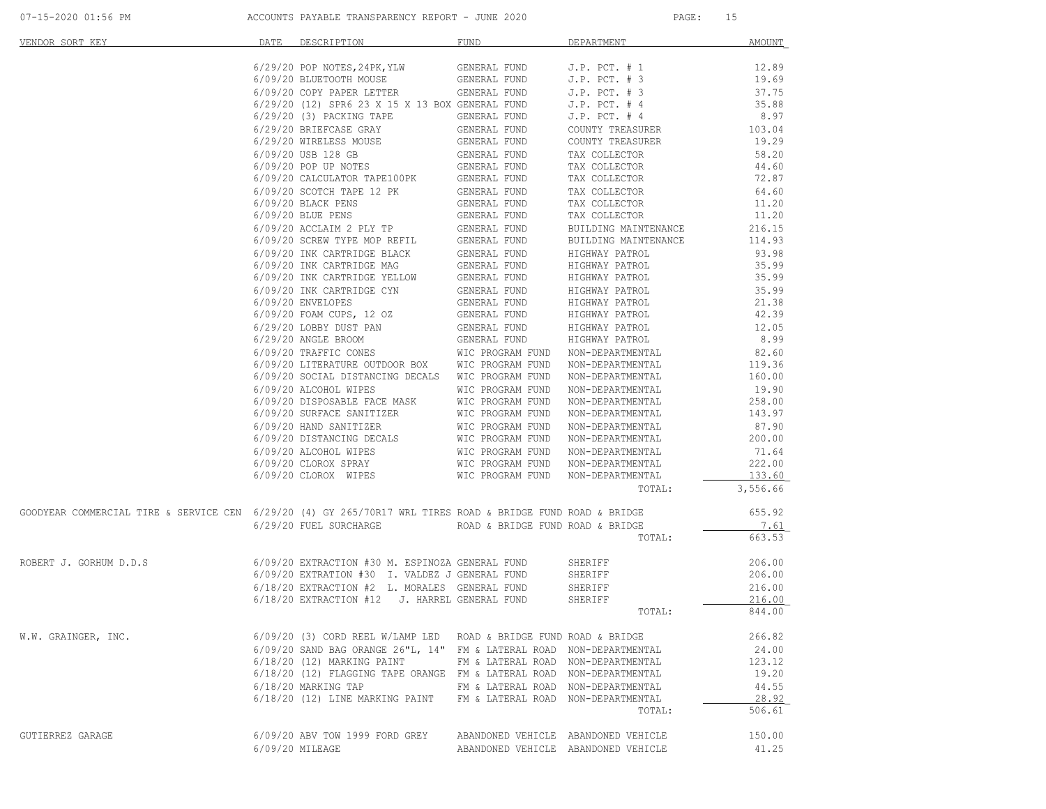| VENDOR SORT KEY | DATE | DESCRIPTION | FUND | DEPARTMENT | AMOUNT |
|---|---|---|---|---|---|
| | 6/29/20 | POP NOTES,24PK,YLW | GENERAL FUND | J.P. PCT. # 1 | 12.89 |
| | 6/09/20 | BLUETOOTH MOUSE | GENERAL FUND | J.P. PCT. # 3 | 19.69 |
| | 6/09/20 | COPY PAPER LETTER | GENERAL FUND | J.P. PCT. # 3 | 37.75 |
| | 6/29/20 | (12) SPR6 23 X 15 X 13 BOX | GENERAL FUND | J.P. PCT. # 4 | 35.88 |
| | 6/29/20 | (3) PACKING TAPE | GENERAL FUND | J.P. PCT. # 4 | 8.97 |
| | 6/29/20 | BRIEFCASE GRAY | GENERAL FUND | COUNTY TREASURER | 103.04 |
| | 6/29/20 | WIRELESS MOUSE | GENERAL FUND | COUNTY TREASURER | 19.29 |
| | 6/09/20 | USB 128 GB | GENERAL FUND | TAX COLLECTOR | 58.20 |
| | 6/09/20 | POP UP NOTES | GENERAL FUND | TAX COLLECTOR | 44.60 |
| | 6/09/20 | CALCULATOR TAPE100PK | GENERAL FUND | TAX COLLECTOR | 72.87 |
| | 6/09/20 | SCOTCH TAPE 12 PK | GENERAL FUND | TAX COLLECTOR | 64.60 |
| | 6/09/20 | BLACK PENS | GENERAL FUND | TAX COLLECTOR | 11.20 |
| | 6/09/20 | BLUE PENS | GENERAL FUND | TAX COLLECTOR | 11.20 |
| | 6/09/20 | ACCLAIM 2 PLY TP | GENERAL FUND | BUILDING MAINTENANCE | 216.15 |
| | 6/09/20 | SCREW TYPE MOP REFIL | GENERAL FUND | BUILDING MAINTENANCE | 114.93 |
| | 6/09/20 | INK CARTRIDGE BLACK | GENERAL FUND | HIGHWAY PATROL | 93.98 |
| | 6/09/20 | INK CARTRIDGE MAG | GENERAL FUND | HIGHWAY PATROL | 35.99 |
| | 6/09/20 | INK CARTRIDGE YELLOW | GENERAL FUND | HIGHWAY PATROL | 35.99 |
| | 6/09/20 | INK CARTRIDGE CYN | GENERAL FUND | HIGHWAY PATROL | 35.99 |
| | 6/09/20 | ENVELOPES | GENERAL FUND | HIGHWAY PATROL | 21.38 |
| | 6/09/20 | FOAM CUPS, 12 OZ | GENERAL FUND | HIGHWAY PATROL | 42.39 |
| | 6/29/20 | LOBBY DUST PAN | GENERAL FUND | HIGHWAY PATROL | 12.05 |
| | 6/29/20 | ANGLE BROOM | GENERAL FUND | HIGHWAY PATROL | 8.99 |
| | 6/09/20 | TRAFFIC CONES | WIC PROGRAM FUND | NON-DEPARTMENTAL | 82.60 |
| | 6/09/20 | LITERATURE OUTDOOR BOX | WIC PROGRAM FUND | NON-DEPARTMENTAL | 119.36 |
| | 6/09/20 | SOCIAL DISTANCING DECALS | WIC PROGRAM FUND | NON-DEPARTMENTAL | 160.00 |
| | 6/09/20 | ALCOHOL WIPES | WIC PROGRAM FUND | NON-DEPARTMENTAL | 19.90 |
| | 6/09/20 | DISPOSABLE FACE MASK | WIC PROGRAM FUND | NON-DEPARTMENTAL | 258.00 |
| | 6/09/20 | SURFACE SANITIZER | WIC PROGRAM FUND | NON-DEPARTMENTAL | 143.97 |
| | 6/09/20 | HAND SANITIZER | WIC PROGRAM FUND | NON-DEPARTMENTAL | 87.90 |
| | 6/09/20 | DISTANCING DECALS | WIC PROGRAM FUND | NON-DEPARTMENTAL | 200.00 |
| | 6/09/20 | ALCOHOL WIPES | WIC PROGRAM FUND | NON-DEPARTMENTAL | 71.64 |
| | 6/09/20 | CLOROX SPRAY | WIC PROGRAM FUND | NON-DEPARTMENTAL | 222.00 |
| | 6/09/20 | CLOROX WIPES | WIC PROGRAM FUND | NON-DEPARTMENTAL | 133.60 |
| | | | | TOTAL: | 3,556.66 |
| GOODYEAR COMMERCIAL TIRE & SERVICE CEN | 6/29/20 | (4) GY 265/70R17 WRL TIRES | ROAD & BRIDGE FUND | ROAD & BRIDGE | 655.92 |
| | 6/29/20 | FUEL SURCHARGE | ROAD & BRIDGE FUND | ROAD & BRIDGE | 7.61 |
| | | | | TOTAL: | 663.53 |
| ROBERT J. GORHUM D.D.S | 6/09/20 | EXTRACTION #30 M. ESPINOZA | GENERAL FUND | SHERIFF | 206.00 |
| | 6/09/20 | EXTRATION #30 I. VALDEZ J | GENERAL FUND | SHERIFF | 206.00 |
| | 6/18/20 | EXTRACTION #2 L. MORALES | GENERAL FUND | SHERIFF | 216.00 |
| | 6/18/20 | EXTRACTION #12 J. HARREL | GENERAL FUND | SHERIFF | 216.00 |
| | | | | TOTAL: | 844.00 |
| W.W. GRAINGER, INC. | 6/09/20 | (3) CORD REEL W/LAMP LED | ROAD & BRIDGE FUND | ROAD & BRIDGE | 266.82 |
| | 6/09/20 | SAND BAG ORANGE 26"L, 14" | FM & LATERAL ROAD | NON-DEPARTMENTAL | 24.00 |
| | 6/18/20 | (12) MARKING PAINT | FM & LATERAL ROAD | NON-DEPARTMENTAL | 123.12 |
| | 6/18/20 | (12) FLAGGING TAPE ORANGE | FM & LATERAL ROAD | NON-DEPARTMENTAL | 19.20 |
| | 6/18/20 | MARKING TAP | FM & LATERAL ROAD | NON-DEPARTMENTAL | 44.55 |
| | 6/18/20 | (12) LINE MARKING PAINT | FM & LATERAL ROAD | NON-DEPARTMENTAL | 28.92 |
| | | | | TOTAL: | 506.61 |
| GUTIERREZ GARAGE | 6/09/20 | ABV TOW 1999 FORD GREY | ABANDONED VEHICLE | ABANDONED VEHICLE | 150.00 |
| | 6/09/20 | MILEAGE | ABANDONED VEHICLE | ABANDONED VEHICLE | 41.25 |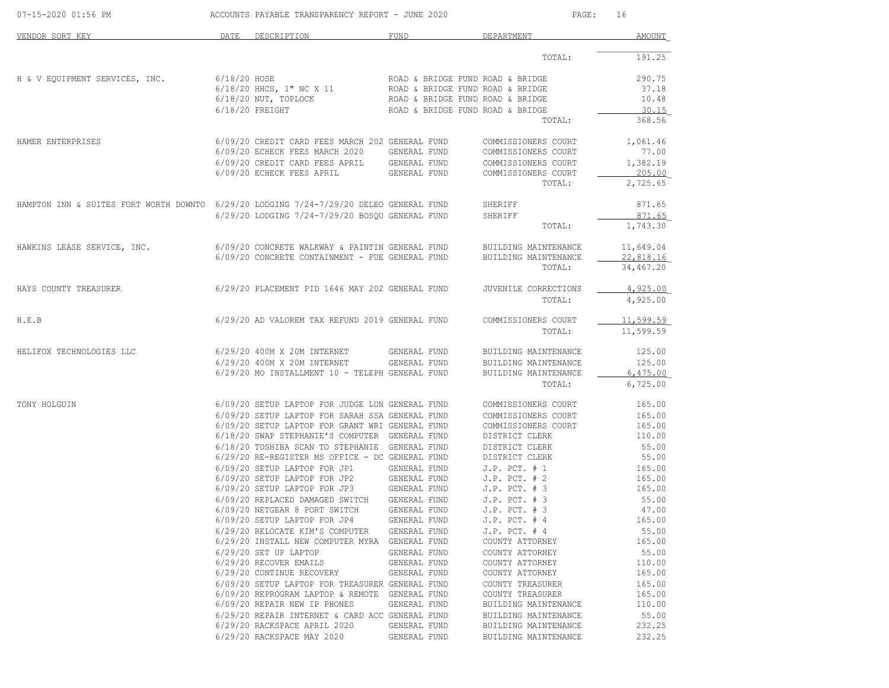| VENDOR SORT KEY | DATE | DESCRIPTION | FUND | DEPARTMENT | AMOUNT |
|---|---|---|---|---|---|
| | | | | TOTAL: | 191.25 |
| H & V EQUIPMENT SERVICES, INC. | 6/18/20 | HOSE | ROAD & BRIDGE FUND | ROAD & BRIDGE | 290.75 |
| | 6/18/20 | HHCS, 1" NC X 11 | ROAD & BRIDGE FUND | ROAD & BRIDGE | 37.18 |
| | 6/18/20 | NUT, TOPLOCK | ROAD & BRIDGE FUND | ROAD & BRIDGE | 10.48 |
| | 6/18/20 | FREIGHT | ROAD & BRIDGE FUND | ROAD & BRIDGE | 30.15 |
| | | | | TOTAL: | 368.56 |
| HAMER ENTERPRISES | 6/09/20 | CREDIT CARD FEES MARCH 202 | GENERAL FUND | COMMISSIONERS COURT | 1,061.46 |
| | 6/09/20 | ECHECK FEES MARCH 2020 | GENERAL FUND | COMMISSIONERS COURT | 77.00 |
| | 6/09/20 | CREDIT CARD FEES APRIL | GENERAL FUND | COMMISSIONERS COURT | 1,382.19 |
| | 6/09/20 | ECHECK FEES APRIL | GENERAL FUND | COMMISSIONERS COURT | 205.00 |
| | | | | TOTAL: | 2,725.65 |
| HAMPTON INN & SUITES FORT WORTH DOWNTO | 6/29/20 | LODGING 7/24-7/29/20 DELEO | GENERAL FUND | SHERIFF | 871.65 |
| | 6/29/20 | LODGING 7/24-7/29/20 BOSQU | GENERAL FUND | SHERIFF | 871.65 |
| | | | | TOTAL: | 1,743.30 |
| HAWKINS LEASE SERVICE, INC. | 6/09/20 | CONCRETE WALKWAY & PAINTIN | GENERAL FUND | BUILDING MAINTENANCE | 11,649.04 |
| | 6/09/20 | CONCRETE CONTAINMENT - FUE | GENERAL FUND | BUILDING MAINTENANCE | 22,818.16 |
| | | | | TOTAL: | 34,467.20 |
| HAYS COUNTY TREASURER | 6/29/20 | PLACEMENT PID 1646 MAY 202 | GENERAL FUND | JUVENILE CORRECTIONS | 4,925.00 |
| | | | | TOTAL: | 4,925.00 |
| H.E.B | 6/29/20 | AD VALOREM TAX REFUND 2019 | GENERAL FUND | COMMISSIONERS COURT | 11,599.59 |
| | | | | TOTAL: | 11,599.59 |
| HELIFOX TECHNOLOGIES LLC | 6/29/20 | 400M X 20M INTERNET | GENERAL FUND | BUILDING MAINTENANCE | 125.00 |
| | 6/29/20 | 400M X 20M INTERNET | GENERAL FUND | BUILDING MAINTENANCE | 125.00 |
| | 6/29/20 | MO INSTALLMENT 10 - TELEPH | GENERAL FUND | BUILDING MAINTENANCE | 6,475.00 |
| | | | | TOTAL: | 6,725.00 |
| TONY HOLGUIN | 6/09/20 | SETUP LAPTOP FOR JUDGE LUN | GENERAL FUND | COMMISSIONERS COURT | 165.00 |
| | 6/09/20 | SETUP LAPTOP FOR SARAH SSA | GENERAL FUND | COMMISSIONERS COURT | 165.00 |
| | 6/09/20 | SETUP LAPTOP FOR GRANT WRI | GENERAL FUND | COMMISSIONERS COURT | 165.00 |
| | 6/18/20 | SWAP STEPHANIE'S COMPUTER | GENERAL FUND | DISTRICT CLERK | 110.00 |
| | 6/18/20 | TOSHIBA SCAN TO STEPHANIE | GENERAL FUND | DISTRICT CLERK | 55.00 |
| | 6/29/20 | RE-REGISTER MS OFFICE - DC | GENERAL FUND | DISTRICT CLERK | 55.00 |
| | 6/09/20 | SETUP LAPTOP FOR JP1 | GENERAL FUND | J.P. PCT. # 1 | 165.00 |
| | 6/09/20 | SETUP LAPTOP FOR JP2 | GENERAL FUND | J.P. PCT. # 2 | 165.00 |
| | 6/09/20 | SETUP LAPTOP FOR JP3 | GENERAL FUND | J.P. PCT. # 3 | 165.00 |
| | 6/09/20 | REPLACED DAMAGED SWITCH | GENERAL FUND | J.P. PCT. # 3 | 55.00 |
| | 6/09/20 | NETGEAR 8 PORT SWITCH | GENERAL FUND | J.P. PCT. # 3 | 47.00 |
| | 6/09/20 | SETUP LAPTOP FOR JP4 | GENERAL FUND | J.P. PCT. # 4 | 165.00 |
| | 6/29/20 | RELOCATE KIM'S COMPUTER | GENERAL FUND | J.P. PCT. # 4 | 55.00 |
| | 6/29/20 | INSTALL NEW COMPUTER MYRA | GENERAL FUND | COUNTY ATTORNEY | 165.00 |
| | 6/29/20 | SET UP LAPTOP | GENERAL FUND | COUNTY ATTORNEY | 55.00 |
| | 6/29/20 | RECOVER EMAILS | GENERAL FUND | COUNTY ATTORNEY | 110.00 |
| | 6/29/20 | CONTINUE RECOVERY | GENERAL FUND | COUNTY ATTORNEY | 165.00 |
| | 6/09/20 | SETUP LAPTOP FOR TREASURER | GENERAL FUND | COUNTY TREASURER | 165.00 |
| | 6/09/20 | REPROGRAM LAPTOP & REMOTE | GENERAL FUND | COUNTY TREASURER | 165.00 |
| | 6/09/20 | REPAIR NEW IP PHONES | GENERAL FUND | BUILDING MAINTENANCE | 110.00 |
| | 6/29/20 | REPAIR INTERNET & CARD ACC | GENERAL FUND | BUILDING MAINTENANCE | 55.00 |
| | 6/29/20 | RACKSPACE APRIL 2020 | GENERAL FUND | BUILDING MAINTENANCE | 232.25 |
| | 6/29/20 | RACKSPACE MAY 2020 | GENERAL FUND | BUILDING MAINTENANCE | 232.25 |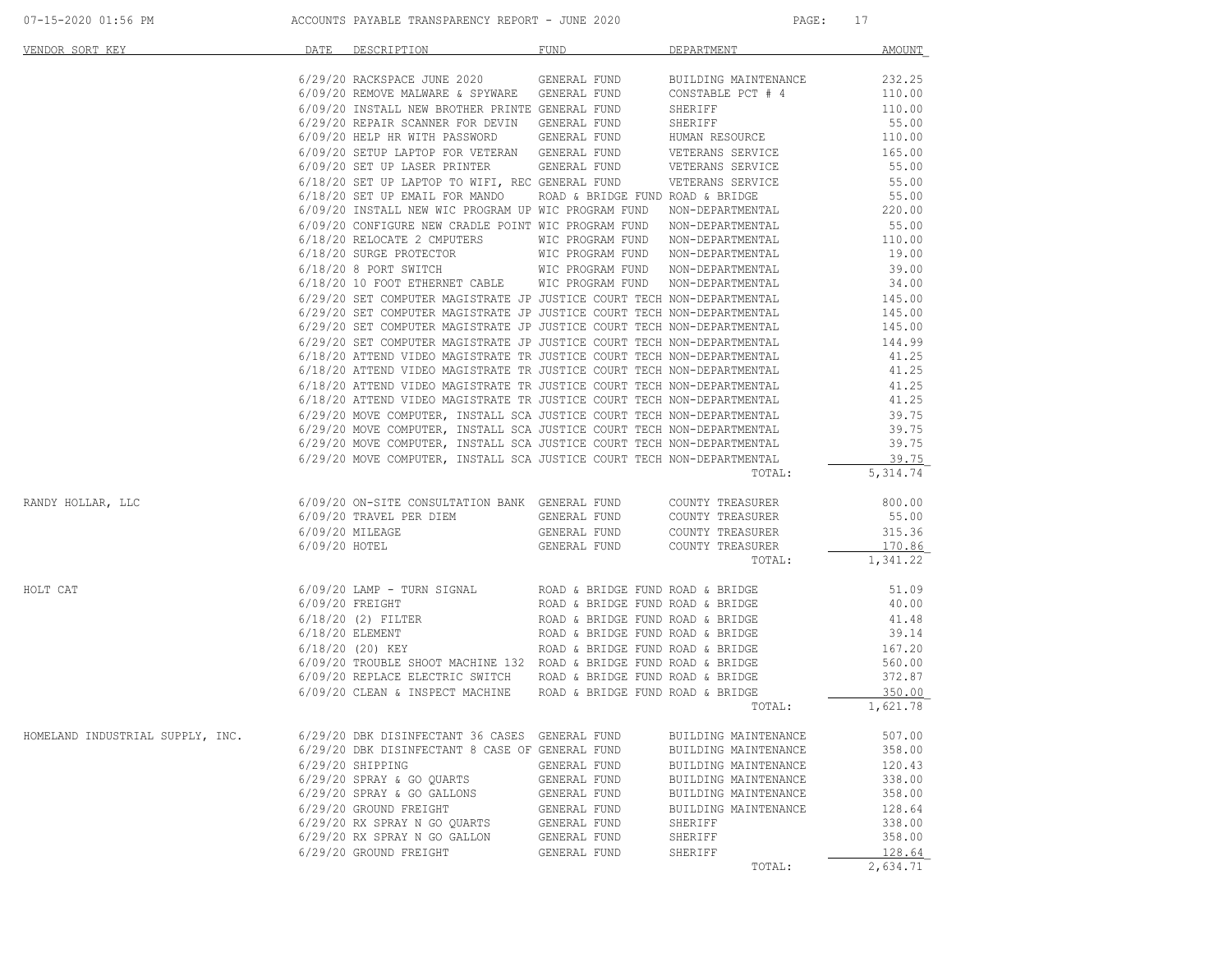ACCOUNTS PAYABLE TRANSPARENCY REPORT - JUNE 2020

| VENDOR SORT KEY | DATE | DESCRIPTION | FUND | DEPARTMENT | AMOUNT |
|---|---|---|---|---|---|
| | 6/29/20 | RACKSPACE JUNE 2020 | GENERAL FUND | BUILDING MAINTENANCE | 232.25 |
| | 6/09/20 | REMOVE MALWARE & SPYWARE | GENERAL FUND | CONSTABLE PCT # 4 | 110.00 |
| | 6/09/20 | INSTALL NEW BROTHER PRINTE | GENERAL FUND | SHERIFF | 110.00 |
| | 6/29/20 | REPAIR SCANNER FOR DEVIN | GENERAL FUND | SHERIFF | 55.00 |
| | 6/09/20 | HELP HR WITH PASSWORD | GENERAL FUND | HUMAN RESOURCE | 110.00 |
| | 6/09/20 | SETUP LAPTOP FOR VETERAN | GENERAL FUND | VETERANS SERVICE | 165.00 |
| | 6/09/20 | SET UP LASER PRINTER | GENERAL FUND | VETERANS SERVICE | 55.00 |
| | 6/18/20 | SET UP LAPTOP TO WIFI, REC | GENERAL FUND | VETERANS SERVICE | 55.00 |
| | 6/18/20 | SET UP EMAIL FOR MANDO | ROAD & BRIDGE FUND | ROAD & BRIDGE | 55.00 |
| | 6/09/20 | INSTALL NEW WIC PROGRAM UP | WIC PROGRAM FUND | NON-DEPARTMENTAL | 220.00 |
| | 6/09/20 | CONFIGURE NEW CRADLE POINT | WIC PROGRAM FUND | NON-DEPARTMENTAL | 55.00 |
| | 6/18/20 | RELOCATE 2 CMPUTERS | WIC PROGRAM FUND | NON-DEPARTMENTAL | 110.00 |
| | 6/18/20 | SURGE PROTECTOR | WIC PROGRAM FUND | NON-DEPARTMENTAL | 19.00 |
| | 6/18/20 | 8 PORT SWITCH | WIC PROGRAM FUND | NON-DEPARTMENTAL | 39.00 |
| | 6/18/20 | 10 FOOT ETHERNET CABLE | WIC PROGRAM FUND | NON-DEPARTMENTAL | 34.00 |
| | 6/29/20 | SET COMPUTER MAGISTRATE JP | JUSTICE COURT TECH | NON-DEPARTMENTAL | 145.00 |
| | 6/29/20 | SET COMPUTER MAGISTRATE JP | JUSTICE COURT TECH | NON-DEPARTMENTAL | 145.00 |
| | 6/29/20 | SET COMPUTER MAGISTRATE JP | JUSTICE COURT TECH | NON-DEPARTMENTAL | 145.00 |
| | 6/29/20 | SET COMPUTER MAGISTRATE JP | JUSTICE COURT TECH | NON-DEPARTMENTAL | 144.99 |
| | 6/18/20 | ATTEND VIDEO MAGISTRATE TR | JUSTICE COURT TECH | NON-DEPARTMENTAL | 41.25 |
| | 6/18/20 | ATTEND VIDEO MAGISTRATE TR | JUSTICE COURT TECH | NON-DEPARTMENTAL | 41.25 |
| | 6/18/20 | ATTEND VIDEO MAGISTRATE TR | JUSTICE COURT TECH | NON-DEPARTMENTAL | 41.25 |
| | 6/18/20 | ATTEND VIDEO MAGISTRATE TR | JUSTICE COURT TECH | NON-DEPARTMENTAL | 41.25 |
| | 6/29/20 | MOVE COMPUTER, INSTALL SCA | JUSTICE COURT TECH | NON-DEPARTMENTAL | 39.75 |
| | 6/29/20 | MOVE COMPUTER, INSTALL SCA | JUSTICE COURT TECH | NON-DEPARTMENTAL | 39.75 |
| | 6/29/20 | MOVE COMPUTER, INSTALL SCA | JUSTICE COURT TECH | NON-DEPARTMENTAL | 39.75 |
| | 6/29/20 | MOVE COMPUTER, INSTALL SCA | JUSTICE COURT TECH | NON-DEPARTMENTAL | 39.75 |
| | | | | TOTAL: | 5,314.74 |
| RANDY HOLLAR, LLC | 6/09/20 | ON-SITE CONSULTATION BANK | GENERAL FUND | COUNTY TREASURER | 800.00 |
| | 6/09/20 | TRAVEL PER DIEM | GENERAL FUND | COUNTY TREASURER | 55.00 |
| | 6/09/20 | MILEAGE | GENERAL FUND | COUNTY TREASURER | 315.36 |
| | 6/09/20 | HOTEL | GENERAL FUND | COUNTY TREASURER | 170.86 |
| | | | | TOTAL: | 1,341.22 |
| HOLT CAT | 6/09/20 | LAMP - TURN SIGNAL | ROAD & BRIDGE FUND | ROAD & BRIDGE | 51.09 |
| | 6/09/20 | FREIGHT | ROAD & BRIDGE FUND | ROAD & BRIDGE | 40.00 |
| | 6/18/20 | (2) FILTER | ROAD & BRIDGE FUND | ROAD & BRIDGE | 41.48 |
| | 6/18/20 | ELEMENT | ROAD & BRIDGE FUND | ROAD & BRIDGE | 39.14 |
| | 6/18/20 | (20) KEY | ROAD & BRIDGE FUND | ROAD & BRIDGE | 167.20 |
| | 6/09/20 | TROUBLE SHOOT MACHINE 132 | ROAD & BRIDGE FUND | ROAD & BRIDGE | 560.00 |
| | 6/09/20 | REPLACE ELECTRIC SWITCH | ROAD & BRIDGE FUND | ROAD & BRIDGE | 372.87 |
| | 6/09/20 | CLEAN & INSPECT MACHINE | ROAD & BRIDGE FUND | ROAD & BRIDGE | 350.00 |
| | | | | TOTAL: | 1,621.78 |
| HOMELAND INDUSTRIAL SUPPLY, INC. | 6/29/20 | DBK DISINFECTANT 36 CASES | GENERAL FUND | BUILDING MAINTENANCE | 507.00 |
| | 6/29/20 | DBK DISINFECTANT 8 CASE OF | GENERAL FUND | BUILDING MAINTENANCE | 358.00 |
| | 6/29/20 | SHIPPING | GENERAL FUND | BUILDING MAINTENANCE | 120.43 |
| | 6/29/20 | SPRAY & GO QUARTS | GENERAL FUND | BUILDING MAINTENANCE | 338.00 |
| | 6/29/20 | SPRAY & GO GALLONS | GENERAL FUND | BUILDING MAINTENANCE | 358.00 |
| | 6/29/20 | GROUND FREIGHT | GENERAL FUND | BUILDING MAINTENANCE | 128.64 |
| | 6/29/20 | RX SPRAY N GO QUARTS | GENERAL FUND | SHERIFF | 338.00 |
| | 6/29/20 | RX SPRAY N GO GALLON | GENERAL FUND | SHERIFF | 358.00 |
| | 6/29/20 | GROUND FREIGHT | GENERAL FUND | SHERIFF | 128.64 |
| | | | | TOTAL: | 2,634.71 |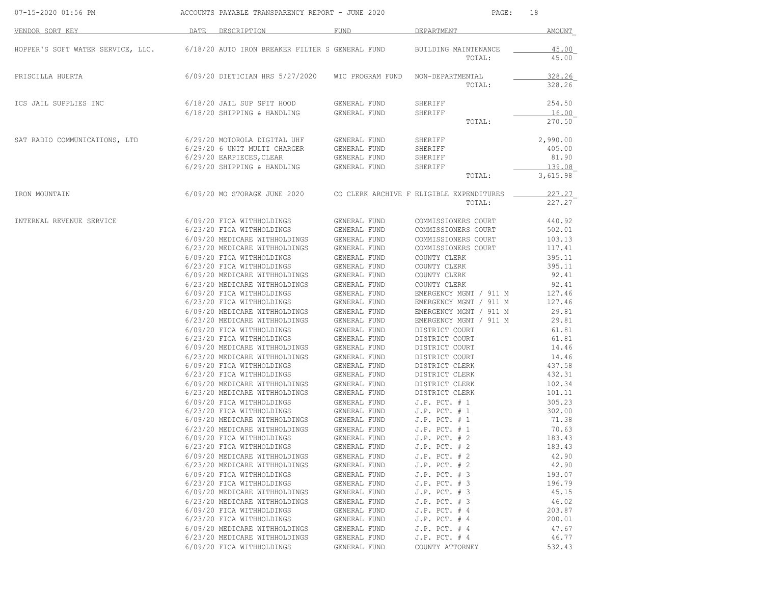ACCOUNTS PAYABLE TRANSPARENCY REPORT - JUNE 2020

| VENDOR SORT KEY | DATE | DESCRIPTION | FUND | DEPARTMENT | AMOUNT |
|---|---|---|---|---|---|
| HOPPER'S SOFT WATER SERVICE, LLC. | 6/18/20 | AUTO IRON BREAKER FILTER S | GENERAL FUND | BUILDING MAINTENANCE | 45.00 |
| | | | | TOTAL: | 45.00 |
| PRISCILLA HUERTA | 6/09/20 | DIETICIAN HRS 5/27/2020 | WIC PROGRAM FUND | NON-DEPARTMENTAL | 328.26 |
| | | | | TOTAL: | 328.26 |
| ICS JAIL SUPPLIES INC | 6/18/20 | JAIL SUP SPIT HOOD | GENERAL FUND | SHERIFF | 254.50 |
| | 6/18/20 | SHIPPING & HANDLING | GENERAL FUND | SHERIFF | 16.00 |
| | | | | TOTAL: | 270.50 |
| SAT RADIO COMMUNICATIONS, LTD | 6/29/20 | MOTOROLA DIGITAL UHF | GENERAL FUND | SHERIFF | 2,990.00 |
| | 6/29/20 | 6 UNIT MULTI CHARGER | GENERAL FUND | SHERIFF | 405.00 |
| | 6/29/20 | EARPIECES,CLEAR | GENERAL FUND | SHERIFF | 81.90 |
| | 6/29/20 | SHIPPING & HANDLING | GENERAL FUND | SHERIFF | 139.08 |
| | | | | TOTAL: | 3,615.98 |
| IRON MOUNTAIN | 6/09/20 | MO STORAGE JUNE 2020 | CO CLERK ARCHIVE F | ELIGIBLE EXPENDITURES | 227.27 |
| | | | | TOTAL: | 227.27 |
| INTERNAL REVENUE SERVICE | 6/09/20 | FICA WITHHOLDINGS | GENERAL FUND | COMMISSIONERS COURT | 440.92 |
| | 6/23/20 | FICA WITHHOLDINGS | GENERAL FUND | COMMISSIONERS COURT | 502.01 |
| | 6/09/20 | MEDICARE WITHHOLDINGS | GENERAL FUND | COMMISSIONERS COURT | 103.13 |
| | 6/23/20 | MEDICARE WITHHOLDINGS | GENERAL FUND | COMMISSIONERS COURT | 117.41 |
| | 6/09/20 | FICA WITHHOLDINGS | GENERAL FUND | COUNTY CLERK | 395.11 |
| | 6/23/20 | FICA WITHHOLDINGS | GENERAL FUND | COUNTY CLERK | 395.11 |
| | 6/09/20 | MEDICARE WITHHOLDINGS | GENERAL FUND | COUNTY CLERK | 92.41 |
| | 6/23/20 | MEDICARE WITHHOLDINGS | GENERAL FUND | COUNTY CLERK | 92.41 |
| | 6/09/20 | FICA WITHHOLDINGS | GENERAL FUND | EMERGENCY MGNT / 911 M | 127.46 |
| | 6/23/20 | FICA WITHHOLDINGS | GENERAL FUND | EMERGENCY MGNT / 911 M | 127.46 |
| | 6/09/20 | MEDICARE WITHHOLDINGS | GENERAL FUND | EMERGENCY MGNT / 911 M | 29.81 |
| | 6/23/20 | MEDICARE WITHHOLDINGS | GENERAL FUND | EMERGENCY MGNT / 911 M | 29.81 |
| | 6/09/20 | FICA WITHHOLDINGS | GENERAL FUND | DISTRICT COURT | 61.81 |
| | 6/23/20 | FICA WITHHOLDINGS | GENERAL FUND | DISTRICT COURT | 61.81 |
| | 6/09/20 | MEDICARE WITHHOLDINGS | GENERAL FUND | DISTRICT COURT | 14.46 |
| | 6/23/20 | MEDICARE WITHHOLDINGS | GENERAL FUND | DISTRICT COURT | 14.46 |
| | 6/09/20 | FICA WITHHOLDINGS | GENERAL FUND | DISTRICT CLERK | 437.58 |
| | 6/23/20 | FICA WITHHOLDINGS | GENERAL FUND | DISTRICT CLERK | 432.31 |
| | 6/09/20 | MEDICARE WITHHOLDINGS | GENERAL FUND | DISTRICT CLERK | 102.34 |
| | 6/23/20 | MEDICARE WITHHOLDINGS | GENERAL FUND | DISTRICT CLERK | 101.11 |
| | 6/09/20 | FICA WITHHOLDINGS | GENERAL FUND | J.P. PCT. # 1 | 305.23 |
| | 6/23/20 | FICA WITHHOLDINGS | GENERAL FUND | J.P. PCT. # 1 | 302.00 |
| | 6/09/20 | MEDICARE WITHHOLDINGS | GENERAL FUND | J.P. PCT. # 1 | 71.38 |
| | 6/23/20 | MEDICARE WITHHOLDINGS | GENERAL FUND | J.P. PCT. # 1 | 70.63 |
| | 6/09/20 | FICA WITHHOLDINGS | GENERAL FUND | J.P. PCT. # 2 | 183.43 |
| | 6/23/20 | FICA WITHHOLDINGS | GENERAL FUND | J.P. PCT. # 2 | 183.43 |
| | 6/09/20 | MEDICARE WITHHOLDINGS | GENERAL FUND | J.P. PCT. # 2 | 42.90 |
| | 6/23/20 | MEDICARE WITHHOLDINGS | GENERAL FUND | J.P. PCT. # 2 | 42.90 |
| | 6/09/20 | FICA WITHHOLDINGS | GENERAL FUND | J.P. PCT. # 3 | 193.07 |
| | 6/23/20 | FICA WITHHOLDINGS | GENERAL FUND | J.P. PCT. # 3 | 196.79 |
| | 6/09/20 | MEDICARE WITHHOLDINGS | GENERAL FUND | J.P. PCT. # 3 | 45.15 |
| | 6/23/20 | MEDICARE WITHHOLDINGS | GENERAL FUND | J.P. PCT. # 3 | 46.02 |
| | 6/09/20 | FICA WITHHOLDINGS | GENERAL FUND | J.P. PCT. # 4 | 203.87 |
| | 6/23/20 | FICA WITHHOLDINGS | GENERAL FUND | J.P. PCT. # 4 | 200.01 |
| | 6/09/20 | MEDICARE WITHHOLDINGS | GENERAL FUND | J.P. PCT. # 4 | 47.67 |
| | 6/23/20 | MEDICARE WITHHOLDINGS | GENERAL FUND | J.P. PCT. # 4 | 46.77 |
| | 6/09/20 | FICA WITHHOLDINGS | GENERAL FUND | COUNTY ATTORNEY | 532.43 |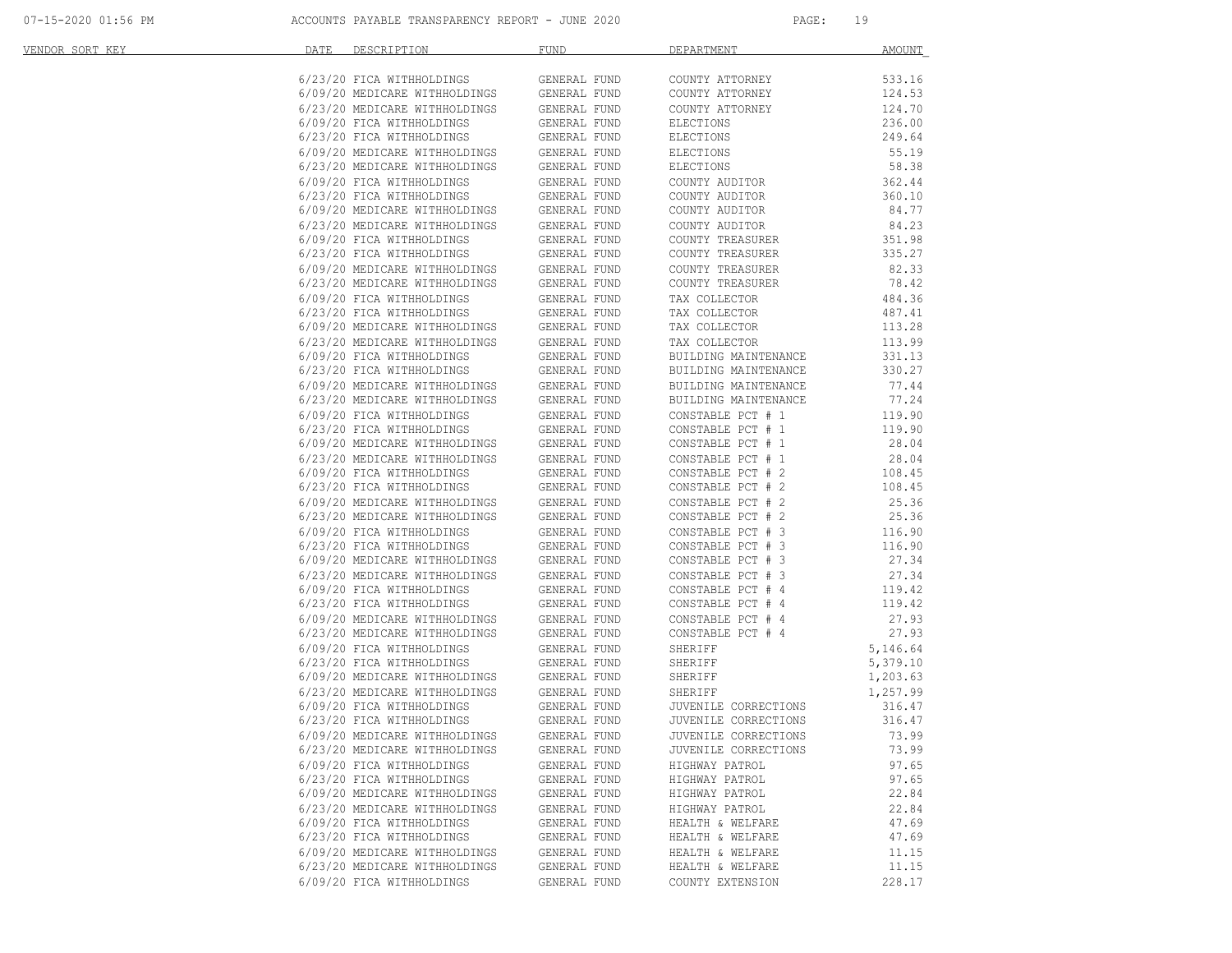| VENDOR SORT KEY | DATE | DESCRIPTION | FUND | DEPARTMENT | AMOUNT |
|---|---|---|---|---|---|
| | 6/23/20 | FICA WITHHOLDINGS | GENERAL FUND | COUNTY ATTORNEY | 533.16 |
| | 6/09/20 | MEDICARE WITHHOLDINGS | GENERAL FUND | COUNTY ATTORNEY | 124.53 |
| | 6/23/20 | MEDICARE WITHHOLDINGS | GENERAL FUND | COUNTY ATTORNEY | 124.70 |
| | 6/09/20 | FICA WITHHOLDINGS | GENERAL FUND | ELECTIONS | 236.00 |
| | 6/23/20 | FICA WITHHOLDINGS | GENERAL FUND | ELECTIONS | 249.64 |
| | 6/09/20 | MEDICARE WITHHOLDINGS | GENERAL FUND | ELECTIONS | 55.19 |
| | 6/23/20 | MEDICARE WITHHOLDINGS | GENERAL FUND | ELECTIONS | 58.38 |
| | 6/09/20 | FICA WITHHOLDINGS | GENERAL FUND | COUNTY AUDITOR | 362.44 |
| | 6/23/20 | FICA WITHHOLDINGS | GENERAL FUND | COUNTY AUDITOR | 360.10 |
| | 6/09/20 | MEDICARE WITHHOLDINGS | GENERAL FUND | COUNTY AUDITOR | 84.77 |
| | 6/23/20 | MEDICARE WITHHOLDINGS | GENERAL FUND | COUNTY AUDITOR | 84.23 |
| | 6/09/20 | FICA WITHHOLDINGS | GENERAL FUND | COUNTY TREASURER | 351.98 |
| | 6/23/20 | FICA WITHHOLDINGS | GENERAL FUND | COUNTY TREASURER | 335.27 |
| | 6/09/20 | MEDICARE WITHHOLDINGS | GENERAL FUND | COUNTY TREASURER | 82.33 |
| | 6/23/20 | MEDICARE WITHHOLDINGS | GENERAL FUND | COUNTY TREASURER | 78.42 |
| | 6/09/20 | FICA WITHHOLDINGS | GENERAL FUND | TAX COLLECTOR | 484.36 |
| | 6/23/20 | FICA WITHHOLDINGS | GENERAL FUND | TAX COLLECTOR | 487.41 |
| | 6/09/20 | MEDICARE WITHHOLDINGS | GENERAL FUND | TAX COLLECTOR | 113.28 |
| | 6/23/20 | MEDICARE WITHHOLDINGS | GENERAL FUND | TAX COLLECTOR | 113.99 |
| | 6/09/20 | FICA WITHHOLDINGS | GENERAL FUND | BUILDING MAINTENANCE | 331.13 |
| | 6/23/20 | FICA WITHHOLDINGS | GENERAL FUND | BUILDING MAINTENANCE | 330.27 |
| | 6/09/20 | MEDICARE WITHHOLDINGS | GENERAL FUND | BUILDING MAINTENANCE | 77.44 |
| | 6/23/20 | MEDICARE WITHHOLDINGS | GENERAL FUND | BUILDING MAINTENANCE | 77.24 |
| | 6/09/20 | FICA WITHHOLDINGS | GENERAL FUND | CONSTABLE PCT # 1 | 119.90 |
| | 6/23/20 | FICA WITHHOLDINGS | GENERAL FUND | CONSTABLE PCT # 1 | 119.90 |
| | 6/09/20 | MEDICARE WITHHOLDINGS | GENERAL FUND | CONSTABLE PCT # 1 | 28.04 |
| | 6/23/20 | MEDICARE WITHHOLDINGS | GENERAL FUND | CONSTABLE PCT # 1 | 28.04 |
| | 6/09/20 | FICA WITHHOLDINGS | GENERAL FUND | CONSTABLE PCT # 2 | 108.45 |
| | 6/23/20 | FICA WITHHOLDINGS | GENERAL FUND | CONSTABLE PCT # 2 | 108.45 |
| | 6/09/20 | MEDICARE WITHHOLDINGS | GENERAL FUND | CONSTABLE PCT # 2 | 25.36 |
| | 6/23/20 | MEDICARE WITHHOLDINGS | GENERAL FUND | CONSTABLE PCT # 2 | 25.36 |
| | 6/09/20 | FICA WITHHOLDINGS | GENERAL FUND | CONSTABLE PCT # 3 | 116.90 |
| | 6/23/20 | FICA WITHHOLDINGS | GENERAL FUND | CONSTABLE PCT # 3 | 116.90 |
| | 6/09/20 | MEDICARE WITHHOLDINGS | GENERAL FUND | CONSTABLE PCT # 3 | 27.34 |
| | 6/23/20 | MEDICARE WITHHOLDINGS | GENERAL FUND | CONSTABLE PCT # 3 | 27.34 |
| | 6/09/20 | FICA WITHHOLDINGS | GENERAL FUND | CONSTABLE PCT # 4 | 119.42 |
| | 6/23/20 | FICA WITHHOLDINGS | GENERAL FUND | CONSTABLE PCT # 4 | 119.42 |
| | 6/09/20 | MEDICARE WITHHOLDINGS | GENERAL FUND | CONSTABLE PCT # 4 | 27.93 |
| | 6/23/20 | MEDICARE WITHHOLDINGS | GENERAL FUND | CONSTABLE PCT # 4 | 27.93 |
| | 6/09/20 | FICA WITHHOLDINGS | GENERAL FUND | SHERIFF | 5,146.64 |
| | 6/23/20 | FICA WITHHOLDINGS | GENERAL FUND | SHERIFF | 5,379.10 |
| | 6/09/20 | MEDICARE WITHHOLDINGS | GENERAL FUND | SHERIFF | 1,203.63 |
| | 6/23/20 | MEDICARE WITHHOLDINGS | GENERAL FUND | SHERIFF | 1,257.99 |
| | 6/09/20 | FICA WITHHOLDINGS | GENERAL FUND | JUVENILE CORRECTIONS | 316.47 |
| | 6/23/20 | FICA WITHHOLDINGS | GENERAL FUND | JUVENILE CORRECTIONS | 316.47 |
| | 6/09/20 | MEDICARE WITHHOLDINGS | GENERAL FUND | JUVENILE CORRECTIONS | 73.99 |
| | 6/23/20 | MEDICARE WITHHOLDINGS | GENERAL FUND | JUVENILE CORRECTIONS | 73.99 |
| | 6/09/20 | FICA WITHHOLDINGS | GENERAL FUND | HIGHWAY PATROL | 97.65 |
| | 6/23/20 | FICA WITHHOLDINGS | GENERAL FUND | HIGHWAY PATROL | 97.65 |
| | 6/09/20 | MEDICARE WITHHOLDINGS | GENERAL FUND | HIGHWAY PATROL | 22.84 |
| | 6/23/20 | MEDICARE WITHHOLDINGS | GENERAL FUND | HIGHWAY PATROL | 22.84 |
| | 6/09/20 | FICA WITHHOLDINGS | GENERAL FUND | HEALTH & WELFARE | 47.69 |
| | 6/23/20 | FICA WITHHOLDINGS | GENERAL FUND | HEALTH & WELFARE | 47.69 |
| | 6/09/20 | MEDICARE WITHHOLDINGS | GENERAL FUND | HEALTH & WELFARE | 11.15 |
| | 6/23/20 | MEDICARE WITHHOLDINGS | GENERAL FUND | HEALTH & WELFARE | 11.15 |
| | 6/09/20 | FICA WITHHOLDINGS | GENERAL FUND | COUNTY EXTENSION | 228.17 |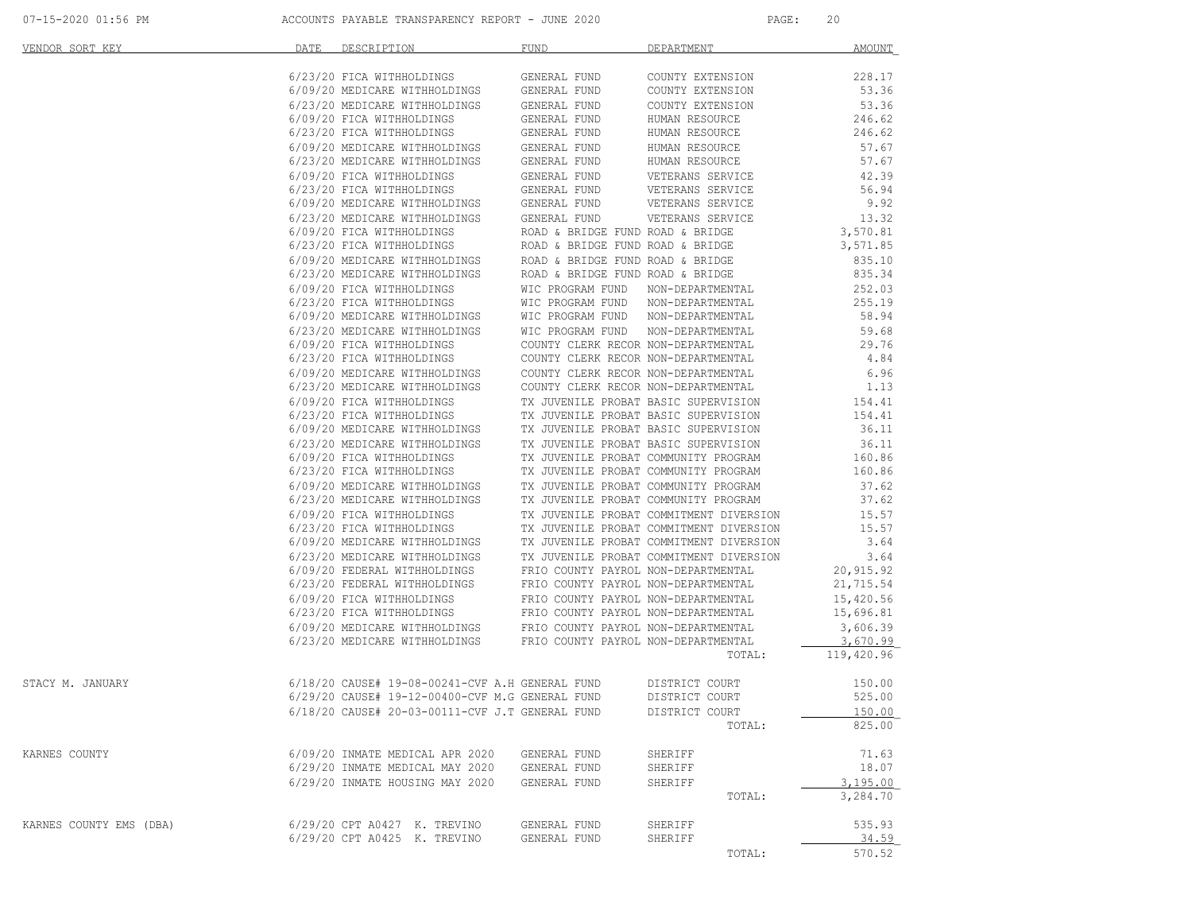| VENDOR SORT KEY | DATE | DESCRIPTION | FUND | DEPARTMENT | AMOUNT |
|---|---|---|---|---|---|
| | 6/23/20 | FICA WITHHOLDINGS | GENERAL FUND | COUNTY EXTENSION | 228.17 |
| | 6/09/20 | MEDICARE WITHHOLDINGS | GENERAL FUND | COUNTY EXTENSION | 53.36 |
| | 6/23/20 | MEDICARE WITHHOLDINGS | GENERAL FUND | COUNTY EXTENSION | 53.36 |
| | 6/09/20 | FICA WITHHOLDINGS | GENERAL FUND | HUMAN RESOURCE | 246.62 |
| | 6/23/20 | FICA WITHHOLDINGS | GENERAL FUND | HUMAN RESOURCE | 246.62 |
| | 6/09/20 | MEDICARE WITHHOLDINGS | GENERAL FUND | HUMAN RESOURCE | 57.67 |
| | 6/23/20 | MEDICARE WITHHOLDINGS | GENERAL FUND | HUMAN RESOURCE | 57.67 |
| | 6/09/20 | FICA WITHHOLDINGS | GENERAL FUND | VETERANS SERVICE | 42.39 |
| | 6/23/20 | FICA WITHHOLDINGS | GENERAL FUND | VETERANS SERVICE | 56.94 |
| | 6/09/20 | MEDICARE WITHHOLDINGS | GENERAL FUND | VETERANS SERVICE | 9.92 |
| | 6/23/20 | MEDICARE WITHHOLDINGS | GENERAL FUND | VETERANS SERVICE | 13.32 |
| | 6/09/20 | FICA WITHHOLDINGS | ROAD & BRIDGE FUND | ROAD & BRIDGE | 3,570.81 |
| | 6/23/20 | FICA WITHHOLDINGS | ROAD & BRIDGE FUND | ROAD & BRIDGE | 3,571.85 |
| | 6/09/20 | MEDICARE WITHHOLDINGS | ROAD & BRIDGE FUND | ROAD & BRIDGE | 835.10 |
| | 6/23/20 | MEDICARE WITHHOLDINGS | ROAD & BRIDGE FUND | ROAD & BRIDGE | 835.34 |
| | 6/09/20 | FICA WITHHOLDINGS | WIC PROGRAM FUND | NON-DEPARTMENTAL | 252.03 |
| | 6/23/20 | FICA WITHHOLDINGS | WIC PROGRAM FUND | NON-DEPARTMENTAL | 255.19 |
| | 6/09/20 | MEDICARE WITHHOLDINGS | WIC PROGRAM FUND | NON-DEPARTMENTAL | 58.94 |
| | 6/23/20 | MEDICARE WITHHOLDINGS | WIC PROGRAM FUND | NON-DEPARTMENTAL | 59.68 |
| | 6/09/20 | FICA WITHHOLDINGS | COUNTY CLERK RECOR | NON-DEPARTMENTAL | 29.76 |
| | 6/23/20 | FICA WITHHOLDINGS | COUNTY CLERK RECOR | NON-DEPARTMENTAL | 4.84 |
| | 6/09/20 | MEDICARE WITHHOLDINGS | COUNTY CLERK RECOR | NON-DEPARTMENTAL | 6.96 |
| | 6/23/20 | MEDICARE WITHHOLDINGS | COUNTY CLERK RECOR | NON-DEPARTMENTAL | 1.13 |
| | 6/09/20 | FICA WITHHOLDINGS | TX JUVENILE PROBAT | BASIC SUPERVISION | 154.41 |
| | 6/23/20 | FICA WITHHOLDINGS | TX JUVENILE PROBAT | BASIC SUPERVISION | 154.41 |
| | 6/09/20 | MEDICARE WITHHOLDINGS | TX JUVENILE PROBAT | BASIC SUPERVISION | 36.11 |
| | 6/23/20 | MEDICARE WITHHOLDINGS | TX JUVENILE PROBAT | BASIC SUPERVISION | 36.11 |
| | 6/09/20 | FICA WITHHOLDINGS | TX JUVENILE PROBAT | COMMUNITY PROGRAM | 160.86 |
| | 6/23/20 | FICA WITHHOLDINGS | TX JUVENILE PROBAT | COMMUNITY PROGRAM | 160.86 |
| | 6/09/20 | MEDICARE WITHHOLDINGS | TX JUVENILE PROBAT | COMMUNITY PROGRAM | 37.62 |
| | 6/23/20 | MEDICARE WITHHOLDINGS | TX JUVENILE PROBAT | COMMUNITY PROGRAM | 37.62 |
| | 6/09/20 | FICA WITHHOLDINGS | TX JUVENILE PROBAT | COMMITMENT DIVERSION | 15.57 |
| | 6/23/20 | FICA WITHHOLDINGS | TX JUVENILE PROBAT | COMMITMENT DIVERSION | 15.57 |
| | 6/09/20 | MEDICARE WITHHOLDINGS | TX JUVENILE PROBAT | COMMITMENT DIVERSION | 3.64 |
| | 6/23/20 | MEDICARE WITHHOLDINGS | TX JUVENILE PROBAT | COMMITMENT DIVERSION | 3.64 |
| | 6/09/20 | FEDERAL WITHHOLDINGS | FRIO COUNTY PAYROL | NON-DEPARTMENTAL | 20,915.92 |
| | 6/23/20 | FEDERAL WITHHOLDINGS | FRIO COUNTY PAYROL | NON-DEPARTMENTAL | 21,715.54 |
| | 6/09/20 | FICA WITHHOLDINGS | FRIO COUNTY PAYROL | NON-DEPARTMENTAL | 15,420.56 |
| | 6/23/20 | FICA WITHHOLDINGS | FRIO COUNTY PAYROL | NON-DEPARTMENTAL | 15,696.81 |
| | 6/09/20 | MEDICARE WITHHOLDINGS | FRIO COUNTY PAYROL | NON-DEPARTMENTAL | 3,606.39 |
| | 6/23/20 | MEDICARE WITHHOLDINGS | FRIO COUNTY PAYROL | NON-DEPARTMENTAL | 3,670.99 |
| | | | | TOTAL: | 119,420.96 |
| STACY M. JANUARY | 6/18/20 | CAUSE# 19-08-00241-CVF A.H | GENERAL FUND | DISTRICT COURT | 150.00 |
| | 6/29/20 | CAUSE# 19-12-00400-CVF M.G | GENERAL FUND | DISTRICT COURT | 525.00 |
| | 6/18/20 | CAUSE# 20-03-00111-CVF J.T | GENERAL FUND | DISTRICT COURT | 150.00 |
| | | | | TOTAL: | 825.00 |
| KARNES COUNTY | 6/09/20 | INMATE MEDICAL APR 2020 | GENERAL FUND | SHERIFF | 71.63 |
| | 6/29/20 | INMATE MEDICAL MAY 2020 | GENERAL FUND | SHERIFF | 18.07 |
| | 6/29/20 | INMATE HOUSING MAY 2020 | GENERAL FUND | SHERIFF | 3,195.00 |
| | | | | TOTAL: | 3,284.70 |
| KARNES COUNTY EMS (DBA) | 6/29/20 | CPT A0427 K. TREVINO | GENERAL FUND | SHERIFF | 535.93 |
| | 6/29/20 | CPT A0425 K. TREVINO | GENERAL FUND | SHERIFF | 34.59 |
| | | | | TOTAL: | 570.52 |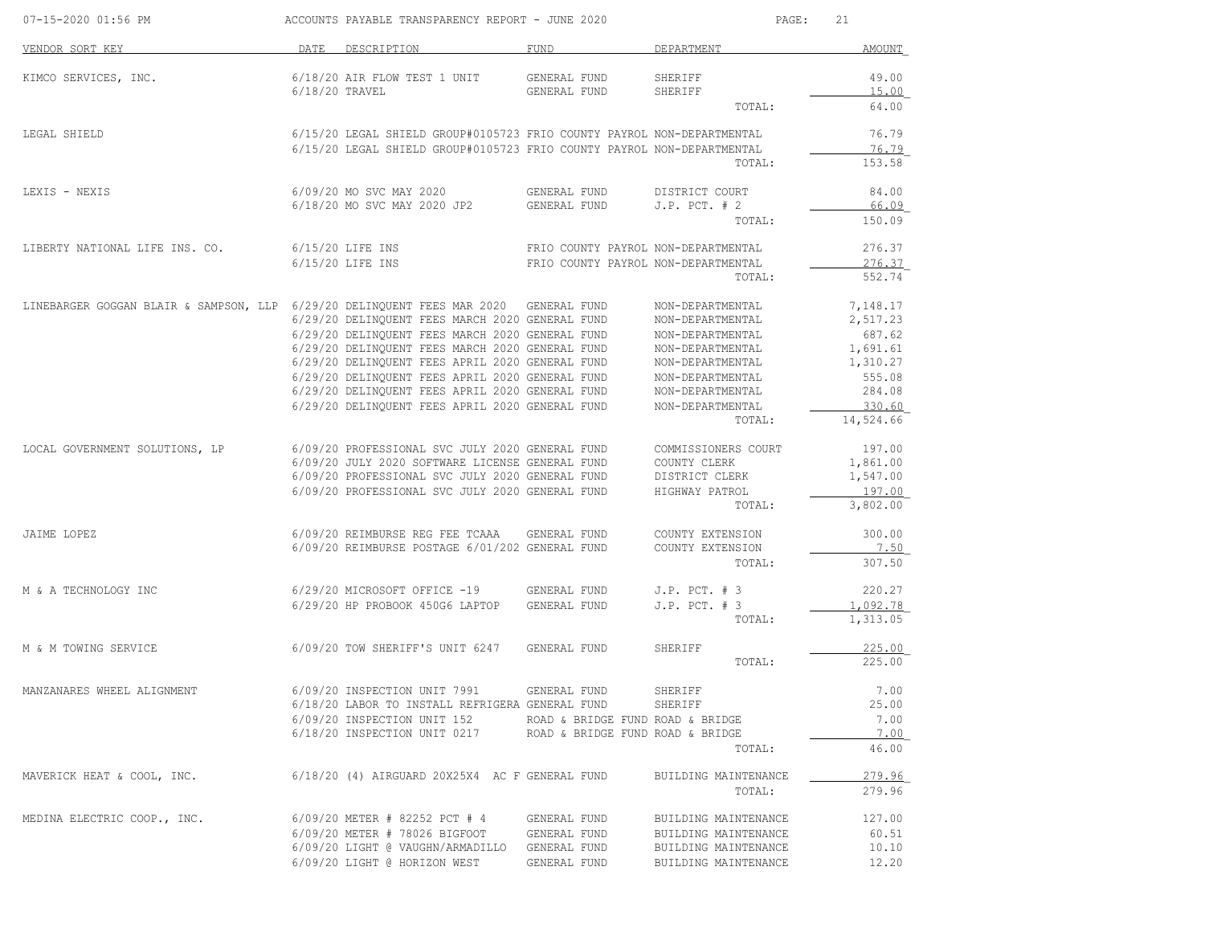ACCOUNTS PAYABLE TRANSPARENCY REPORT - JUNE 2020

| VENDOR SORT KEY | DATE | DESCRIPTION | FUND | DEPARTMENT | AMOUNT |
|---|---|---|---|---|---|
| KIMCO SERVICES, INC. | 6/18/20 | AIR FLOW TEST 1 UNIT | GENERAL FUND | SHERIFF | 49.00 |
| | 6/18/20 | TRAVEL | GENERAL FUND | SHERIFF | 15.00 |
| | | | | TOTAL: | 64.00 |
| LEGAL SHIELD | 6/15/20 | LEGAL SHIELD GROUP#0105723 | FRIO COUNTY PAYROL | NON-DEPARTMENTAL | 76.79 |
| | 6/15/20 | LEGAL SHIELD GROUP#0105723 | FRIO COUNTY PAYROL | NON-DEPARTMENTAL | 76.79 |
| | | | | TOTAL: | 153.58 |
| LEXIS - NEXIS | 6/09/20 | MO SVC MAY 2020 | GENERAL FUND | DISTRICT COURT | 84.00 |
| | 6/18/20 | MO SVC MAY 2020 JP2 | GENERAL FUND | J.P. PCT. # 2 | 66.09 |
| | | | | TOTAL: | 150.09 |
| LIBERTY NATIONAL LIFE INS. CO. | 6/15/20 | LIFE INS | FRIO COUNTY PAYROL | NON-DEPARTMENTAL | 276.37 |
| | 6/15/20 | LIFE INS | FRIO COUNTY PAYROL | NON-DEPARTMENTAL | 276.37 |
| | | | | TOTAL: | 552.74 |
| LINEBARGER GOGGAN BLAIR & SAMPSON, LLP | 6/29/20 | DELINQUENT FEES MAR 2020 | GENERAL FUND | NON-DEPARTMENTAL | 7,148.17 |
| | 6/29/20 | DELINQUENT FEES MARCH 2020 | GENERAL FUND | NON-DEPARTMENTAL | 2,517.23 |
| | 6/29/20 | DELINQUENT FEES MARCH 2020 | GENERAL FUND | NON-DEPARTMENTAL | 687.62 |
| | 6/29/20 | DELINQUENT FEES MARCH 2020 | GENERAL FUND | NON-DEPARTMENTAL | 1,691.61 |
| | 6/29/20 | DELINQUENT FEES APRIL 2020 | GENERAL FUND | NON-DEPARTMENTAL | 1,310.27 |
| | 6/29/20 | DELINQUENT FEES APRIL 2020 | GENERAL FUND | NON-DEPARTMENTAL | 555.08 |
| | 6/29/20 | DELINQUENT FEES APRIL 2020 | GENERAL FUND | NON-DEPARTMENTAL | 284.08 |
| | 6/29/20 | DELINQUENT FEES APRIL 2020 | GENERAL FUND | NON-DEPARTMENTAL | 330.60 |
| | | | | TOTAL: | 14,524.66 |
| LOCAL GOVERNMENT SOLUTIONS, LP | 6/09/20 | PROFESSIONAL SVC JULY 2020 | GENERAL FUND | COMMISSIONERS COURT | 197.00 |
| | 6/09/20 | JULY 2020 SOFTWARE LICENSE | GENERAL FUND | COUNTY CLERK | 1,861.00 |
| | 6/09/20 | PROFESSIONAL SVC JULY 2020 | GENERAL FUND | DISTRICT CLERK | 1,547.00 |
| | 6/09/20 | PROFESSIONAL SVC JULY 2020 | GENERAL FUND | HIGHWAY PATROL | 197.00 |
| | | | | TOTAL: | 3,802.00 |
| JAIME LOPEZ | 6/09/20 | REIMBURSE REG FEE TCAAA | GENERAL FUND | COUNTY EXTENSION | 300.00 |
| | 6/09/20 | REIMBURSE POSTAGE 6/01/202 | GENERAL FUND | COUNTY EXTENSION | 7.50 |
| | | | | TOTAL: | 307.50 |
| M & A TECHNOLOGY INC | 6/29/20 | MICROSOFT OFFICE -19 | GENERAL FUND | J.P. PCT. # 3 | 220.27 |
| | 6/29/20 | HP PROBOOK 450G6 LAPTOP | GENERAL FUND | J.P. PCT. # 3 | 1,092.78 |
| | | | | TOTAL: | 1,313.05 |
| M & M TOWING SERVICE | 6/09/20 | TOW SHERIFF'S UNIT 6247 | GENERAL FUND | SHERIFF | 225.00 |
| | | | | TOTAL: | 225.00 |
| MANZANARES WHEEL ALIGNMENT | 6/09/20 | INSPECTION UNIT 7991 | GENERAL FUND | SHERIFF | 7.00 |
| | 6/18/20 | LABOR TO INSTALL REFRIGERA | GENERAL FUND | SHERIFF | 25.00 |
| | 6/09/20 | INSPECTION UNIT 152 | ROAD & BRIDGE FUND | ROAD & BRIDGE | 7.00 |
| | 6/18/20 | INSPECTION UNIT 0217 | ROAD & BRIDGE FUND | ROAD & BRIDGE | 7.00 |
| | | | | TOTAL: | 46.00 |
| MAVERICK HEAT & COOL, INC. | 6/18/20 | (4) AIRGUARD 20X25X4 AC F | GENERAL FUND | BUILDING MAINTENANCE | 279.96 |
| | | | | TOTAL: | 279.96 |
| MEDINA ELECTRIC COOP., INC. | 6/09/20 | METER # 82252 PCT # 4 | GENERAL FUND | BUILDING MAINTENANCE | 127.00 |
| | 6/09/20 | METER # 78026 BIGFOOT | GENERAL FUND | BUILDING MAINTENANCE | 60.51 |
| | 6/09/20 | LIGHT @ VAUGHN/ARMADILLO | GENERAL FUND | BUILDING MAINTENANCE | 10.10 |
| | 6/09/20 | LIGHT @ HORIZON WEST | GENERAL FUND | BUILDING MAINTENANCE | 12.20 |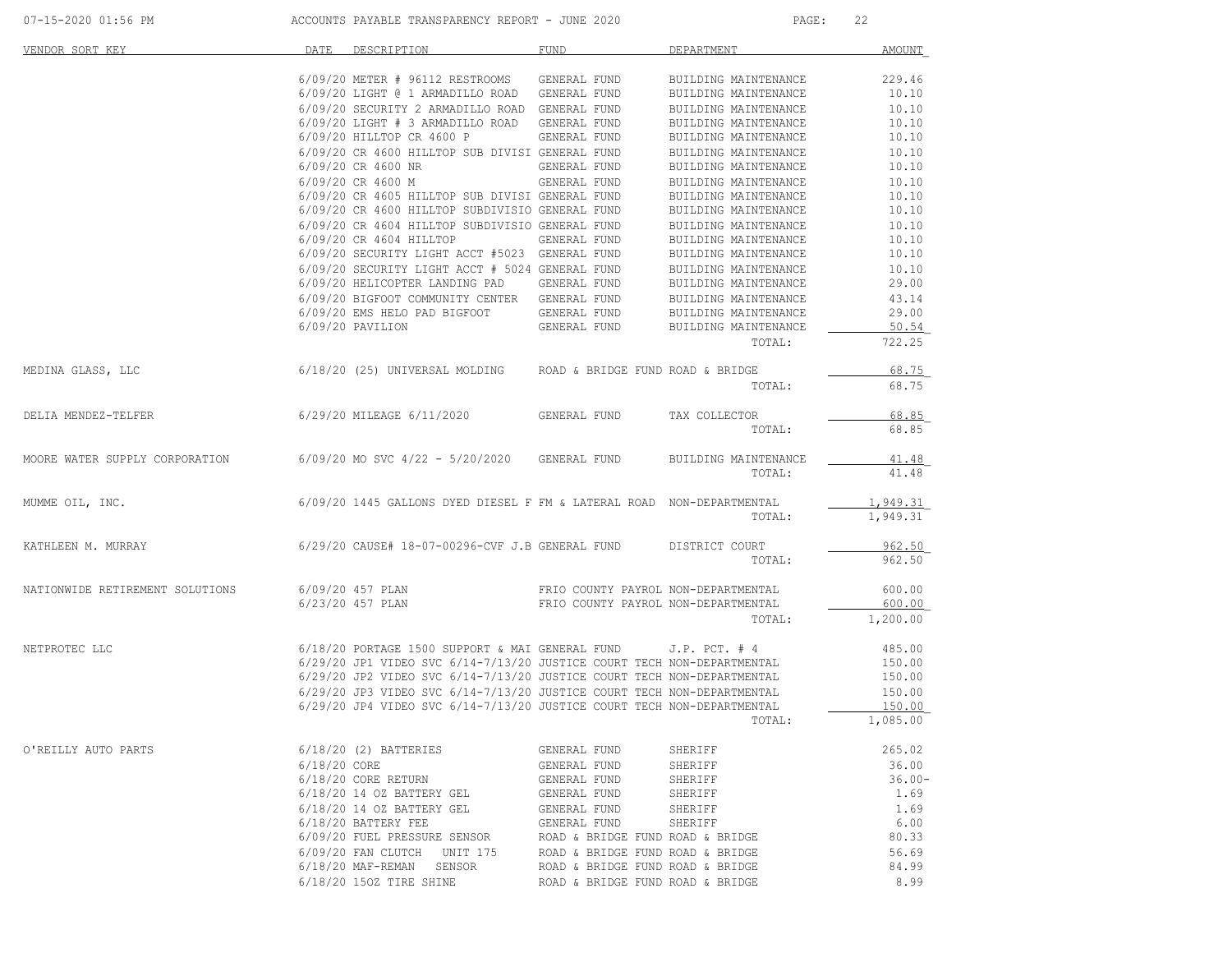ACCOUNTS PAYABLE TRANSPARENCY REPORT - JUNE 2020

| VENDOR SORT KEY | DATE | DESCRIPTION | FUND | DEPARTMENT | AMOUNT |
|---|---|---|---|---|---|
| | 6/09/20 | METER # 96112 RESTROOMS | GENERAL FUND | BUILDING MAINTENANCE | 229.46 |
| | 6/09/20 | LIGHT @ 1 ARMADILLO ROAD | GENERAL FUND | BUILDING MAINTENANCE | 10.10 |
| | 6/09/20 | SECURITY 2 ARMADILLO ROAD | GENERAL FUND | BUILDING MAINTENANCE | 10.10 |
| | 6/09/20 | LIGHT # 3 ARMADILLO ROAD | GENERAL FUND | BUILDING MAINTENANCE | 10.10 |
| | 6/09/20 | HILLTOP CR 4600 P | GENERAL FUND | BUILDING MAINTENANCE | 10.10 |
| | 6/09/20 | CR 4600 HILLTOP SUB DIVISI | GENERAL FUND | BUILDING MAINTENANCE | 10.10 |
| | 6/09/20 | CR 4600 NR | GENERAL FUND | BUILDING MAINTENANCE | 10.10 |
| | 6/09/20 | CR 4600 M | GENERAL FUND | BUILDING MAINTENANCE | 10.10 |
| | 6/09/20 | CR 4605 HILLTOP SUB DIVISI | GENERAL FUND | BUILDING MAINTENANCE | 10.10 |
| | 6/09/20 | CR 4600 HILLTOP SUBDIVISIO | GENERAL FUND | BUILDING MAINTENANCE | 10.10 |
| | 6/09/20 | CR 4604 HILLTOP SUBDIVISIO | GENERAL FUND | BUILDING MAINTENANCE | 10.10 |
| | 6/09/20 | CR 4604 HILLTOP | GENERAL FUND | BUILDING MAINTENANCE | 10.10 |
| | 6/09/20 | SECURITY LIGHT ACCT #5023 | GENERAL FUND | BUILDING MAINTENANCE | 10.10 |
| | 6/09/20 | SECURITY LIGHT ACCT # 5024 | GENERAL FUND | BUILDING MAINTENANCE | 10.10 |
| | 6/09/20 | HELICOPTER LANDING PAD | GENERAL FUND | BUILDING MAINTENANCE | 29.00 |
| | 6/09/20 | BIGFOOT COMMUNITY CENTER | GENERAL FUND | BUILDING MAINTENANCE | 43.14 |
| | 6/09/20 | EMS HELO PAD BIGFOOT | GENERAL FUND | BUILDING MAINTENANCE | 29.00 |
| | 6/09/20 | PAVILION | GENERAL FUND | BUILDING MAINTENANCE | 50.54 |
| | | | | TOTAL: | 722.25 |
| MEDINA GLASS, LLC | 6/18/20 | (25) UNIVERSAL MOLDING | ROAD & BRIDGE FUND | ROAD & BRIDGE | 68.75 |
| | | | | TOTAL: | 68.75 |
| DELIA MENDEZ-TELFER | 6/29/20 | MILEAGE 6/11/2020 | GENERAL FUND | TAX COLLECTOR | 68.85 |
| | | | | TOTAL: | 68.85 |
| MOORE WATER SUPPLY CORPORATION | 6/09/20 | MO SVC 4/22 - 5/20/2020 | GENERAL FUND | BUILDING MAINTENANCE | 41.48 |
| | | | | TOTAL: | 41.48 |
| MUMME OIL, INC. | 6/09/20 | 1445 GALLONS DYED DIESEL F | FM & LATERAL ROAD | NON-DEPARTMENTAL | 1,949.31 |
| | | | | TOTAL: | 1,949.31 |
| KATHLEEN M. MURRAY | 6/29/20 | CAUSE# 18-07-00296-CVF J.B | GENERAL FUND | DISTRICT COURT | 962.50 |
| | | | | TOTAL: | 962.50 |
| NATIONWIDE RETIREMENT SOLUTIONS | 6/09/20 | 457 PLAN | FRIO COUNTY PAYROL | NON-DEPARTMENTAL | 600.00 |
| | 6/23/20 | 457 PLAN | FRIO COUNTY PAYROL | NON-DEPARTMENTAL | 600.00 |
| | | | | TOTAL: | 1,200.00 |
| NETPROTEC LLC | 6/18/20 | PORTAGE 1500 SUPPORT & MAI | GENERAL FUND | J.P. PCT. # 4 | 485.00 |
| | 6/29/20 | JP1 VIDEO SVC 6/14-7/13/20 | JUSTICE COURT TECH | NON-DEPARTMENTAL | 150.00 |
| | 6/29/20 | JP2 VIDEO SVC 6/14-7/13/20 | JUSTICE COURT TECH | NON-DEPARTMENTAL | 150.00 |
| | 6/29/20 | JP3 VIDEO SVC 6/14-7/13/20 | JUSTICE COURT TECH | NON-DEPARTMENTAL | 150.00 |
| | 6/29/20 | JP4 VIDEO SVC 6/14-7/13/20 | JUSTICE COURT TECH | NON-DEPARTMENTAL | 150.00 |
| | | | | TOTAL: | 1,085.00 |
| O'REILLY AUTO PARTS | 6/18/20 | (2) BATTERIES | GENERAL FUND | SHERIFF | 265.02 |
| | 6/18/20 | CORE | GENERAL FUND | SHERIFF | 36.00 |
| | 6/18/20 | CORE RETURN | GENERAL FUND | SHERIFF | 36.00- |
| | 6/18/20 | 14 OZ BATTERY GEL | GENERAL FUND | SHERIFF | 1.69 |
| | 6/18/20 | 14 OZ BATTERY GEL | GENERAL FUND | SHERIFF | 1.69 |
| | 6/18/20 | BATTERY FEE | GENERAL FUND | SHERIFF | 6.00 |
| | 6/09/20 | FUEL PRESSURE SENSOR | ROAD & BRIDGE FUND | ROAD & BRIDGE | 80.33 |
| | 6/09/20 | FAN CLUTCH UNIT 175 | ROAD & BRIDGE FUND | ROAD & BRIDGE | 56.69 |
| | 6/18/20 | MAF-REMAN SENSOR | ROAD & BRIDGE FUND | ROAD & BRIDGE | 84.99 |
| | 6/18/20 | 15OZ TIRE SHINE | ROAD & BRIDGE FUND | ROAD & BRIDGE | 8.99 |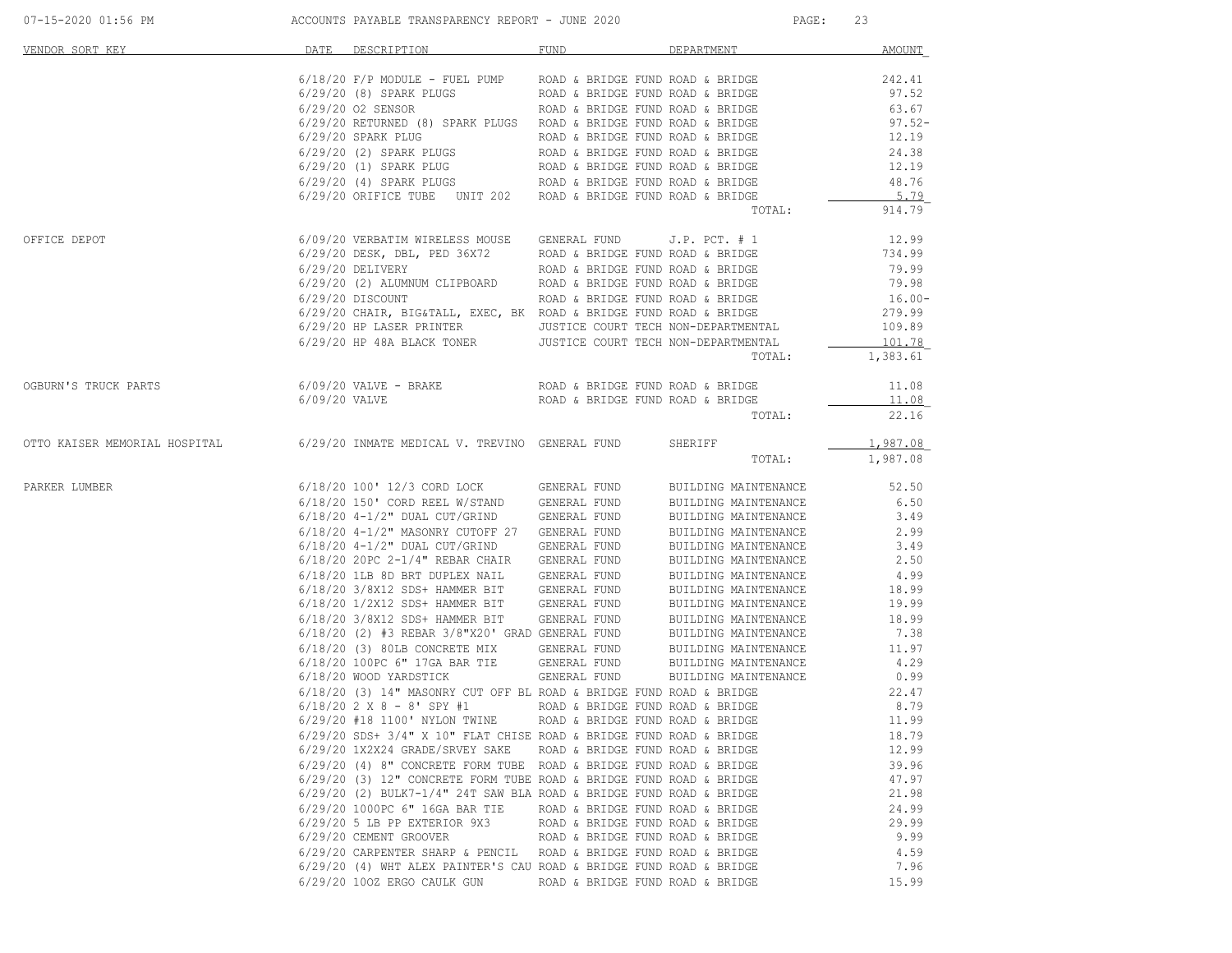| VENDOR SORT KEY | DATE | DESCRIPTION | FUND | DEPARTMENT | AMOUNT |
|---|---|---|---|---|---|
| | 6/18/20 | F/P MODULE - FUEL PUMP | ROAD & BRIDGE FUND | ROAD & BRIDGE | 242.41 |
| | 6/29/20 | (8) SPARK PLUGS | ROAD & BRIDGE FUND | ROAD & BRIDGE | 97.52 |
| | 6/29/20 | O2 SENSOR | ROAD & BRIDGE FUND | ROAD & BRIDGE | 63.67 |
| | 6/29/20 | RETURNED (8) SPARK PLUGS | ROAD & BRIDGE FUND | ROAD & BRIDGE | 97.52- |
| | 6/29/20 | SPARK PLUG | ROAD & BRIDGE FUND | ROAD & BRIDGE | 12.19 |
| | 6/29/20 | (2) SPARK PLUGS | ROAD & BRIDGE FUND | ROAD & BRIDGE | 24.38 |
| | 6/29/20 | (1) SPARK PLUG | ROAD & BRIDGE FUND | ROAD & BRIDGE | 12.19 |
| | 6/29/20 | (4) SPARK PLUGS | ROAD & BRIDGE FUND | ROAD & BRIDGE | 48.76 |
| | 6/29/20 | ORIFICE TUBE UNIT 202 | ROAD & BRIDGE FUND | ROAD & BRIDGE | 5.79 |
| | | | | TOTAL: | 914.79 |
| OFFICE DEPOT | 6/09/20 | VERBATIM WIRELESS MOUSE | GENERAL FUND | J.P. PCT. # 1 | 12.99 |
| | 6/29/20 | DESK, DBL, PED 36X72 | ROAD & BRIDGE FUND | ROAD & BRIDGE | 734.99 |
| | 6/29/20 | DELIVERY | ROAD & BRIDGE FUND | ROAD & BRIDGE | 79.99 |
| | 6/29/20 | (2) ALUMNUM CLIPBOARD | ROAD & BRIDGE FUND | ROAD & BRIDGE | 79.98 |
| | 6/29/20 | DISCOUNT | ROAD & BRIDGE FUND | ROAD & BRIDGE | 16.00- |
| | 6/29/20 | CHAIR, BIG&TALL, EXEC, BK | ROAD & BRIDGE FUND | ROAD & BRIDGE | 279.99 |
| | 6/29/20 | HP LASER PRINTER | JUSTICE COURT TECH | NON-DEPARTMENTAL | 109.89 |
| | 6/29/20 | HP 48A BLACK TONER | JUSTICE COURT TECH | NON-DEPARTMENTAL | 101.78 |
| | | | | TOTAL: | 1,383.61 |
| OGBURN'S TRUCK PARTS | 6/09/20 | VALVE - BRAKE | ROAD & BRIDGE FUND | ROAD & BRIDGE | 11.08 |
| | 6/09/20 | VALVE | ROAD & BRIDGE FUND | ROAD & BRIDGE | 11.08 |
| | | | | TOTAL: | 22.16 |
| OTTO KAISER MEMORIAL HOSPITAL | 6/29/20 | INMATE MEDICAL V. TREVINO | GENERAL FUND | SHERIFF | 1,987.08 |
| | | | | TOTAL: | 1,987.08 |
| PARKER LUMBER | 6/18/20 | 100' 12/3 CORD LOCK | GENERAL FUND | BUILDING MAINTENANCE | 52.50 |
| | 6/18/20 | 150' CORD REEL W/STAND | GENERAL FUND | BUILDING MAINTENANCE | 6.50 |
| | 6/18/20 | 4-1/2" DUAL CUT/GRIND | GENERAL FUND | BUILDING MAINTENANCE | 3.49 |
| | 6/18/20 | 4-1/2" MASONRY CUTOFF 27 | GENERAL FUND | BUILDING MAINTENANCE | 2.99 |
| | 6/18/20 | 4-1/2" DUAL CUT/GRIND | GENERAL FUND | BUILDING MAINTENANCE | 3.49 |
| | 6/18/20 | 20PC 2-1/4" REBAR CHAIR | GENERAL FUND | BUILDING MAINTENANCE | 2.50 |
| | 6/18/20 | 1LB 8D BRT DUPLEX NAIL | GENERAL FUND | BUILDING MAINTENANCE | 4.99 |
| | 6/18/20 | 3/8X12 SDS+ HAMMER BIT | GENERAL FUND | BUILDING MAINTENANCE | 18.99 |
| | 6/18/20 | 1/2X12 SDS+ HAMMER BIT | GENERAL FUND | BUILDING MAINTENANCE | 19.99 |
| | 6/18/20 | 3/8X12 SDS+ HAMMER BIT | GENERAL FUND | BUILDING MAINTENANCE | 18.99 |
| | 6/18/20 | (2) #3 REBAR 3/8"X20' GRAD | GENERAL FUND | BUILDING MAINTENANCE | 7.38 |
| | 6/18/20 | (3) 80LB CONCRETE MIX | GENERAL FUND | BUILDING MAINTENANCE | 11.97 |
| | 6/18/20 | 100PC 6" 17GA BAR TIE | GENERAL FUND | BUILDING MAINTENANCE | 4.29 |
| | 6/18/20 | WOOD YARDSTICK | GENERAL FUND | BUILDING MAINTENANCE | 0.99 |
| | 6/18/20 | (3) 14" MASONRY CUT OFF BL | ROAD & BRIDGE FUND | ROAD & BRIDGE | 22.47 |
| | 6/18/20 | 2 X 8 - 8' SPY #1 | ROAD & BRIDGE FUND | ROAD & BRIDGE | 8.79 |
| | 6/29/20 | #18 1100' NYLON TWINE | ROAD & BRIDGE FUND | ROAD & BRIDGE | 11.99 |
| | 6/29/20 | SDS+ 3/4" X 10" FLAT CHISE | ROAD & BRIDGE FUND | ROAD & BRIDGE | 18.79 |
| | 6/29/20 | 1X2X24 GRADE/SRVEY SAKE | ROAD & BRIDGE FUND | ROAD & BRIDGE | 12.99 |
| | 6/29/20 | (4) 8" CONCRETE FORM TUBE | ROAD & BRIDGE FUND | ROAD & BRIDGE | 39.96 |
| | 6/29/20 | (3) 12" CONCRETE FORM TUBE | ROAD & BRIDGE FUND | ROAD & BRIDGE | 47.97 |
| | 6/29/20 | (2) BULK7-1/4" 24T SAW BLA | ROAD & BRIDGE FUND | ROAD & BRIDGE | 21.98 |
| | 6/29/20 | 1000PC 6" 16GA BAR TIE | ROAD & BRIDGE FUND | ROAD & BRIDGE | 24.99 |
| | 6/29/20 | 5 LB PP EXTERIOR 9X3 | ROAD & BRIDGE FUND | ROAD & BRIDGE | 29.99 |
| | 6/29/20 | CEMENT GROOVER | ROAD & BRIDGE FUND | ROAD & BRIDGE | 9.99 |
| | 6/29/20 | CARPENTER SHARP & PENCIL | ROAD & BRIDGE FUND | ROAD & BRIDGE | 4.59 |
| | 6/29/20 | (4) WHT ALEX PAINTER'S CAU | ROAD & BRIDGE FUND | ROAD & BRIDGE | 7.96 |
| | 6/29/20 | 10OZ ERGO CAULK GUN | ROAD & BRIDGE FUND | ROAD & BRIDGE | 15.99 |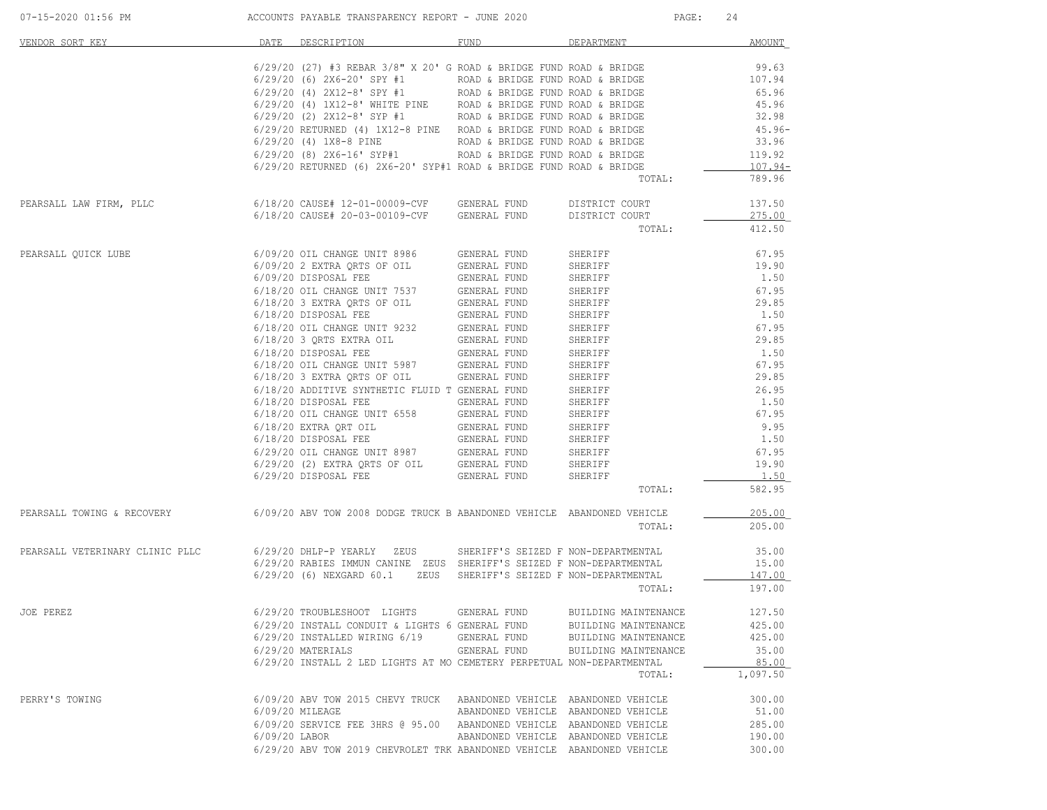ACCOUNTS PAYABLE TRANSPARENCY REPORT - JUNE 2020

| VENDOR SORT KEY | DATE | DESCRIPTION | FUND | DEPARTMENT | AMOUNT |
|---|---|---|---|---|---|
| | 6/29/20 | (27) #3 REBAR 3/8" X 20' G | ROAD & BRIDGE FUND | ROAD & BRIDGE | 99.63 |
| | 6/29/20 | (6) 2X6-20' SPY #1 | ROAD & BRIDGE FUND | ROAD & BRIDGE | 107.94 |
| | 6/29/20 | (4) 2X12-8' SPY #1 | ROAD & BRIDGE FUND | ROAD & BRIDGE | 65.96 |
| | 6/29/20 | (4) 1X12-8' WHITE PINE | ROAD & BRIDGE FUND | ROAD & BRIDGE | 45.96 |
| | 6/29/20 | (2) 2X12-8' SYP #1 | ROAD & BRIDGE FUND | ROAD & BRIDGE | 32.98 |
| | 6/29/20 | RETURNED (4) 1X12-8 PINE | ROAD & BRIDGE FUND | ROAD & BRIDGE | 45.96- |
| | 6/29/20 | (4) 1X8-8 PINE | ROAD & BRIDGE FUND | ROAD & BRIDGE | 33.96 |
| | 6/29/20 | (8) 2X6-16' SYP#1 | ROAD & BRIDGE FUND | ROAD & BRIDGE | 119.92 |
| | 6/29/20 | RETURNED (6) 2X6-20' SYP#1 | ROAD & BRIDGE FUND | ROAD & BRIDGE | 107.94- |
| | | | | TOTAL: | 789.96 |
| PEARSALL LAW FIRM, PLLC | 6/18/20 | CAUSE# 12-01-00009-CVF | GENERAL FUND | DISTRICT COURT | 137.50 |
| | 6/18/20 | CAUSE# 20-03-00109-CVF | GENERAL FUND | DISTRICT COURT | 275.00 |
| | | | | TOTAL: | 412.50 |
| PEARSALL QUICK LUBE | 6/09/20 | OIL CHANGE UNIT 8986 | GENERAL FUND | SHERIFF | 67.95 |
| | 6/09/20 | 2 EXTRA QRTS OF OIL | GENERAL FUND | SHERIFF | 19.90 |
| | 6/09/20 | DISPOSAL FEE | GENERAL FUND | SHERIFF | 1.50 |
| | 6/18/20 | OIL CHANGE UNIT 7537 | GENERAL FUND | SHERIFF | 67.95 |
| | 6/18/20 | 3 EXTRA QRTS OF OIL | GENERAL FUND | SHERIFF | 29.85 |
| | 6/18/20 | DISPOSAL FEE | GENERAL FUND | SHERIFF | 1.50 |
| | 6/18/20 | OIL CHANGE UNIT 9232 | GENERAL FUND | SHERIFF | 67.95 |
| | 6/18/20 | 3 QRTS EXTRA OIL | GENERAL FUND | SHERIFF | 29.85 |
| | 6/18/20 | DISPOSAL FEE | GENERAL FUND | SHERIFF | 1.50 |
| | 6/18/20 | OIL CHANGE UNIT 5987 | GENERAL FUND | SHERIFF | 67.95 |
| | 6/18/20 | 3 EXTRA QRTS OF OIL | GENERAL FUND | SHERIFF | 29.85 |
| | 6/18/20 | ADDITIVE SYNTHETIC FLUID T | GENERAL FUND | SHERIFF | 26.95 |
| | 6/18/20 | DISPOSAL FEE | GENERAL FUND | SHERIFF | 1.50 |
| | 6/18/20 | OIL CHANGE UNIT 6558 | GENERAL FUND | SHERIFF | 67.95 |
| | 6/18/20 | EXTRA QRT OIL | GENERAL FUND | SHERIFF | 9.95 |
| | 6/18/20 | DISPOSAL FEE | GENERAL FUND | SHERIFF | 1.50 |
| | 6/29/20 | OIL CHANGE UNIT 8987 | GENERAL FUND | SHERIFF | 67.95 |
| | 6/29/20 | (2) EXTRA QRTS OF OIL | GENERAL FUND | SHERIFF | 19.90 |
| | 6/29/20 | DISPOSAL FEE | GENERAL FUND | SHERIFF | 1.50 |
| | | | | TOTAL: | 582.95 |
| PEARSALL TOWING & RECOVERY | 6/09/20 | ABV TOW 2008 DODGE TRUCK B | ABANDONED VEHICLE | ABANDONED VEHICLE | 205.00 |
| | | | | TOTAL: | 205.00 |
| PEARSALL VETERINARY CLINIC PLLC | 6/29/20 | DHLP-P YEARLY ZEUS | SHERIFF'S SEIZED F | NON-DEPARTMENTAL | 35.00 |
| | 6/29/20 | RABIES IMMUN CANINE ZEUS | SHERIFF'S SEIZED F | NON-DEPARTMENTAL | 15.00 |
| | 6/29/20 | (6) NEXGARD 60.1 ZEUS | SHERIFF'S SEIZED F | NON-DEPARTMENTAL | 147.00 |
| | | | | TOTAL: | 197.00 |
| JOE PEREZ | 6/29/20 | TROUBLESHOOT LIGHTS | GENERAL FUND | BUILDING MAINTENANCE | 127.50 |
| | 6/29/20 | INSTALL CONDUIT & LIGHTS 6 | GENERAL FUND | BUILDING MAINTENANCE | 425.00 |
| | 6/29/20 | INSTALLED WIRING 6/19 | GENERAL FUND | BUILDING MAINTENANCE | 425.00 |
| | 6/29/20 | MATERIALS | GENERAL FUND | BUILDING MAINTENANCE | 35.00 |
| | 6/29/20 | INSTALL 2 LED LIGHTS AT MO | CEMETERY PERPETUAL | NON-DEPARTMENTAL | 85.00 |
| | | | | TOTAL: | 1,097.50 |
| PERRY'S TOWING | 6/09/20 | ABV TOW 2015 CHEVY TRUCK | ABANDONED VEHICLE | ABANDONED VEHICLE | 300.00 |
| | 6/09/20 | MILEAGE | ABANDONED VEHICLE | ABANDONED VEHICLE | 51.00 |
| | 6/09/20 | SERVICE FEE 3HRS @ 95.00 | ABANDONED VEHICLE | ABANDONED VEHICLE | 285.00 |
| | 6/09/20 | LABOR | ABANDONED VEHICLE | ABANDONED VEHICLE | 190.00 |
| | 6/29/20 | ABV TOW 2019 CHEVROLET TRK | ABANDONED VEHICLE | ABANDONED VEHICLE | 300.00 |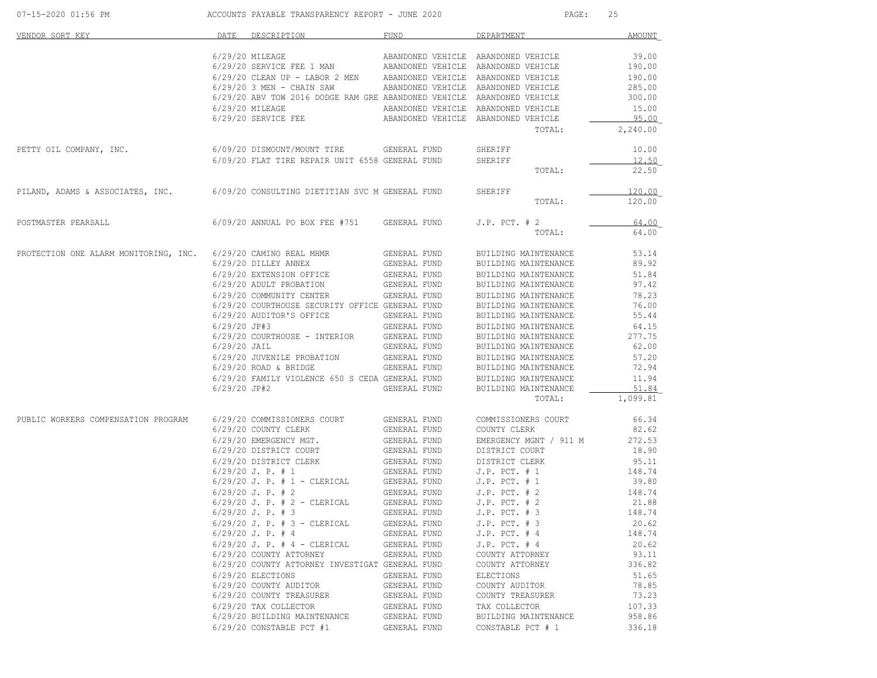| VENDOR SORT KEY | DATE | DESCRIPTION | FUND | DEPARTMENT | AMOUNT |
|---|---|---|---|---|---|
| | 6/29/20 | MILEAGE | ABANDONED VEHICLE | ABANDONED VEHICLE | 39.00 |
| | 6/29/20 | SERVICE FEE 1 MAN | ABANDONED VEHICLE | ABANDONED VEHICLE | 190.00 |
| | 6/29/20 | CLEAN UP - LABOR 2 MEN | ABANDONED VEHICLE | ABANDONED VEHICLE | 190.00 |
| | 6/29/20 | 3 MEN - CHAIN SAW | ABANDONED VEHICLE | ABANDONED VEHICLE | 285.00 |
| | 6/29/20 | ABV TOW 2016 DODGE RAM GRE | ABANDONED VEHICLE | ABANDONED VEHICLE | 300.00 |
| | 6/29/20 | MILEAGE | ABANDONED VEHICLE | ABANDONED VEHICLE | 15.00 |
| | 6/29/20 | SERVICE FEE | ABANDONED VEHICLE | ABANDONED VEHICLE | 95.00 |
| | | | | TOTAL: | 2,240.00 |
| PETTY OIL COMPANY, INC. | 6/09/20 | DISMOUNT/MOUNT TIRE | GENERAL FUND | SHERIFF | 10.00 |
| | 6/09/20 | FLAT TIRE REPAIR UNIT 6558 | GENERAL FUND | SHERIFF | 12.50 |
| | | | | TOTAL: | 22.50 |
| PILAND, ADAMS & ASSOCIATES, INC. | 6/09/20 | CONSULTING DIETITIAN SVC M | GENERAL FUND | SHERIFF | 120.00 |
| | | | | TOTAL: | 120.00 |
| POSTMASTER PEARSALL | 6/09/20 | ANNUAL PO BOX FEE #751 | GENERAL FUND | J.P. PCT. # 2 | 64.00 |
| | | | | TOTAL: | 64.00 |
| PROTECTION ONE ALARM MONITORING, INC. | 6/29/20 | CAMINO REAL MHMR | GENERAL FUND | BUILDING MAINTENANCE | 53.14 |
| | 6/29/20 | DILLEY ANNEX | GENERAL FUND | BUILDING MAINTENANCE | 89.92 |
| | 6/29/20 | EXTENSION OFFICE | GENERAL FUND | BUILDING MAINTENANCE | 51.84 |
| | 6/29/20 | ADULT PROBATION | GENERAL FUND | BUILDING MAINTENANCE | 97.42 |
| | 6/29/20 | COMMUNITY CENTER | GENERAL FUND | BUILDING MAINTENANCE | 78.23 |
| | 6/29/20 | COURTHOUSE SECURITY OFFICE | GENERAL FUND | BUILDING MAINTENANCE | 76.00 |
| | 6/29/20 | AUDITOR'S OFFICE | GENERAL FUND | BUILDING MAINTENANCE | 55.44 |
| | 6/29/20 | JP#3 | GENERAL FUND | BUILDING MAINTENANCE | 64.15 |
| | 6/29/20 | COURTHOUSE - INTERIOR | GENERAL FUND | BUILDING MAINTENANCE | 277.75 |
| | 6/29/20 | JAIL | GENERAL FUND | BUILDING MAINTENANCE | 62.00 |
| | 6/29/20 | JUVENILE PROBATION | GENERAL FUND | BUILDING MAINTENANCE | 57.20 |
| | 6/29/20 | ROAD & BRIDGE | GENERAL FUND | BUILDING MAINTENANCE | 72.94 |
| | 6/29/20 | FAMILY VIOLENCE 650 S CEDA | GENERAL FUND | BUILDING MAINTENANCE | 11.94 |
| | 6/29/20 | JP#2 | GENERAL FUND | BUILDING MAINTENANCE | 51.84 |
| | | | | TOTAL: | 1,099.81 |
| PUBLIC WORKERS COMPENSATION PROGRAM | 6/29/20 | COMMISSIONERS COURT | GENERAL FUND | COMMISSIONERS COURT | 66.34 |
| | 6/29/20 | COUNTY CLERK | GENERAL FUND | COUNTY CLERK | 82.62 |
| | 6/29/20 | EMERGENCY MGT. | GENERAL FUND | EMERGENCY MGNT / 911 M | 272.53 |
| | 6/29/20 | DISTRICT COURT | GENERAL FUND | DISTRICT COURT | 18.90 |
| | 6/29/20 | DISTRICT CLERK | GENERAL FUND | DISTRICT CLERK | 95.11 |
| | 6/29/20 | J. P. # 1 | GENERAL FUND | J.P. PCT. # 1 | 148.74 |
| | 6/29/20 | J. P. # 1 - CLERICAL | GENERAL FUND | J.P. PCT. # 1 | 39.80 |
| | 6/29/20 | J. P. # 2 | GENERAL FUND | J.P. PCT. # 2 | 148.74 |
| | 6/29/20 | J. P. # 2 - CLERICAL | GENERAL FUND | J.P. PCT. # 2 | 21.88 |
| | 6/29/20 | J. P. # 3 | GENERAL FUND | J.P. PCT. # 3 | 148.74 |
| | 6/29/20 | J. P. # 3 - CLERICAL | GENERAL FUND | J.P. PCT. # 3 | 20.62 |
| | 6/29/20 | J. P. # 4 | GENERAL FUND | J.P. PCT. # 4 | 148.74 |
| | 6/29/20 | J. P. # 4 - CLERICAL | GENERAL FUND | J.P. PCT. # 4 | 20.62 |
| | 6/29/20 | COUNTY ATTORNEY | GENERAL FUND | COUNTY ATTORNEY | 93.11 |
| | 6/29/20 | COUNTY ATTORNEY INVESTIGAT | GENERAL FUND | COUNTY ATTORNEY | 336.82 |
| | 6/29/20 | ELECTIONS | GENERAL FUND | ELECTIONS | 51.65 |
| | 6/29/20 | COUNTY AUDITOR | GENERAL FUND | COUNTY AUDITOR | 78.85 |
| | 6/29/20 | COUNTY TREASURER | GENERAL FUND | COUNTY TREASURER | 73.23 |
| | 6/29/20 | TAX COLLECTOR | GENERAL FUND | TAX COLLECTOR | 107.33 |
| | 6/29/20 | BUILDING MAINTENANCE | GENERAL FUND | BUILDING MAINTENANCE | 958.86 |
| | 6/29/20 | CONSTABLE PCT #1 | GENERAL FUND | CONSTABLE PCT # 1 | 336.18 |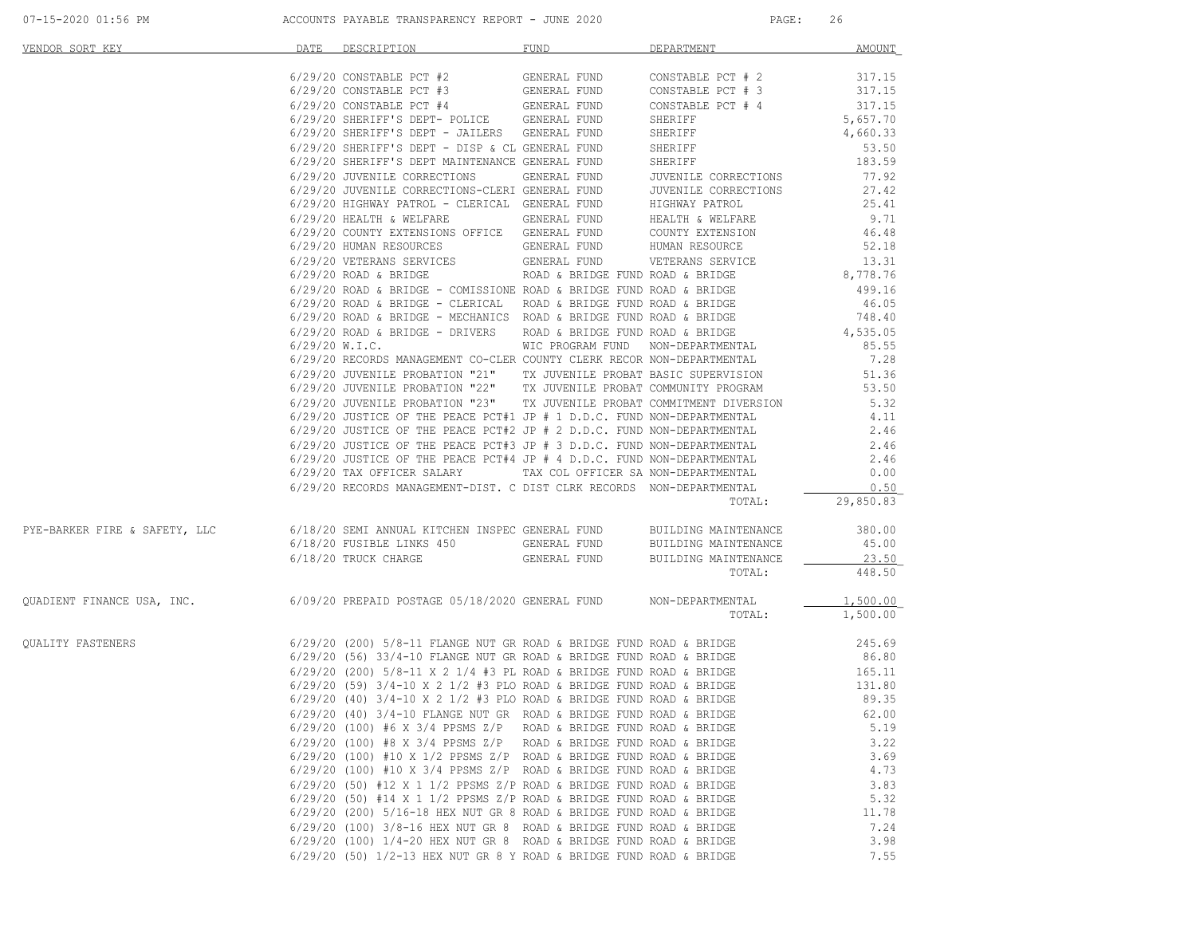| VENDOR SORT KEY | DATE | DESCRIPTION | FUND | DEPARTMENT | AMOUNT |
|---|---|---|---|---|---|
| | 6/29/20 | CONSTABLE PCT #2 | GENERAL FUND | CONSTABLE PCT # 2 | 317.15 |
| | 6/29/20 | CONSTABLE PCT #3 | GENERAL FUND | CONSTABLE PCT # 3 | 317.15 |
| | 6/29/20 | CONSTABLE PCT #4 | GENERAL FUND | CONSTABLE PCT # 4 | 317.15 |
| | 6/29/20 | SHERIFF'S DEPT- POLICE | GENERAL FUND | SHERIFF | 5,657.70 |
| | 6/29/20 | SHERIFF'S DEPT - JAILERS | GENERAL FUND | SHERIFF | 4,660.33 |
| | 6/29/20 | SHERIFF'S DEPT - DISP & CL | GENERAL FUND | SHERIFF | 53.50 |
| | 6/29/20 | SHERIFF'S DEPT MAINTENANCE | GENERAL FUND | SHERIFF | 183.59 |
| | 6/29/20 | JUVENILE CORRECTIONS | GENERAL FUND | JUVENILE CORRECTIONS | 77.92 |
| | 6/29/20 | JUVENILE CORRECTIONS-CLERI | GENERAL FUND | JUVENILE CORRECTIONS | 27.42 |
| | 6/29/20 | HIGHWAY PATROL - CLERICAL | GENERAL FUND | HIGHWAY PATROL | 25.41 |
| | 6/29/20 | HEALTH & WELFARE | GENERAL FUND | HEALTH & WELFARE | 9.71 |
| | 6/29/20 | COUNTY EXTENSIONS OFFICE | GENERAL FUND | COUNTY EXTENSION | 46.48 |
| | 6/29/20 | HUMAN RESOURCES | GENERAL FUND | HUMAN RESOURCE | 52.18 |
| | 6/29/20 | VETERANS SERVICES | GENERAL FUND | VETERANS SERVICE | 13.31 |
| | 6/29/20 | ROAD & BRIDGE | ROAD & BRIDGE FUND | ROAD & BRIDGE | 8,778.76 |
| | 6/29/20 | ROAD & BRIDGE - COMISSIONE | ROAD & BRIDGE FUND | ROAD & BRIDGE | 499.16 |
| | 6/29/20 | ROAD & BRIDGE - CLERICAL | ROAD & BRIDGE FUND | ROAD & BRIDGE | 46.05 |
| | 6/29/20 | ROAD & BRIDGE - MECHANICS | ROAD & BRIDGE FUND | ROAD & BRIDGE | 748.40 |
| | 6/29/20 | ROAD & BRIDGE - DRIVERS | ROAD & BRIDGE FUND | ROAD & BRIDGE | 4,535.05 |
| | 6/29/20 | W.I.C. | WIC PROGRAM FUND | NON-DEPARTMENTAL | 85.55 |
| | 6/29/20 | RECORDS MANAGEMENT CO-CLER | COUNTY CLERK RECOR | NON-DEPARTMENTAL | 7.28 |
| | 6/29/20 | JUVENILE PROBATION "21" | TX JUVENILE PROBAT | BASIC SUPERVISION | 51.36 |
| | 6/29/20 | JUVENILE PROBATION "22" | TX JUVENILE PROBAT | COMMUNITY PROGRAM | 53.50 |
| | 6/29/20 | JUVENILE PROBATION "23" | TX JUVENILE PROBAT | COMMITMENT DIVERSION | 5.32 |
| | 6/29/20 | JUSTICE OF THE PEACE PCT#1 | JP # 1 D.D.C. FUND | NON-DEPARTMENTAL | 4.11 |
| | 6/29/20 | JUSTICE OF THE PEACE PCT#2 | JP # 2 D.D.C. FUND | NON-DEPARTMENTAL | 2.46 |
| | 6/29/20 | JUSTICE OF THE PEACE PCT#3 | JP # 3 D.D.C. FUND | NON-DEPARTMENTAL | 2.46 |
| | 6/29/20 | JUSTICE OF THE PEACE PCT#4 | JP # 4 D.D.C. FUND | NON-DEPARTMENTAL | 2.46 |
| | 6/29/20 | TAX OFFICER SALARY | TAX COL OFFICER SA | NON-DEPARTMENTAL | 0.00 |
| | 6/29/20 | RECORDS MANAGEMENT-DIST. C | DIST CLRK RECORDS | NON-DEPARTMENTAL | 0.50 |
| | | | | TOTAL: | 29,850.83 |
| PYE-BARKER FIRE & SAFETY, LLC | 6/18/20 | SEMI ANNUAL KITCHEN INSPEC | GENERAL FUND | BUILDING MAINTENANCE | 380.00 |
| | 6/18/20 | FUSIBLE LINKS 450 | GENERAL FUND | BUILDING MAINTENANCE | 45.00 |
| | 6/18/20 | TRUCK CHARGE | GENERAL FUND | BUILDING MAINTENANCE | 23.50 |
| | | | | TOTAL: | 448.50 |
| QUADIENT FINANCE USA, INC. | 6/09/20 | PREPAID POSTAGE 05/18/2020 | GENERAL FUND | NON-DEPARTMENTAL | 1,500.00 |
| | | | | TOTAL: | 1,500.00 |
| QUALITY FASTENERS | 6/29/20 | (200) 5/8-11 FLANGE NUT GR | ROAD & BRIDGE FUND | ROAD & BRIDGE | 245.69 |
| | 6/29/20 | (56) 33/4-10 FLANGE NUT GR | ROAD & BRIDGE FUND | ROAD & BRIDGE | 86.80 |
| | 6/29/20 | (200) 5/8-11 X 2 1/4 #3 PL | ROAD & BRIDGE FUND | ROAD & BRIDGE | 165.11 |
| | 6/29/20 | (59) 3/4-10 X 2 1/2 #3 PLO | ROAD & BRIDGE FUND | ROAD & BRIDGE | 131.80 |
| | 6/29/20 | (40) 3/4-10 X 2 1/2 #3 PLO | ROAD & BRIDGE FUND | ROAD & BRIDGE | 89.35 |
| | 6/29/20 | (40) 3/4-10 FLANGE NUT GR | ROAD & BRIDGE FUND | ROAD & BRIDGE | 62.00 |
| | 6/29/20 | (100) #6 X 3/4 PPSMS Z/P | ROAD & BRIDGE FUND | ROAD & BRIDGE | 5.19 |
| | 6/29/20 | (100) #8 X 3/4 PPSMS Z/P | ROAD & BRIDGE FUND | ROAD & BRIDGE | 3.22 |
| | 6/29/20 | (100) #10 X 1/2 PPSMS Z/P | ROAD & BRIDGE FUND | ROAD & BRIDGE | 3.69 |
| | 6/29/20 | (100) #10 X 3/4 PPSMS Z/P | ROAD & BRIDGE FUND | ROAD & BRIDGE | 4.73 |
| | 6/29/20 | (50) #12 X 1 1/2 PPSMS Z/P | ROAD & BRIDGE FUND | ROAD & BRIDGE | 3.83 |
| | 6/29/20 | (50) #14 X 1 1/2 PPSMS Z/P | ROAD & BRIDGE FUND | ROAD & BRIDGE | 5.32 |
| | 6/29/20 | (200) 5/16-18 HEX NUT GR 8 | ROAD & BRIDGE FUND | ROAD & BRIDGE | 11.78 |
| | 6/29/20 | (100) 3/8-16 HEX NUT GR 8 | ROAD & BRIDGE FUND | ROAD & BRIDGE | 7.24 |
| | 6/29/20 | (100) 1/4-20 HEX NUT GR 8 | ROAD & BRIDGE FUND | ROAD & BRIDGE | 3.98 |
| | 6/29/20 | (50) 1/2-13 HEX NUT GR 8 Y | ROAD & BRIDGE FUND | ROAD & BRIDGE | 7.55 |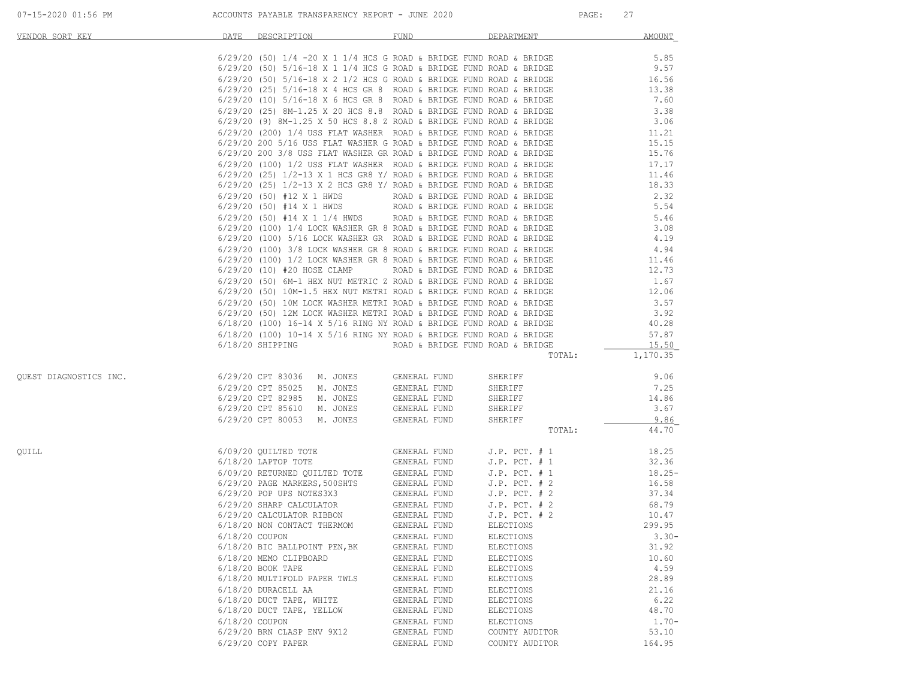ACCOUNTS PAYABLE TRANSPARENCY REPORT - JUNE 2020

| VENDOR SORT KEY | DATE | DESCRIPTION | FUND | DEPARTMENT | AMOUNT |
|---|---|---|---|---|---|
| | 6/29/20 | (50) 1/4 -20 X 1 1/4 HCS G | ROAD & BRIDGE FUND | ROAD & BRIDGE | 5.85 |
| | 6/29/20 | (50) 5/16-18 X 1 1/4 HCS G | ROAD & BRIDGE FUND | ROAD & BRIDGE | 9.57 |
| | 6/29/20 | (50) 5/16-18 X 2 1/2 HCS G | ROAD & BRIDGE FUND | ROAD & BRIDGE | 16.56 |
| | 6/29/20 | (25) 5/16-18 X 4 HCS GR 8 | ROAD & BRIDGE FUND | ROAD & BRIDGE | 13.38 |
| | 6/29/20 | (10) 5/16-18 X 6 HCS GR 8 | ROAD & BRIDGE FUND | ROAD & BRIDGE | 7.60 |
| | 6/29/20 | (25) 8M-1.25 X 20 HCS 8.8 | ROAD & BRIDGE FUND | ROAD & BRIDGE | 3.38 |
| | 6/29/20 | (9) 8M-1.25 X 50 HCS 8.8 Z | ROAD & BRIDGE FUND | ROAD & BRIDGE | 3.06 |
| | 6/29/20 | (200) 1/4 USS FLAT WASHER | ROAD & BRIDGE FUND | ROAD & BRIDGE | 11.21 |
| | 6/29/20 | 200 5/16 USS FLAT WASHER G | ROAD & BRIDGE FUND | ROAD & BRIDGE | 15.15 |
| | 6/29/20 | 200 3/8 USS FLAT WASHER GR | ROAD & BRIDGE FUND | ROAD & BRIDGE | 15.76 |
| | 6/29/20 | (100) 1/2 USS FLAT WASHER | ROAD & BRIDGE FUND | ROAD & BRIDGE | 17.17 |
| | 6/29/20 | (25) 1/2-13 X 1 HCS GR8 Y/ | ROAD & BRIDGE FUND | ROAD & BRIDGE | 11.46 |
| | 6/29/20 | (25) 1/2-13 X 2 HCS GR8 Y/ | ROAD & BRIDGE FUND | ROAD & BRIDGE | 18.33 |
| | 6/29/20 | (50) #12 X 1 HWDS | ROAD & BRIDGE FUND | ROAD & BRIDGE | 2.32 |
| | 6/29/20 | (50) #14 X 1 HWDS | ROAD & BRIDGE FUND | ROAD & BRIDGE | 5.54 |
| | 6/29/20 | (50) #14 X 1 1/4 HWDS | ROAD & BRIDGE FUND | ROAD & BRIDGE | 5.46 |
| | 6/29/20 | (100) 1/4 LOCK WASHER GR 8 | ROAD & BRIDGE FUND | ROAD & BRIDGE | 3.08 |
| | 6/29/20 | (100) 5/16 LOCK WASHER GR | ROAD & BRIDGE FUND | ROAD & BRIDGE | 4.19 |
| | 6/29/20 | (100) 3/8 LOCK WASHER GR 8 | ROAD & BRIDGE FUND | ROAD & BRIDGE | 4.94 |
| | 6/29/20 | (100) 1/2 LOCK WASHER GR 8 | ROAD & BRIDGE FUND | ROAD & BRIDGE | 11.46 |
| | 6/29/20 | (10) #20 HOSE CLAMP | ROAD & BRIDGE FUND | ROAD & BRIDGE | 12.73 |
| | 6/29/20 | (50) 6M-1 HEX NUT METRIC Z | ROAD & BRIDGE FUND | ROAD & BRIDGE | 1.67 |
| | 6/29/20 | (50) 10M-1.5 HEX NUT METRI | ROAD & BRIDGE FUND | ROAD & BRIDGE | 12.06 |
| | 6/29/20 | (50) 10M LOCK WASHER METRI | ROAD & BRIDGE FUND | ROAD & BRIDGE | 3.57 |
| | 6/29/20 | (50) 12M LOCK WASHER METRI | ROAD & BRIDGE FUND | ROAD & BRIDGE | 3.92 |
| | 6/18/20 | (100) 16-14 X 5/16 RING NY | ROAD & BRIDGE FUND | ROAD & BRIDGE | 40.28 |
| | 6/18/20 | (100) 10-14 X 5/16 RING NY | ROAD & BRIDGE FUND | ROAD & BRIDGE | 57.87 |
| | 6/18/20 | SHIPPING | ROAD & BRIDGE FUND | ROAD & BRIDGE | 15.50 |
| | | | | TOTAL: | 1,170.35 |
| QUEST DIAGNOSTICS INC. | 6/29/20 | CPT 83036 M. JONES | GENERAL FUND | SHERIFF | 9.06 |
| | 6/29/20 | CPT 85025 M. JONES | GENERAL FUND | SHERIFF | 7.25 |
| | 6/29/20 | CPT 82985 M. JONES | GENERAL FUND | SHERIFF | 14.86 |
| | 6/29/20 | CPT 85610 M. JONES | GENERAL FUND | SHERIFF | 3.67 |
| | 6/29/20 | CPT 80053 M. JONES | GENERAL FUND | SHERIFF | 9.86 |
| | | | | TOTAL: | 44.70 |
| QUILL | 6/09/20 | QUILTED TOTE | GENERAL FUND | J.P. PCT. # 1 | 18.25 |
| | 6/18/20 | LAPTOP TOTE | GENERAL FUND | J.P. PCT. # 1 | 32.36 |
| | 6/09/20 | RETURNED QUILTED TOTE | GENERAL FUND | J.P. PCT. # 1 | 18.25- |
| | 6/29/20 | PAGE MARKERS,500SHTS | GENERAL FUND | J.P. PCT. # 2 | 16.58 |
| | 6/29/20 | POP UPS NOTES3X3 | GENERAL FUND | J.P. PCT. # 2 | 37.34 |
| | 6/29/20 | SHARP CALCULATOR | GENERAL FUND | J.P. PCT. # 2 | 68.79 |
| | 6/29/20 | CALCULATOR RIBBON | GENERAL FUND | J.P. PCT. # 2 | 10.47 |
| | 6/18/20 | NON CONTACT THERMOM | GENERAL FUND | ELECTIONS | 299.95 |
| | 6/18/20 | COUPON | GENERAL FUND | ELECTIONS | 3.30- |
| | 6/18/20 | BIC BALLPOINT PEN,BK | GENERAL FUND | ELECTIONS | 31.92 |
| | 6/18/20 | MEMO CLIPBOARD | GENERAL FUND | ELECTIONS | 10.60 |
| | 6/18/20 | BOOK TAPE | GENERAL FUND | ELECTIONS | 4.59 |
| | 6/18/20 | MULTIFOLD PAPER TWLS | GENERAL FUND | ELECTIONS | 28.89 |
| | 6/18/20 | DURACELL AA | GENERAL FUND | ELECTIONS | 21.16 |
| | 6/18/20 | DUCT TAPE, WHITE | GENERAL FUND | ELECTIONS | 6.22 |
| | 6/18/20 | DUCT TAPE, YELLOW | GENERAL FUND | ELECTIONS | 48.70 |
| | 6/18/20 | COUPON | GENERAL FUND | ELECTIONS | 1.70- |
| | 6/29/20 | BRN CLASP ENV 9X12 | GENERAL FUND | COUNTY AUDITOR | 53.10 |
| | 6/29/20 | COPY PAPER | GENERAL FUND | COUNTY AUDITOR | 164.95 |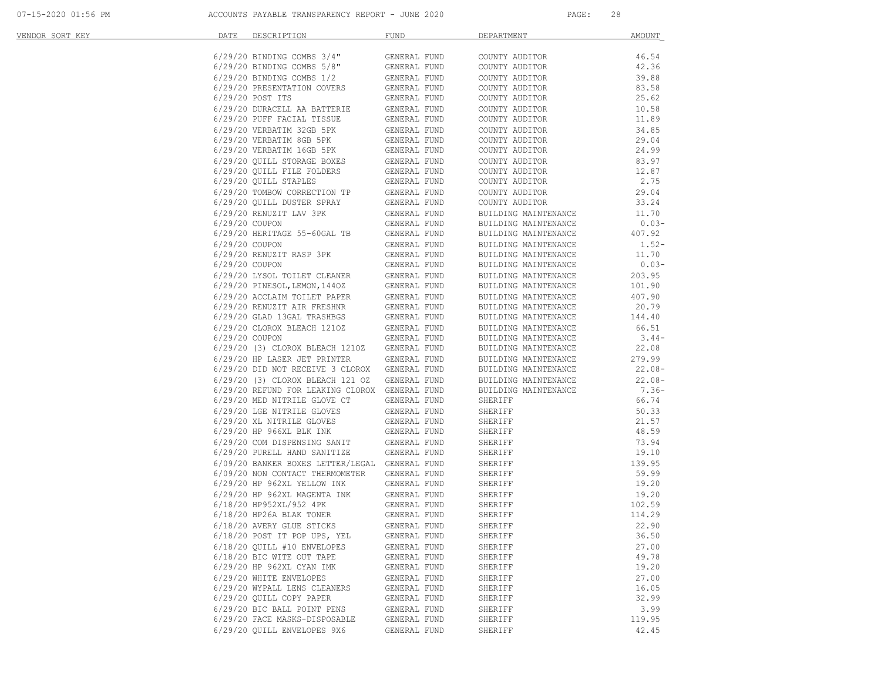| VENDOR SORT KEY | DATE | DESCRIPTION | FUND | DEPARTMENT | AMOUNT |
|---|---|---|---|---|---|
| | 6/29/20 | BINDING COMBS 3/4" | GENERAL FUND | COUNTY AUDITOR | 46.54 |
| | 6/29/20 | BINDING COMBS 5/8" | GENERAL FUND | COUNTY AUDITOR | 42.36 |
| | 6/29/20 | BINDING COMBS 1/2 | GENERAL FUND | COUNTY AUDITOR | 39.88 |
| | 6/29/20 | PRESENTATION COVERS | GENERAL FUND | COUNTY AUDITOR | 83.58 |
| | 6/29/20 | POST ITS | GENERAL FUND | COUNTY AUDITOR | 25.62 |
| | 6/29/20 | DURACELL AA BATTERIE | GENERAL FUND | COUNTY AUDITOR | 10.58 |
| | 6/29/20 | PUFF FACIAL TISSUE | GENERAL FUND | COUNTY AUDITOR | 11.89 |
| | 6/29/20 | VERBATIM 32GB 5PK | GENERAL FUND | COUNTY AUDITOR | 34.85 |
| | 6/29/20 | VERBATIM 8GB 5PK | GENERAL FUND | COUNTY AUDITOR | 29.04 |
| | 6/29/20 | VERBATIM 16GB 5PK | GENERAL FUND | COUNTY AUDITOR | 24.99 |
| | 6/29/20 | QUILL STORAGE BOXES | GENERAL FUND | COUNTY AUDITOR | 83.97 |
| | 6/29/20 | QUILL FILE FOLDERS | GENERAL FUND | COUNTY AUDITOR | 12.87 |
| | 6/29/20 | QUILL STAPLES | GENERAL FUND | COUNTY AUDITOR | 2.75 |
| | 6/29/20 | TOMBOW CORRECTION TP | GENERAL FUND | COUNTY AUDITOR | 29.04 |
| | 6/29/20 | QUILL DUSTER SPRAY | GENERAL FUND | COUNTY AUDITOR | 33.24 |
| | 6/29/20 | RENUZIT LAV 3PK | GENERAL FUND | BUILDING MAINTENANCE | 11.70 |
| | 6/29/20 | COUPON | GENERAL FUND | BUILDING MAINTENANCE | 0.03- |
| | 6/29/20 | HERITAGE 55-60GAL TB | GENERAL FUND | BUILDING MAINTENANCE | 407.92 |
| | 6/29/20 | COUPON | GENERAL FUND | BUILDING MAINTENANCE | 1.52- |
| | 6/29/20 | RENUZIT RASP 3PK | GENERAL FUND | BUILDING MAINTENANCE | 11.70 |
| | 6/29/20 | COUPON | GENERAL FUND | BUILDING MAINTENANCE | 0.03- |
| | 6/29/20 | LYSOL TOILET CLEANER | GENERAL FUND | BUILDING MAINTENANCE | 203.95 |
| | 6/29/20 | PINESOL,LEMON,144OZ | GENERAL FUND | BUILDING MAINTENANCE | 101.90 |
| | 6/29/20 | ACCLAIM TOILET PAPER | GENERAL FUND | BUILDING MAINTENANCE | 407.90 |
| | 6/29/20 | RENUZIT AIR FRESHNR | GENERAL FUND | BUILDING MAINTENANCE | 20.79 |
| | 6/29/20 | GLAD 13GAL TRASHBGS | GENERAL FUND | BUILDING MAINTENANCE | 144.40 |
| | 6/29/20 | CLOROX BLEACH 121OZ | GENERAL FUND | BUILDING MAINTENANCE | 66.51 |
| | 6/29/20 | COUPON | GENERAL FUND | BUILDING MAINTENANCE | 3.44- |
| | 6/29/20 | (3) CLOROX BLEACH 121OZ | GENERAL FUND | BUILDING MAINTENANCE | 22.08 |
| | 6/29/20 | HP LASER JET PRINTER | GENERAL FUND | BUILDING MAINTENANCE | 279.99 |
| | 6/29/20 | DID NOT RECEIVE 3 CLOROX | GENERAL FUND | BUILDING MAINTENANCE | 22.08- |
| | 6/29/20 | (3) CLOROX BLEACH 121 OZ | GENERAL FUND | BUILDING MAINTENANCE | 22.08- |
| | 6/29/20 | REFUND FOR LEAKING CLOROX | GENERAL FUND | BUILDING MAINTENANCE | 7.36- |
| | 6/29/20 | MED NITRILE GLOVE CT | GENERAL FUND | SHERIFF | 66.74 |
| | 6/29/20 | LGE NITRILE GLOVES | GENERAL FUND | SHERIFF | 50.33 |
| | 6/29/20 | XL NITRILE GLOVES | GENERAL FUND | SHERIFF | 21.57 |
| | 6/29/20 | HP 966XL BLK INK | GENERAL FUND | SHERIFF | 48.59 |
| | 6/29/20 | COM DISPENSING SANIT | GENERAL FUND | SHERIFF | 73.94 |
| | 6/29/20 | PURELL HAND SANITIZE | GENERAL FUND | SHERIFF | 19.10 |
| | 6/09/20 | BANKER BOXES LETTER/LEGAL | GENERAL FUND | SHERIFF | 139.95 |
| | 6/09/20 | NON CONTACT THERMOMETER | GENERAL FUND | SHERIFF | 59.99 |
| | 6/29/20 | HP 962XL YELLOW INK | GENERAL FUND | SHERIFF | 19.20 |
| | 6/29/20 | HP 962XL MAGENTA INK | GENERAL FUND | SHERIFF | 19.20 |
| | 6/18/20 | HP952XL/952 4PK | GENERAL FUND | SHERIFF | 102.59 |
| | 6/18/20 | HP26A BLAK TONER | GENERAL FUND | SHERIFF | 114.29 |
| | 6/18/20 | AVERY GLUE STICKS | GENERAL FUND | SHERIFF | 22.90 |
| | 6/18/20 | POST IT POP UPS, YEL | GENERAL FUND | SHERIFF | 36.50 |
| | 6/18/20 | QUILL #10 ENVELOPES | GENERAL FUND | SHERIFF | 27.00 |
| | 6/18/20 | BIC WITE OUT TAPE | GENERAL FUND | SHERIFF | 49.78 |
| | 6/29/20 | HP 962XL CYAN IMK | GENERAL FUND | SHERIFF | 19.20 |
| | 6/29/20 | WHITE ENVELOPES | GENERAL FUND | SHERIFF | 27.00 |
| | 6/29/20 | WYPALL LENS CLEANERS | GENERAL FUND | SHERIFF | 16.05 |
| | 6/29/20 | QUILL COPY PAPER | GENERAL FUND | SHERIFF | 32.99 |
| | 6/29/20 | BIC BALL POINT PENS | GENERAL FUND | SHERIFF | 3.99 |
| | 6/29/20 | FACE MASKS-DISPOSABLE | GENERAL FUND | SHERIFF | 119.95 |
| | 6/29/20 | QUILL ENVELOPES 9X6 | GENERAL FUND | SHERIFF | 42.45 |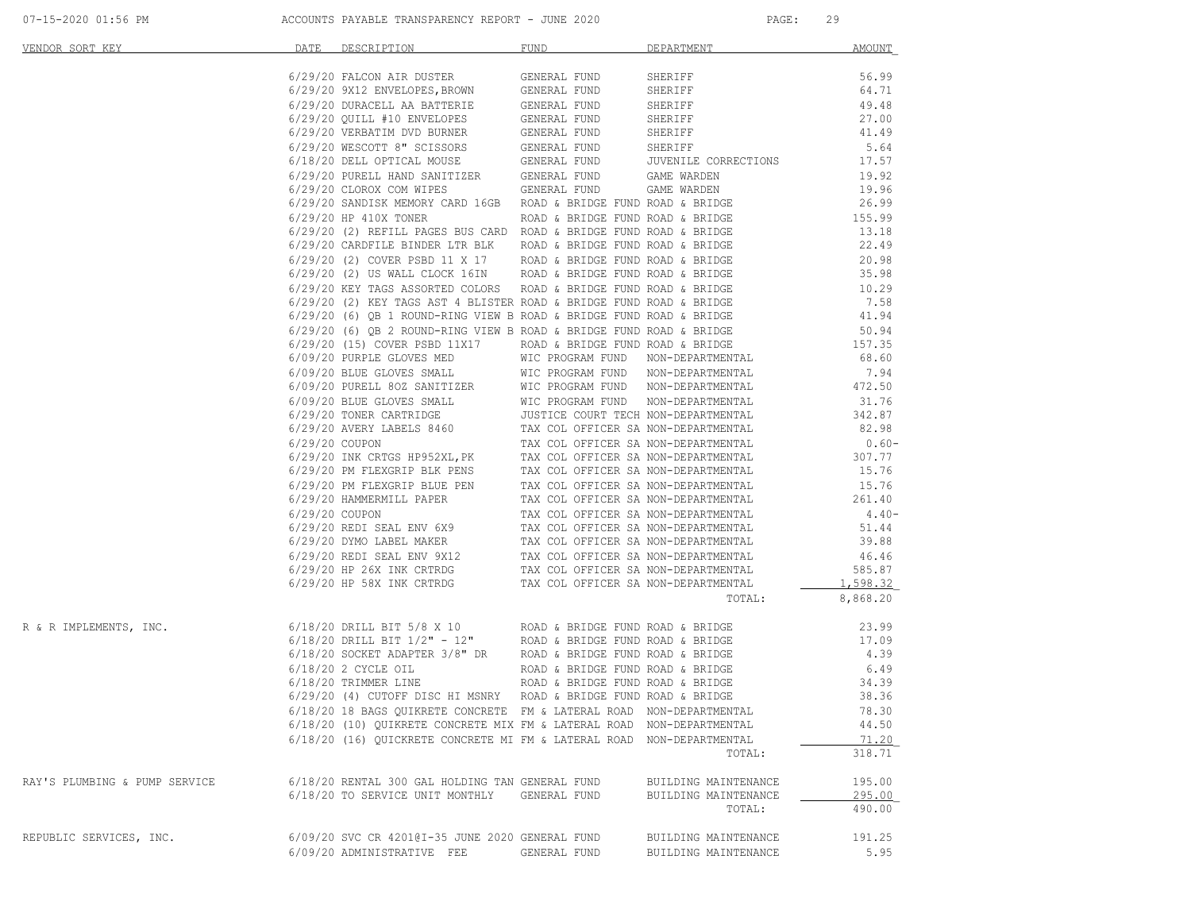ACCOUNTS PAYABLE TRANSPARENCY REPORT - JUNE 2020

| VENDOR SORT KEY | DATE | DESCRIPTION | FUND | DEPARTMENT | AMOUNT |
|---|---|---|---|---|---|
| | 6/29/20 | FALCON AIR DUSTER | GENERAL FUND | SHERIFF | 56.99 |
| | 6/29/20 | 9X12 ENVELOPES, BROWN | GENERAL FUND | SHERIFF | 64.71 |
| | 6/29/20 | DURACELL AA BATTERIE | GENERAL FUND | SHERIFF | 49.48 |
| | 6/29/20 | QUILL #10 ENVELOPES | GENERAL FUND | SHERIFF | 27.00 |
| | 6/29/20 | VERBATIM DVD BURNER | GENERAL FUND | SHERIFF | 41.49 |
| | 6/29/20 | WESCOTT 8" SCISSORS | GENERAL FUND | SHERIFF | 5.64 |
| | 6/18/20 | DELL OPTICAL MOUSE | GENERAL FUND | JUVENILE CORRECTIONS | 17.57 |
| | 6/29/20 | PURELL HAND SANITIZER | GENERAL FUND | GAME WARDEN | 19.92 |
| | 6/29/20 | CLOROX COM WIPES | GENERAL FUND | GAME WARDEN | 19.96 |
| | 6/29/20 | SANDISK MEMORY CARD 16GB | ROAD & BRIDGE FUND | ROAD & BRIDGE | 26.99 |
| | 6/29/20 | HP 410X TONER | ROAD & BRIDGE FUND | ROAD & BRIDGE | 155.99 |
| | 6/29/20 | (2) REFILL PAGES BUS CARD | ROAD & BRIDGE FUND | ROAD & BRIDGE | 13.18 |
| | 6/29/20 | CARDFILE BINDER LTR BLK | ROAD & BRIDGE FUND | ROAD & BRIDGE | 22.49 |
| | 6/29/20 | (2) COVER PSBD 11 X 17 | ROAD & BRIDGE FUND | ROAD & BRIDGE | 20.98 |
| | 6/29/20 | (2) US WALL CLOCK 16IN | ROAD & BRIDGE FUND | ROAD & BRIDGE | 35.98 |
| | 6/29/20 | KEY TAGS ASSORTED COLORS | ROAD & BRIDGE FUND | ROAD & BRIDGE | 10.29 |
| | 6/29/20 | (2) KEY TAGS AST 4 BLISTER | ROAD & BRIDGE FUND | ROAD & BRIDGE | 7.58 |
| | 6/29/20 | (6) QB 1 ROUND-RING VIEW B | ROAD & BRIDGE FUND | ROAD & BRIDGE | 41.94 |
| | 6/29/20 | (6) QB 2 ROUND-RING VIEW B | ROAD & BRIDGE FUND | ROAD & BRIDGE | 50.94 |
| | 6/29/20 | (15) COVER PSBD 11X17 | ROAD & BRIDGE FUND | ROAD & BRIDGE | 157.35 |
| | 6/09/20 | PURPLE GLOVES MED | WIC PROGRAM FUND | NON-DEPARTMENTAL | 68.60 |
| | 6/09/20 | BLUE GLOVES SMALL | WIC PROGRAM FUND | NON-DEPARTMENTAL | 7.94 |
| | 6/09/20 | PURELL 8OZ SANITIZER | WIC PROGRAM FUND | NON-DEPARTMENTAL | 472.50 |
| | 6/09/20 | BLUE GLOVES SMALL | WIC PROGRAM FUND | NON-DEPARTMENTAL | 31.76 |
| | 6/29/20 | TONER CARTRIDGE | JUSTICE COURT TECH | NON-DEPARTMENTAL | 342.87 |
| | 6/29/20 | AVERY LABELS 8460 | TAX COL OFFICER SA | NON-DEPARTMENTAL | 82.98 |
| | 6/29/20 | COUPON | TAX COL OFFICER SA | NON-DEPARTMENTAL | 0.60- |
| | 6/29/20 | INK CRTGS HP952XL,PK | TAX COL OFFICER SA | NON-DEPARTMENTAL | 307.77 |
| | 6/29/20 | PM FLEXGRIP BLK PENS | TAX COL OFFICER SA | NON-DEPARTMENTAL | 15.76 |
| | 6/29/20 | PM FLEXGRIP BLUE PEN | TAX COL OFFICER SA | NON-DEPARTMENTAL | 15.76 |
| | 6/29/20 | HAMMERMILL PAPER | TAX COL OFFICER SA | NON-DEPARTMENTAL | 261.40 |
| | 6/29/20 | COUPON | TAX COL OFFICER SA | NON-DEPARTMENTAL | 4.40- |
| | 6/29/20 | REDI SEAL ENV 6X9 | TAX COL OFFICER SA | NON-DEPARTMENTAL | 51.44 |
| | 6/29/20 | DYMO LABEL MAKER | TAX COL OFFICER SA | NON-DEPARTMENTAL | 39.88 |
| | 6/29/20 | REDI SEAL ENV 9X12 | TAX COL OFFICER SA | NON-DEPARTMENTAL | 46.46 |
| | 6/29/20 | HP 26X INK CRTRDG | TAX COL OFFICER SA | NON-DEPARTMENTAL | 585.87 |
| | 6/29/20 | HP 58X INK CRTRDG | TAX COL OFFICER SA | NON-DEPARTMENTAL | 1,598.32 |
| | | | | TOTAL: | 8,868.20 |
| R & R IMPLEMENTS, INC. | 6/18/20 | DRILL BIT 5/8 X 10 | ROAD & BRIDGE FUND | ROAD & BRIDGE | 23.99 |
| | 6/18/20 | DRILL BIT 1/2" - 12" | ROAD & BRIDGE FUND | ROAD & BRIDGE | 17.09 |
| | 6/18/20 | SOCKET ADAPTER 3/8" DR | ROAD & BRIDGE FUND | ROAD & BRIDGE | 4.39 |
| | 6/18/20 | 2 CYCLE OIL | ROAD & BRIDGE FUND | ROAD & BRIDGE | 6.49 |
| | 6/18/20 | TRIMMER LINE | ROAD & BRIDGE FUND | ROAD & BRIDGE | 34.39 |
| | 6/29/20 | (4) CUTOFF DISC HI MSNRY | ROAD & BRIDGE FUND | ROAD & BRIDGE | 38.36 |
| | 6/18/20 | 18 BAGS QUIKRETE CONCRETE | FM & LATERAL ROAD | NON-DEPARTMENTAL | 78.30 |
| | 6/18/20 | (10) QUIKRETE CONCRETE MIX | FM & LATERAL ROAD | NON-DEPARTMENTAL | 44.50 |
| | 6/18/20 | (16) QUICKRETE CONCRETE MI | FM & LATERAL ROAD | NON-DEPARTMENTAL | 71.20 |
| | | | | TOTAL: | 318.71 |
| RAY'S PLUMBING & PUMP SERVICE | 6/18/20 | RENTAL 300 GAL HOLDING TAN | GENERAL FUND | BUILDING MAINTENANCE | 195.00 |
| | 6/18/20 | TO SERVICE UNIT MONTHLY | GENERAL FUND | BUILDING MAINTENANCE | 295.00 |
| | | | | TOTAL: | 490.00 |
| REPUBLIC SERVICES, INC. | 6/09/20 | SVC CR 4201@I-35 JUNE 2020 | GENERAL FUND | BUILDING MAINTENANCE | 191.25 |
| | 6/09/20 | ADMINISTRATIVE FEE | GENERAL FUND | BUILDING MAINTENANCE | 5.95 |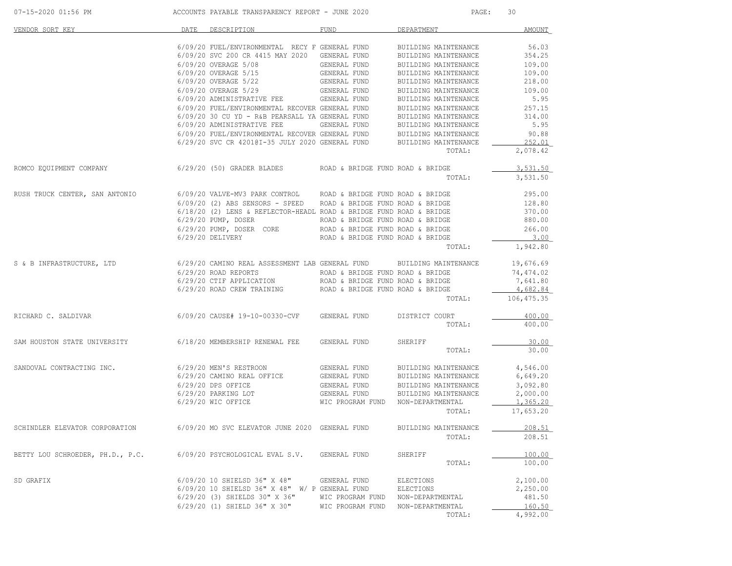| VENDOR SORT KEY | DATE | DESCRIPTION | FUND | DEPARTMENT | AMOUNT |
|---|---|---|---|---|---|
| | 6/09/20 | FUEL/ENVIRONMENTAL RECY F | GENERAL FUND | BUILDING MAINTENANCE | 56.03 |
| | 6/09/20 | SVC 200 CR 4415 MAY 2020 | GENERAL FUND | BUILDING MAINTENANCE | 354.25 |
| | 6/09/20 | OVERAGE 5/08 | GENERAL FUND | BUILDING MAINTENANCE | 109.00 |
| | 6/09/20 | OVERAGE 5/15 | GENERAL FUND | BUILDING MAINTENANCE | 109.00 |
| | 6/09/20 | OVERAGE 5/22 | GENERAL FUND | BUILDING MAINTENANCE | 218.00 |
| | 6/09/20 | OVERAGE 5/29 | GENERAL FUND | BUILDING MAINTENANCE | 109.00 |
| | 6/09/20 | ADMINISTRATIVE FEE | GENERAL FUND | BUILDING MAINTENANCE | 5.95 |
| | 6/09/20 | FUEL/ENVIRONMENTAL RECOVER | GENERAL FUND | BUILDING MAINTENANCE | 257.15 |
| | 6/09/20 | 30 CU YD - R&B PEARSALL YA | GENERAL FUND | BUILDING MAINTENANCE | 314.00 |
| | 6/09/20 | ADMINISTRATIVE FEE | GENERAL FUND | BUILDING MAINTENANCE | 5.95 |
| | 6/09/20 | FUEL/ENVIRONMENTAL RECOVER | GENERAL FUND | BUILDING MAINTENANCE | 90.88 |
| | 6/29/20 | SVC CR 4201@I-35 JULY 2020 | GENERAL FUND | BUILDING MAINTENANCE | 252.01 |
| | | | | TOTAL: | 2,078.42 |
| ROMCO EQUIPMENT COMPANY | 6/29/20 | (50) GRADER BLADES | ROAD & BRIDGE FUND | ROAD & BRIDGE | 3,531.50 |
| | | | | TOTAL: | 3,531.50 |
| RUSH TRUCK CENTER, SAN ANTONIO | 6/09/20 | VALVE-MV3 PARK CONTROL | ROAD & BRIDGE FUND | ROAD & BRIDGE | 295.00 |
| | 6/09/20 | (2) ABS SENSORS - SPEED | ROAD & BRIDGE FUND | ROAD & BRIDGE | 128.80 |
| | 6/18/20 | (2) LENS & REFLECTOR-HEADL | ROAD & BRIDGE FUND | ROAD & BRIDGE | 370.00 |
| | 6/29/20 | PUMP, DOSER | ROAD & BRIDGE FUND | ROAD & BRIDGE | 880.00 |
| | 6/29/20 | PUMP, DOSER CORE | ROAD & BRIDGE FUND | ROAD & BRIDGE | 266.00 |
| | 6/29/20 | DELIVERY | ROAD & BRIDGE FUND | ROAD & BRIDGE | 3.00 |
| | | | | TOTAL: | 1,942.80 |
| S & B INFRASTRUCTURE, LTD | 6/29/20 | CAMINO REAL ASSESSMENT LAB | GENERAL FUND | BUILDING MAINTENANCE | 19,676.69 |
| | 6/29/20 | ROAD REPORTS | ROAD & BRIDGE FUND | ROAD & BRIDGE | 74,474.02 |
| | 6/29/20 | CTIF APPLICATION | ROAD & BRIDGE FUND | ROAD & BRIDGE | 7,641.80 |
| | 6/29/20 | ROAD CREW TRAINING | ROAD & BRIDGE FUND | ROAD & BRIDGE | 4,682.84 |
| | | | | TOTAL: | 106,475.35 |
| RICHARD C. SALDIVAR | 6/09/20 | CAUSE# 19-10-00330-CVF | GENERAL FUND | DISTRICT COURT | 400.00 |
| | | | | TOTAL: | 400.00 |
| SAM HOUSTON STATE UNIVERSITY | 6/18/20 | MEMBERSHIP RENEWAL FEE | GENERAL FUND | SHERIFF | 30.00 |
| | | | | TOTAL: | 30.00 |
| SANDOVAL CONTRACTING INC. | 6/29/20 | MEN'S RESTROON | GENERAL FUND | BUILDING MAINTENANCE | 4,546.00 |
| | 6/29/20 | CAMINO REAL OFFICE | GENERAL FUND | BUILDING MAINTENANCE | 6,649.20 |
| | 6/29/20 | DPS OFFICE | GENERAL FUND | BUILDING MAINTENANCE | 3,092.80 |
| | 6/29/20 | PARKING LOT | GENERAL FUND | BUILDING MAINTENANCE | 2,000.00 |
| | 6/29/20 | WIC OFFICE | WIC PROGRAM FUND | NON-DEPARTMENTAL | 1,365.20 |
| | | | | TOTAL: | 17,653.20 |
| SCHINDLER ELEVATOR CORPORATION | 6/09/20 | MO SVC ELEVATOR JUNE 2020 | GENERAL FUND | BUILDING MAINTENANCE | 208.51 |
| | | | | TOTAL: | 208.51 |
| BETTY LOU SCHROEDER, PH.D., P.C. | 6/09/20 | PSYCHOLOGICAL EVAL S.V. | GENERAL FUND | SHERIFF | 100.00 |
| | | | | TOTAL: | 100.00 |
| SD GRAFIX | 6/09/20 | 10 SHIELSD 36" X 48" | GENERAL FUND | ELECTIONS | 2,100.00 |
| | 6/09/20 | 10 SHIELSD 36" X 48" W/ P | GENERAL FUND | ELECTIONS | 2,250.00 |
| | 6/29/20 | (3) SHIELDS 30" X 36" | WIC PROGRAM FUND | NON-DEPARTMENTAL | 481.50 |
| | 6/29/20 | (1) SHIELD 36" X 30" | WIC PROGRAM FUND | NON-DEPARTMENTAL | 160.50 |
| | | | | TOTAL: | 4,992.00 |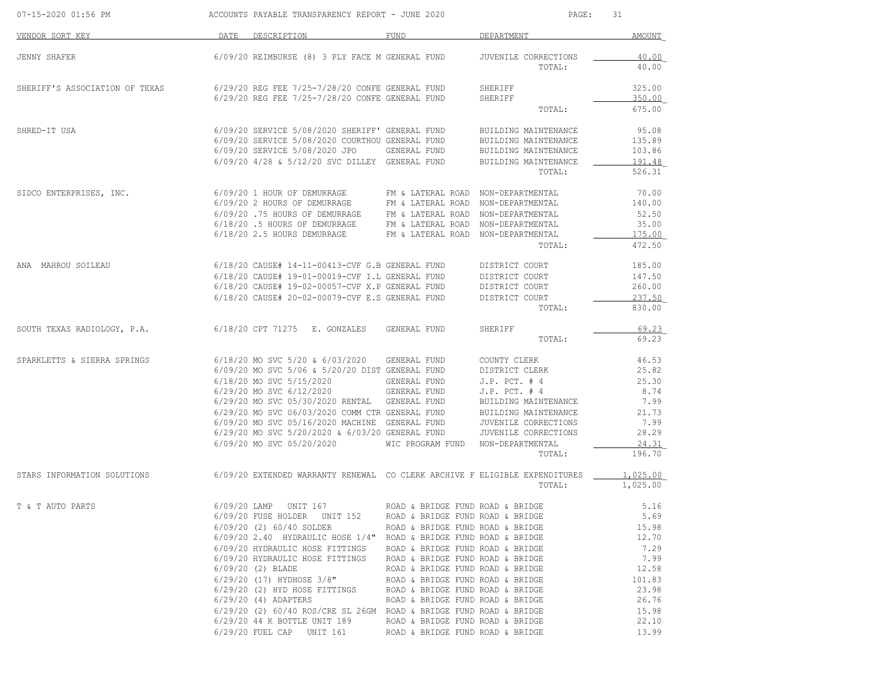| VENDOR SORT KEY | DATE | DESCRIPTION | FUND | DEPARTMENT | AMOUNT |
|---|---|---|---|---|---|
| JENNY SHAFER | 6/09/20 | REIMBURSE (8) 3 PLY FACE M | GENERAL FUND | JUVENILE CORRECTIONS | 40.00 |
| | | | | TOTAL: | 40.00 |
| SHERIFF'S ASSOCIATION OF TEXAS | 6/29/20 | REG FEE 7/25-7/28/20 CONFE | GENERAL FUND | SHERIFF | 325.00 |
| | 6/29/20 | REG FEE 7/25-7/28/20 CONFE | GENERAL FUND | SHERIFF | 350.00 |
| | | | | TOTAL: | 675.00 |
| SHRED-IT USA | 6/09/20 | SERVICE 5/08/2020 SHERIFF' | GENERAL FUND | BUILDING MAINTENANCE | 95.08 |
| | 6/09/20 | SERVICE 5/08/2020 COURTHOU | GENERAL FUND | BUILDING MAINTENANCE | 135.89 |
| | 6/09/20 | SERVICE 5/08/2020 JPO | GENERAL FUND | BUILDING MAINTENANCE | 103.86 |
| | 6/09/20 | 4/28 & 5/12/20 SVC DILLEY | GENERAL FUND | BUILDING MAINTENANCE | 191.48 |
| | | | | TOTAL: | 526.31 |
| SIDCO ENTERPRISES, INC. | 6/09/20 | 1 HOUR OF DEMURRAGE | FM & LATERAL ROAD | NON-DEPARTMENTAL | 70.00 |
| | 6/09/20 | 2 HOURS OF DEMURRAGE | FM & LATERAL ROAD | NON-DEPARTMENTAL | 140.00 |
| | 6/09/20 | .75 HOURS OF DEMURRAGE | FM & LATERAL ROAD | NON-DEPARTMENTAL | 52.50 |
| | 6/18/20 | .5 HOURS OF DEMURRAGE | FM & LATERAL ROAD | NON-DEPARTMENTAL | 35.00 |
| | 6/18/20 | 2.5 HOURS DEMURRAGE | FM & LATERAL ROAD | NON-DEPARTMENTAL | 175.00 |
| | | | | TOTAL: | 472.50 |
| ANA MAHROU SOILEAU | 6/18/20 | CAUSE# 14-11-00413-CVF G.B | GENERAL FUND | DISTRICT COURT | 185.00 |
| | 6/18/20 | CAUSE# 19-01-00019-CVF I.L | GENERAL FUND | DISTRICT COURT | 147.50 |
| | 6/18/20 | CAUSE# 19-02-00057-CVF X.P | GENERAL FUND | DISTRICT COURT | 260.00 |
| | 6/18/20 | CAUSE# 20-02-00079-CVF E.S | GENERAL FUND | DISTRICT COURT | 237.50 |
| | | | | TOTAL: | 830.00 |
| SOUTH TEXAS RADIOLOGY, P.A. | 6/18/20 | CPT 71275 E. GONZALES | GENERAL FUND | SHERIFF | 69.23 |
| | | | | TOTAL: | 69.23 |
| SPARKLETTS & SIERRA SPRINGS | 6/18/20 | MO SVC 5/20 & 6/03/2020 | GENERAL FUND | COUNTY CLERK | 46.53 |
| | 6/09/20 | MO SVC 5/06 & 5/20/20 DIST | GENERAL FUND | DISTRICT CLERK | 25.82 |
| | 6/18/20 | MO SVC 5/15/2020 | GENERAL FUND | J.P. PCT. # 4 | 25.30 |
| | 6/29/20 | MO SVC 6/12/2020 | GENERAL FUND | J.P. PCT. # 4 | 8.74 |
| | 6/29/20 | MO SVC 05/30/2020 RENTAL | GENERAL FUND | BUILDING MAINTENANCE | 7.99 |
| | 6/29/20 | MO SVC 06/03/2020 COMM CTR | GENERAL FUND | BUILDING MAINTENANCE | 21.73 |
| | 6/09/20 | MO SVC 05/16/2020 MACHINE | GENERAL FUND | JUVENILE CORRECTIONS | 7.99 |
| | 6/29/20 | MO SVC 5/20/2020 & 6/03/20 | GENERAL FUND | JUVENILE CORRECTIONS | 28.29 |
| | 6/09/20 | MO SVC 05/20/2020 | WIC PROGRAM FUND | NON-DEPARTMENTAL | 24.31 |
| | | | | TOTAL: | 196.70 |
| STARS INFORMATION SOLUTIONS | 6/09/20 | EXTENDED WARRANTY RENEWAL | CO CLERK ARCHIVE F | ELIGIBLE EXPENDITURES | 1,025.00 |
| | | | | TOTAL: | 1,025.00 |
| T & T AUTO PARTS | 6/09/20 | LAMP UNIT 167 | ROAD & BRIDGE FUND | ROAD & BRIDGE | 5.16 |
| | 6/09/20 | FUSE HOLDER UNIT 152 | ROAD & BRIDGE FUND | ROAD & BRIDGE | 5.69 |
| | 6/09/20 | (2) 60/40 SOLDER | ROAD & BRIDGE FUND | ROAD & BRIDGE | 15.98 |
| | 6/09/20 | 2.40 HYDRAULIC HOSE 1/4" | ROAD & BRIDGE FUND | ROAD & BRIDGE | 12.70 |
| | 6/09/20 | HYDRAULIC HOSE FITTINGS | ROAD & BRIDGE FUND | ROAD & BRIDGE | 7.29 |
| | 6/09/20 | HYDRAULIC HOSE FITTINGS | ROAD & BRIDGE FUND | ROAD & BRIDGE | 7.99 |
| | 6/09/20 | (2) BLADE | ROAD & BRIDGE FUND | ROAD & BRIDGE | 12.58 |
| | 6/29/20 | (17) HYDHOSE 3/8" | ROAD & BRIDGE FUND | ROAD & BRIDGE | 101.83 |
| | 6/29/20 | (2) HYD HOSE FITTINGS | ROAD & BRIDGE FUND | ROAD & BRIDGE | 23.98 |
| | 6/29/20 | (4) ADAPTERS | ROAD & BRIDGE FUND | ROAD & BRIDGE | 26.76 |
| | 6/29/20 | (2) 60/40 ROS/CRE SL 26GM | ROAD & BRIDGE FUND | ROAD & BRIDGE | 15.98 |
| | 6/29/20 | 44 K BOTTLE UNIT 189 | ROAD & BRIDGE FUND | ROAD & BRIDGE | 22.10 |
| | 6/29/20 | FUEL CAP UNIT 161 | ROAD & BRIDGE FUND | ROAD & BRIDGE | 13.99 |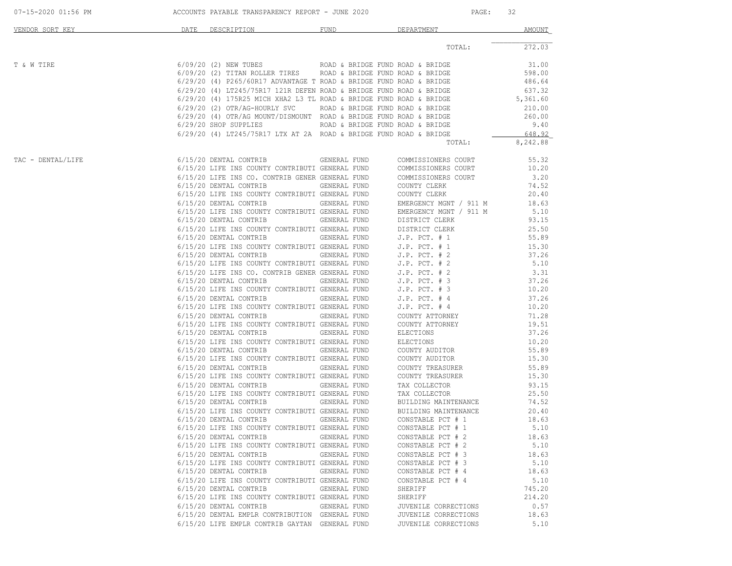ACCOUNTS PAYABLE TRANSPARENCY REPORT - JUNE 2020

| VENDOR SORT KEY | DATE | DESCRIPTION | FUND | DEPARTMENT | AMOUNT |
|---|---|---|---|---|---|
| | | | | TOTAL: | 272.03 |
| T & W TIRE | 6/09/20 | (2) NEW TUBES | ROAD & BRIDGE FUND | ROAD & BRIDGE | 31.00 |
| | 6/09/20 | (2) TITAN ROLLER TIRES | ROAD & BRIDGE FUND | ROAD & BRIDGE | 598.00 |
| | 6/29/20 | (4) P265/60R17 ADVANTAGE T | ROAD & BRIDGE FUND | ROAD & BRIDGE | 486.64 |
| | 6/29/20 | (4) LT245/75R17 121R DEFEN | ROAD & BRIDGE FUND | ROAD & BRIDGE | 637.32 |
| | 6/29/20 | (4) 175R25 MICH XHA2 L3 TL | ROAD & BRIDGE FUND | ROAD & BRIDGE | 5,361.60 |
| | 6/29/20 | (2) OTR/AG-HOURLY SVC | ROAD & BRIDGE FUND | ROAD & BRIDGE | 210.00 |
| | 6/29/20 | (4) OTR/AG MOUNT/DISMOUNT | ROAD & BRIDGE FUND | ROAD & BRIDGE | 260.00 |
| | 6/29/20 | SHOP SUPPLIES | ROAD & BRIDGE FUND | ROAD & BRIDGE | 9.40 |
| | 6/29/20 | (4) LT245/75R17 LTX AT 2A | ROAD & BRIDGE FUND | ROAD & BRIDGE | 648.92 |
| | | | | TOTAL: | 8,242.88 |
| TAC - DENTAL/LIFE | 6/15/20 | DENTAL CONTRIB | GENERAL FUND | COMMISSIONERS COURT | 55.32 |
| | 6/15/20 | LIFE INS COUNTY CONTRIBUTI | GENERAL FUND | COMMISSIONERS COURT | 10.20 |
| | 6/15/20 | LIFE INS CO. CONTRIB GENER | GENERAL FUND | COMMISSIONERS COURT | 3.20 |
| | 6/15/20 | DENTAL CONTRIB | GENERAL FUND | COUNTY CLERK | 74.52 |
| | 6/15/20 | LIFE INS COUNTY CONTRIBUTI | GENERAL FUND | COUNTY CLERK | 20.40 |
| | 6/15/20 | DENTAL CONTRIB | GENERAL FUND | EMERGENCY MGNT / 911 M | 18.63 |
| | 6/15/20 | LIFE INS COUNTY CONTRIBUTI | GENERAL FUND | EMERGENCY MGNT / 911 M | 5.10 |
| | 6/15/20 | DENTAL CONTRIB | GENERAL FUND | DISTRICT CLERK | 93.15 |
| | 6/15/20 | LIFE INS COUNTY CONTRIBUTI | GENERAL FUND | DISTRICT CLERK | 25.50 |
| | 6/15/20 | DENTAL CONTRIB | GENERAL FUND | J.P. PCT. # 1 | 55.89 |
| | 6/15/20 | LIFE INS COUNTY CONTRIBUTI | GENERAL FUND | J.P. PCT. # 1 | 15.30 |
| | 6/15/20 | DENTAL CONTRIB | GENERAL FUND | J.P. PCT. # 2 | 37.26 |
| | 6/15/20 | LIFE INS COUNTY CONTRIBUTI | GENERAL FUND | J.P. PCT. # 2 | 5.10 |
| | 6/15/20 | LIFE INS CO. CONTRIB GENER | GENERAL FUND | J.P. PCT. # 2 | 3.31 |
| | 6/15/20 | DENTAL CONTRIB | GENERAL FUND | J.P. PCT. # 3 | 37.26 |
| | 6/15/20 | LIFE INS COUNTY CONTRIBUTI | GENERAL FUND | J.P. PCT. # 3 | 10.20 |
| | 6/15/20 | DENTAL CONTRIB | GENERAL FUND | J.P. PCT. # 4 | 37.26 |
| | 6/15/20 | LIFE INS COUNTY CONTRIBUTI | GENERAL FUND | J.P. PCT. # 4 | 10.20 |
| | 6/15/20 | DENTAL CONTRIB | GENERAL FUND | COUNTY ATTORNEY | 71.28 |
| | 6/15/20 | LIFE INS COUNTY CONTRIBUTI | GENERAL FUND | COUNTY ATTORNEY | 19.51 |
| | 6/15/20 | DENTAL CONTRIB | GENERAL FUND | ELECTIONS | 37.26 |
| | 6/15/20 | LIFE INS COUNTY CONTRIBUTI | GENERAL FUND | ELECTIONS | 10.20 |
| | 6/15/20 | DENTAL CONTRIB | GENERAL FUND | COUNTY AUDITOR | 55.89 |
| | 6/15/20 | LIFE INS COUNTY CONTRIBUTI | GENERAL FUND | COUNTY AUDITOR | 15.30 |
| | 6/15/20 | DENTAL CONTRIB | GENERAL FUND | COUNTY TREASURER | 55.89 |
| | 6/15/20 | LIFE INS COUNTY CONTRIBUTI | GENERAL FUND | COUNTY TREASURER | 15.30 |
| | 6/15/20 | DENTAL CONTRIB | GENERAL FUND | TAX COLLECTOR | 93.15 |
| | 6/15/20 | LIFE INS COUNTY CONTRIBUTI | GENERAL FUND | TAX COLLECTOR | 25.50 |
| | 6/15/20 | DENTAL CONTRIB | GENERAL FUND | BUILDING MAINTENANCE | 74.52 |
| | 6/15/20 | LIFE INS COUNTY CONTRIBUTI | GENERAL FUND | BUILDING MAINTENANCE | 20.40 |
| | 6/15/20 | DENTAL CONTRIB | GENERAL FUND | CONSTABLE PCT # 1 | 18.63 |
| | 6/15/20 | LIFE INS COUNTY CONTRIBUTI | GENERAL FUND | CONSTABLE PCT # 1 | 5.10 |
| | 6/15/20 | DENTAL CONTRIB | GENERAL FUND | CONSTABLE PCT # 2 | 18.63 |
| | 6/15/20 | LIFE INS COUNTY CONTRIBUTI | GENERAL FUND | CONSTABLE PCT # 2 | 5.10 |
| | 6/15/20 | DENTAL CONTRIB | GENERAL FUND | CONSTABLE PCT # 3 | 18.63 |
| | 6/15/20 | LIFE INS COUNTY CONTRIBUTI | GENERAL FUND | CONSTABLE PCT # 3 | 5.10 |
| | 6/15/20 | DENTAL CONTRIB | GENERAL FUND | CONSTABLE PCT # 4 | 18.63 |
| | 6/15/20 | LIFE INS COUNTY CONTRIBUTI | GENERAL FUND | CONSTABLE PCT # 4 | 5.10 |
| | 6/15/20 | DENTAL CONTRIB | GENERAL FUND | SHERIFF | 745.20 |
| | 6/15/20 | LIFE INS COUNTY CONTRIBUTI | GENERAL FUND | SHERIFF | 214.20 |
| | 6/15/20 | DENTAL CONTRIB | GENERAL FUND | JUVENILE CORRECTIONS | 0.57 |
| | 6/15/20 | DENTAL EMPLR CONTRIBUTION | GENERAL FUND | JUVENILE CORRECTIONS | 18.63 |
| | 6/15/20 | LIFE EMPLR CONTRIB GAYTAN | GENERAL FUND | JUVENILE CORRECTIONS | 5.10 |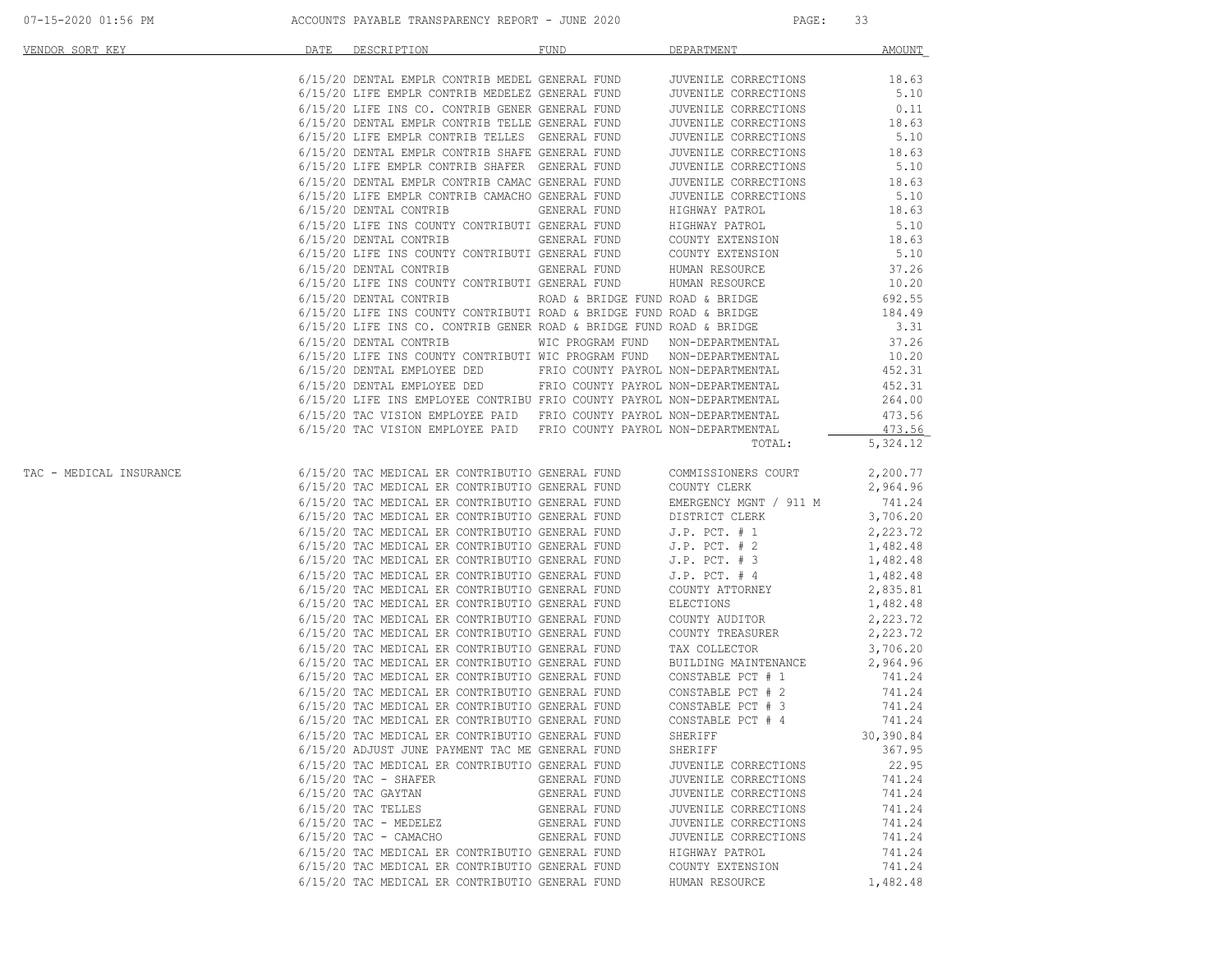| VENDOR SORT KEY | DATE | DESCRIPTION | FUND | DEPARTMENT | AMOUNT |
|---|---|---|---|---|---|
| | 6/15/20 | DENTAL EMPLR CONTRIB MEDEL | GENERAL FUND | JUVENILE CORRECTIONS | 18.63 |
| | 6/15/20 | LIFE EMPLR CONTRIB MEDELEZ | GENERAL FUND | JUVENILE CORRECTIONS | 5.10 |
| | 6/15/20 | LIFE INS CO. CONTRIB GENER | GENERAL FUND | JUVENILE CORRECTIONS | 0.11 |
| | 6/15/20 | DENTAL EMPLR CONTRIB TELLE | GENERAL FUND | JUVENILE CORRECTIONS | 18.63 |
| | 6/15/20 | LIFE EMPLR CONTRIB TELLES | GENERAL FUND | JUVENILE CORRECTIONS | 5.10 |
| | 6/15/20 | DENTAL EMPLR CONTRIB SHAFE | GENERAL FUND | JUVENILE CORRECTIONS | 18.63 |
| | 6/15/20 | LIFE EMPLR CONTRIB SHAFER | GENERAL FUND | JUVENILE CORRECTIONS | 5.10 |
| | 6/15/20 | DENTAL EMPLR CONTRIB CAMAC | GENERAL FUND | JUVENILE CORRECTIONS | 18.63 |
| | 6/15/20 | LIFE EMPLR CONTRIB CAMACHO | GENERAL FUND | JUVENILE CORRECTIONS | 5.10 |
| | 6/15/20 | DENTAL CONTRIB | GENERAL FUND | HIGHWAY PATROL | 18.63 |
| | 6/15/20 | LIFE INS COUNTY CONTRIBUTI | GENERAL FUND | HIGHWAY PATROL | 5.10 |
| | 6/15/20 | DENTAL CONTRIB | GENERAL FUND | COUNTY EXTENSION | 18.63 |
| | 6/15/20 | LIFE INS COUNTY CONTRIBUTI | GENERAL FUND | COUNTY EXTENSION | 5.10 |
| | 6/15/20 | DENTAL CONTRIB | GENERAL FUND | HUMAN RESOURCE | 37.26 |
| | 6/15/20 | LIFE INS COUNTY CONTRIBUTI | GENERAL FUND | HUMAN RESOURCE | 10.20 |
| | 6/15/20 | DENTAL CONTRIB | ROAD & BRIDGE FUND | ROAD & BRIDGE | 692.55 |
| | 6/15/20 | LIFE INS COUNTY CONTRIBUTI | ROAD & BRIDGE FUND | ROAD & BRIDGE | 184.49 |
| | 6/15/20 | LIFE INS CO. CONTRIB GENER | ROAD & BRIDGE FUND | ROAD & BRIDGE | 3.31 |
| | 6/15/20 | DENTAL CONTRIB | WIC PROGRAM FUND | NON-DEPARTMENTAL | 37.26 |
| | 6/15/20 | LIFE INS COUNTY CONTRIBUTI | WIC PROGRAM FUND | NON-DEPARTMENTAL | 10.20 |
| | 6/15/20 | DENTAL EMPLOYEE DED | FRIO COUNTY PAYROL | NON-DEPARTMENTAL | 452.31 |
| | 6/15/20 | DENTAL EMPLOYEE DED | FRIO COUNTY PAYROL | NON-DEPARTMENTAL | 452.31 |
| | 6/15/20 | LIFE INS EMPLOYEE CONTRIBU | FRIO COUNTY PAYROL | NON-DEPARTMENTAL | 264.00 |
| | 6/15/20 | TAC VISION EMPLOYEE PAID | FRIO COUNTY PAYROL | NON-DEPARTMENTAL | 473.56 |
| | 6/15/20 | TAC VISION EMPLOYEE PAID | FRIO COUNTY PAYROL | NON-DEPARTMENTAL | 473.56 |
| | | | | TOTAL: | 5,324.12 |
| TAC - MEDICAL INSURANCE | 6/15/20 | TAC MEDICAL ER CONTRIBUTIO | GENERAL FUND | COMMISSIONERS COURT | 2,200.77 |
| | 6/15/20 | TAC MEDICAL ER CONTRIBUTIO | GENERAL FUND | COUNTY CLERK | 2,964.96 |
| | 6/15/20 | TAC MEDICAL ER CONTRIBUTIO | GENERAL FUND | EMERGENCY MGNT / 911 M | 741.24 |
| | 6/15/20 | TAC MEDICAL ER CONTRIBUTIO | GENERAL FUND | DISTRICT CLERK | 3,706.20 |
| | 6/15/20 | TAC MEDICAL ER CONTRIBUTIO | GENERAL FUND | J.P. PCT. # 1 | 2,223.72 |
| | 6/15/20 | TAC MEDICAL ER CONTRIBUTIO | GENERAL FUND | J.P. PCT. # 2 | 1,482.48 |
| | 6/15/20 | TAC MEDICAL ER CONTRIBUTIO | GENERAL FUND | J.P. PCT. # 3 | 1,482.48 |
| | 6/15/20 | TAC MEDICAL ER CONTRIBUTIO | GENERAL FUND | J.P. PCT. # 4 | 1,482.48 |
| | 6/15/20 | TAC MEDICAL ER CONTRIBUTIO | GENERAL FUND | COUNTY ATTORNEY | 2,835.81 |
| | 6/15/20 | TAC MEDICAL ER CONTRIBUTIO | GENERAL FUND | ELECTIONS | 1,482.48 |
| | 6/15/20 | TAC MEDICAL ER CONTRIBUTIO | GENERAL FUND | COUNTY AUDITOR | 2,223.72 |
| | 6/15/20 | TAC MEDICAL ER CONTRIBUTIO | GENERAL FUND | COUNTY TREASURER | 2,223.72 |
| | 6/15/20 | TAC MEDICAL ER CONTRIBUTIO | GENERAL FUND | TAX COLLECTOR | 3,706.20 |
| | 6/15/20 | TAC MEDICAL ER CONTRIBUTIO | GENERAL FUND | BUILDING MAINTENANCE | 2,964.96 |
| | 6/15/20 | TAC MEDICAL ER CONTRIBUTIO | GENERAL FUND | CONSTABLE PCT # 1 | 741.24 |
| | 6/15/20 | TAC MEDICAL ER CONTRIBUTIO | GENERAL FUND | CONSTABLE PCT # 2 | 741.24 |
| | 6/15/20 | TAC MEDICAL ER CONTRIBUTIO | GENERAL FUND | CONSTABLE PCT # 3 | 741.24 |
| | 6/15/20 | TAC MEDICAL ER CONTRIBUTIO | GENERAL FUND | CONSTABLE PCT # 4 | 741.24 |
| | 6/15/20 | TAC MEDICAL ER CONTRIBUTIO | GENERAL FUND | SHERIFF | 30,390.84 |
| | 6/15/20 | ADJUST JUNE PAYMENT TAC ME | GENERAL FUND | SHERIFF | 367.95 |
| | 6/15/20 | TAC MEDICAL ER CONTRIBUTIO | GENERAL FUND | JUVENILE CORRECTIONS | 22.95 |
| | 6/15/20 | TAC - SHAFER | GENERAL FUND | JUVENILE CORRECTIONS | 741.24 |
| | 6/15/20 | TAC GAYTAN | GENERAL FUND | JUVENILE CORRECTIONS | 741.24 |
| | 6/15/20 | TAC TELLES | GENERAL FUND | JUVENILE CORRECTIONS | 741.24 |
| | 6/15/20 | TAC - MEDELEZ | GENERAL FUND | JUVENILE CORRECTIONS | 741.24 |
| | 6/15/20 | TAC - CAMACHO | GENERAL FUND | JUVENILE CORRECTIONS | 741.24 |
| | 6/15/20 | TAC MEDICAL ER CONTRIBUTIO | GENERAL FUND | HIGHWAY PATROL | 741.24 |
| | 6/15/20 | TAC MEDICAL ER CONTRIBUTIO | GENERAL FUND | COUNTY EXTENSION | 741.24 |
| | 6/15/20 | TAC MEDICAL ER CONTRIBUTIO | GENERAL FUND | HUMAN RESOURCE | 1,482.48 |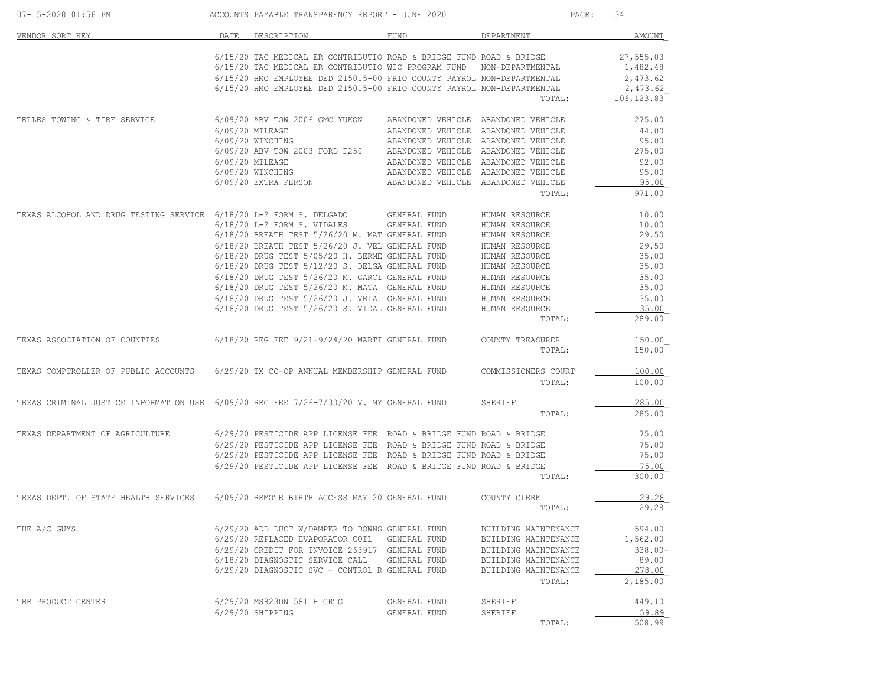| VENDOR SORT KEY | DATE | DESCRIPTION | FUND | DEPARTMENT | AMOUNT |
|---|---|---|---|---|---|
| | 6/15/20 | TAC MEDICAL ER CONTRIBUTIO | ROAD & BRIDGE FUND | ROAD & BRIDGE | 27,555.03 |
| | 6/15/20 | TAC MEDICAL ER CONTRIBUTIO | WIC PROGRAM FUND | NON-DEPARTMENTAL | 1,482.48 |
| | 6/15/20 | HMO EMPLOYEE DED 215015-00 | FRIO COUNTY PAYROL | NON-DEPARTMENTAL | 2,473.62 |
| | 6/15/20 | HMO EMPLOYEE DED 215015-00 | FRIO COUNTY PAYROL | NON-DEPARTMENTAL | 2,473.62 |
| | | | | TOTAL: | 106,123.83 |
| TELLES TOWING & TIRE SERVICE | 6/09/20 | ABV TOW 2006 GMC YUKON | ABANDONED VEHICLE | ABANDONED VEHICLE | 275.00 |
| | 6/09/20 | MILEAGE | ABANDONED VEHICLE | ABANDONED VEHICLE | 44.00 |
| | 6/09/20 | WINCHING | ABANDONED VEHICLE | ABANDONED VEHICLE | 95.00 |
| | 6/09/20 | ABV TOW 2003 FORD F250 | ABANDONED VEHICLE | ABANDONED VEHICLE | 275.00 |
| | 6/09/20 | MILEAGE | ABANDONED VEHICLE | ABANDONED VEHICLE | 92.00 |
| | 6/09/20 | WINCHING | ABANDONED VEHICLE | ABANDONED VEHICLE | 95.00 |
| | 6/09/20 | EXTRA PERSON | ABANDONED VEHICLE | ABANDONED VEHICLE | 95.00 |
| | | | | TOTAL: | 971.00 |
| TEXAS ALCOHOL AND DRUG TESTING SERVICE | 6/18/20 | L-2 FORM S. DELGADO | GENERAL FUND | HUMAN RESOURCE | 10.00 |
| | 6/18/20 | L-2 FORM S. VIDALES | GENERAL FUND | HUMAN RESOURCE | 10.00 |
| | 6/18/20 | BREATH TEST 5/26/20 M. MAT | GENERAL FUND | HUMAN RESOURCE | 29.50 |
| | 6/18/20 | BREATH TEST 5/26/20 J. VEL | GENERAL FUND | HUMAN RESOURCE | 29.50 |
| | 6/18/20 | DRUG TEST 5/05/20 H. BERME | GENERAL FUND | HUMAN RESOURCE | 35.00 |
| | 6/18/20 | DRUG TEST 5/12/20 S. DELGA | GENERAL FUND | HUMAN RESOURCE | 35.00 |
| | 6/18/20 | DRUG TEST 5/26/20 M. GARCI | GENERAL FUND | HUMAN RESOURCE | 35.00 |
| | 6/18/20 | DRUG TEST 5/26/20 M. MATA | GENERAL FUND | HUMAN RESOURCE | 35.00 |
| | 6/18/20 | DRUG TEST 5/26/20 J. VELA | GENERAL FUND | HUMAN RESOURCE | 35.00 |
| | 6/18/20 | DRUG TEST 5/26/20 S. VIDAL | GENERAL FUND | HUMAN RESOURCE | 35.00 |
| | | | | TOTAL: | 289.00 |
| TEXAS ASSOCIATION OF COUNTIES | 6/18/20 | REG FEE 9/21-9/24/20 MARTI | GENERAL FUND | COUNTY TREASURER | 150.00 |
| | | | | TOTAL: | 150.00 |
| TEXAS COMPTROLLER OF PUBLIC ACCOUNTS | 6/29/20 | TX CO-OP ANNUAL MEMBERSHIP | GENERAL FUND | COMMISSIONERS COURT | 100.00 |
| | | | | TOTAL: | 100.00 |
| TEXAS CRIMINAL JUSTICE INFORMATION USE | 6/09/20 | REG FEE 7/26-7/30/20 V. MY | GENERAL FUND | SHERIFF | 285.00 |
| | | | | TOTAL: | 285.00 |
| TEXAS DEPARTMENT OF AGRICULTURE | 6/29/20 | PESTICIDE APP LICENSE FEE | ROAD & BRIDGE FUND | ROAD & BRIDGE | 75.00 |
| | 6/29/20 | PESTICIDE APP LICENSE FEE | ROAD & BRIDGE FUND | ROAD & BRIDGE | 75.00 |
| | 6/29/20 | PESTICIDE APP LICENSE FEE | ROAD & BRIDGE FUND | ROAD & BRIDGE | 75.00 |
| | 6/29/20 | PESTICIDE APP LICENSE FEE | ROAD & BRIDGE FUND | ROAD & BRIDGE | 75.00 |
| | | | | TOTAL: | 300.00 |
| TEXAS DEPT. OF STATE HEALTH SERVICES | 6/09/20 | REMOTE BIRTH ACCESS MAY 20 | GENERAL FUND | COUNTY CLERK | 29.28 |
| | | | | TOTAL: | 29.28 |
| THE A/C GUYS | 6/29/20 | ADD DUCT W/DAMPER TO DOWNS | GENERAL FUND | BUILDING MAINTENANCE | 594.00 |
| | 6/29/20 | REPLACED EVAPORATOR COIL | GENERAL FUND | BUILDING MAINTENANCE | 1,562.00 |
| | 6/29/20 | CREDIT FOR INVOICE 263917 | GENERAL FUND | BUILDING MAINTENANCE | 338.00- |
| | 6/18/20 | DIAGNOSTIC SERVICE CALL | GENERAL FUND | BUILDING MAINTENANCE | 89.00 |
| | 6/29/20 | DIAGNOSTIC SVC - CONTROL R | GENERAL FUND | BUILDING MAINTENANCE | 278.00 |
| | | | | TOTAL: | 2,185.00 |
| THE PRODUCT CENTER | 6/29/20 | MS823DN 581 H CRTG | GENERAL FUND | SHERIFF | 449.10 |
| | 6/29/20 | SHIPPING | GENERAL FUND | SHERIFF | 59.89 |
| | | | | TOTAL: | 508.99 |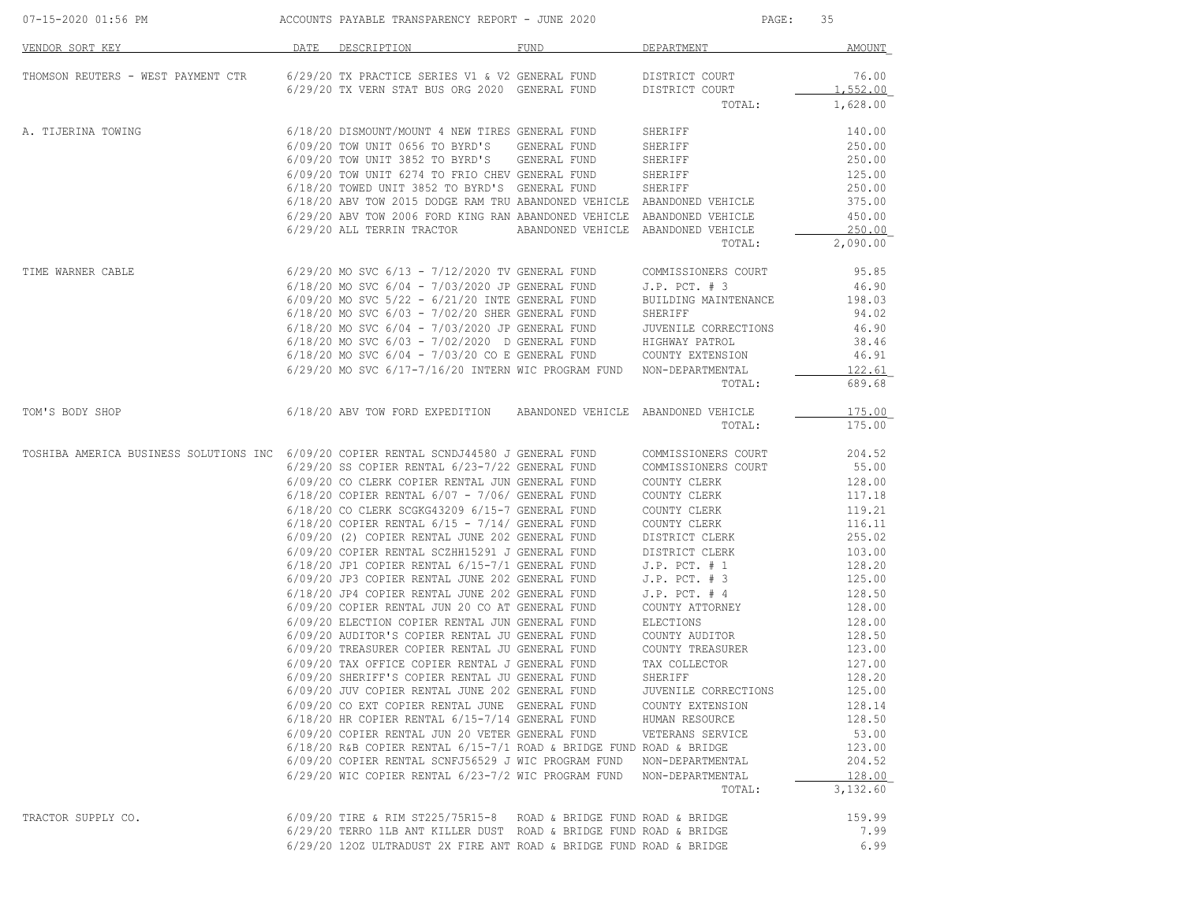| VENDOR SORT KEY | DATE | DESCRIPTION | FUND | DEPARTMENT | AMOUNT |
|---|---|---|---|---|---|
| THOMSON REUTERS - WEST PAYMENT CTR | 6/29/20 | TX PRACTICE SERIES V1 & V2 | GENERAL FUND | DISTRICT COURT | 76.00 |
| | 6/29/20 | TX VERN STAT BUS ORG 2020 | GENERAL FUND | DISTRICT COURT | 1,552.00 |
| | | | | TOTAL: | 1,628.00 |
| A. TIJERINA TOWING | 6/18/20 | DISMOUNT/MOUNT 4 NEW TIRES | GENERAL FUND | SHERIFF | 140.00 |
| | 6/09/20 | TOW UNIT 0656 TO BYRD'S | GENERAL FUND | SHERIFF | 250.00 |
| | 6/09/20 | TOW UNIT 3852 TO BYRD'S | GENERAL FUND | SHERIFF | 250.00 |
| | 6/09/20 | TOW UNIT 6274 TO FRIO CHEV | GENERAL FUND | SHERIFF | 125.00 |
| | 6/18/20 | TOWED UNIT 3852 TO BYRD'S | GENERAL FUND | SHERIFF | 250.00 |
| | 6/18/20 | ABV TOW 2015 DODGE RAM TRU | ABANDONED VEHICLE | ABANDONED VEHICLE | 375.00 |
| | 6/29/20 | ABV TOW 2006 FORD KING RAN | ABANDONED VEHICLE | ABANDONED VEHICLE | 450.00 |
| | 6/29/20 | ALL TERRIN TRACTOR | ABANDONED VEHICLE | ABANDONED VEHICLE | 250.00 |
| | | | | TOTAL: | 2,090.00 |
| TIME WARNER CABLE | 6/29/20 | MO SVC 6/13 - 7/12/2020 TV | GENERAL FUND | COMMISSIONERS COURT | 95.85 |
| | 6/18/20 | MO SVC 6/04 - 7/03/2020 JP | GENERAL FUND | J.P. PCT. # 3 | 46.90 |
| | 6/09/20 | MO SVC 5/22 - 6/21/20 INTE | GENERAL FUND | BUILDING MAINTENANCE | 198.03 |
| | 6/18/20 | MO SVC 6/03 - 7/02/20 SHER | GENERAL FUND | SHERIFF | 94.02 |
| | 6/18/20 | MO SVC 6/04 - 7/03/2020 JP | GENERAL FUND | JUVENILE CORRECTIONS | 46.90 |
| | 6/18/20 | MO SVC 6/03 - 7/02/2020 D | GENERAL FUND | HIGHWAY PATROL | 38.46 |
| | 6/18/20 | MO SVC 6/04 - 7/03/20 CO E | GENERAL FUND | COUNTY EXTENSION | 46.91 |
| | 6/29/20 | MO SVC 6/17-7/16/20 INTERN | WIC PROGRAM FUND | NON-DEPARTMENTAL | 122.61 |
| | | | | TOTAL: | 689.68 |
| TOM'S BODY SHOP | 6/18/20 | ABV TOW FORD EXPEDITION | ABANDONED VEHICLE | ABANDONED VEHICLE | 175.00 |
| | | | | TOTAL: | 175.00 |
| TOSHIBA AMERICA BUSINESS SOLUTIONS INC | 6/09/20 | COPIER RENTAL SCNDJ44580 J | GENERAL FUND | COMMISSIONERS COURT | 204.52 |
| | 6/29/20 | SS COPIER RENTAL 6/23-7/22 | GENERAL FUND | COMMISSIONERS COURT | 55.00 |
| | 6/09/20 | CO CLERK COPIER RENTAL JUN | GENERAL FUND | COUNTY CLERK | 128.00 |
| | 6/18/20 | COPIER RENTAL 6/07 - 7/06/ | GENERAL FUND | COUNTY CLERK | 117.18 |
| | 6/18/20 | CO CLERK SCGKG43209 6/15-7 | GENERAL FUND | COUNTY CLERK | 119.21 |
| | 6/18/20 | COPIER RENTAL 6/15 - 7/14/ | GENERAL FUND | COUNTY CLERK | 116.11 |
| | 6/09/20 | (2) COPIER RENTAL JUNE 202 | GENERAL FUND | DISTRICT CLERK | 255.02 |
| | 6/09/20 | COPIER RENTAL SCZHH15291 J | GENERAL FUND | DISTRICT CLERK | 103.00 |
| | 6/18/20 | JP1 COPIER RENTAL 6/15-7/1 | GENERAL FUND | J.P. PCT. # 1 | 128.20 |
| | 6/09/20 | JP3 COPIER RENTAL JUNE 202 | GENERAL FUND | J.P. PCT. # 3 | 125.00 |
| | 6/18/20 | JP4 COPIER RENTAL JUNE 202 | GENERAL FUND | J.P. PCT. # 4 | 128.50 |
| | 6/09/20 | COPIER RENTAL JUN 20 CO AT | GENERAL FUND | COUNTY ATTORNEY | 128.00 |
| | 6/09/20 | ELECTION COPIER RENTAL JUN | GENERAL FUND | ELECTIONS | 128.00 |
| | 6/09/20 | AUDITOR'S COPIER RENTAL JU | GENERAL FUND | COUNTY AUDITOR | 128.50 |
| | 6/09/20 | TREASURER COPIER RENTAL JU | GENERAL FUND | COUNTY TREASURER | 123.00 |
| | 6/09/20 | TAX OFFICE COPIER RENTAL J | GENERAL FUND | TAX COLLECTOR | 127.00 |
| | 6/09/20 | SHERIFF'S COPIER RENTAL JU | GENERAL FUND | SHERIFF | 128.20 |
| | 6/09/20 | JUV COPIER RENTAL JUNE 202 | GENERAL FUND | JUVENILE CORRECTIONS | 125.00 |
| | 6/09/20 | CO EXT COPIER RENTAL JUNE | GENERAL FUND | COUNTY EXTENSION | 128.14 |
| | 6/18/20 | HR COPIER RENTAL 6/15-7/14 | GENERAL FUND | HUMAN RESOURCE | 128.50 |
| | 6/09/20 | COPIER RENTAL JUN 20 VETER | GENERAL FUND | VETERANS SERVICE | 53.00 |
| | 6/18/20 | R&B COPIER RENTAL 6/15-7/1 | ROAD & BRIDGE FUND | ROAD & BRIDGE | 123.00 |
| | 6/09/20 | COPIER RENTAL SCNFJ56529 J | WIC PROGRAM FUND | NON-DEPARTMENTAL | 204.52 |
| | 6/29/20 | WIC COPIER RENTAL 6/23-7/2 | WIC PROGRAM FUND | NON-DEPARTMENTAL | 128.00 |
| | | | | TOTAL: | 3,132.60 |
| TRACTOR SUPPLY CO. | 6/09/20 | TIRE & RIM ST225/75R15-8 | ROAD & BRIDGE FUND | ROAD & BRIDGE | 159.99 |
| | 6/29/20 | TERRO 1LB ANT KILLER DUST | ROAD & BRIDGE FUND | ROAD & BRIDGE | 7.99 |
| | 6/29/20 | 12OZ ULTRADUST 2X FIRE ANT | ROAD & BRIDGE FUND | ROAD & BRIDGE | 6.99 |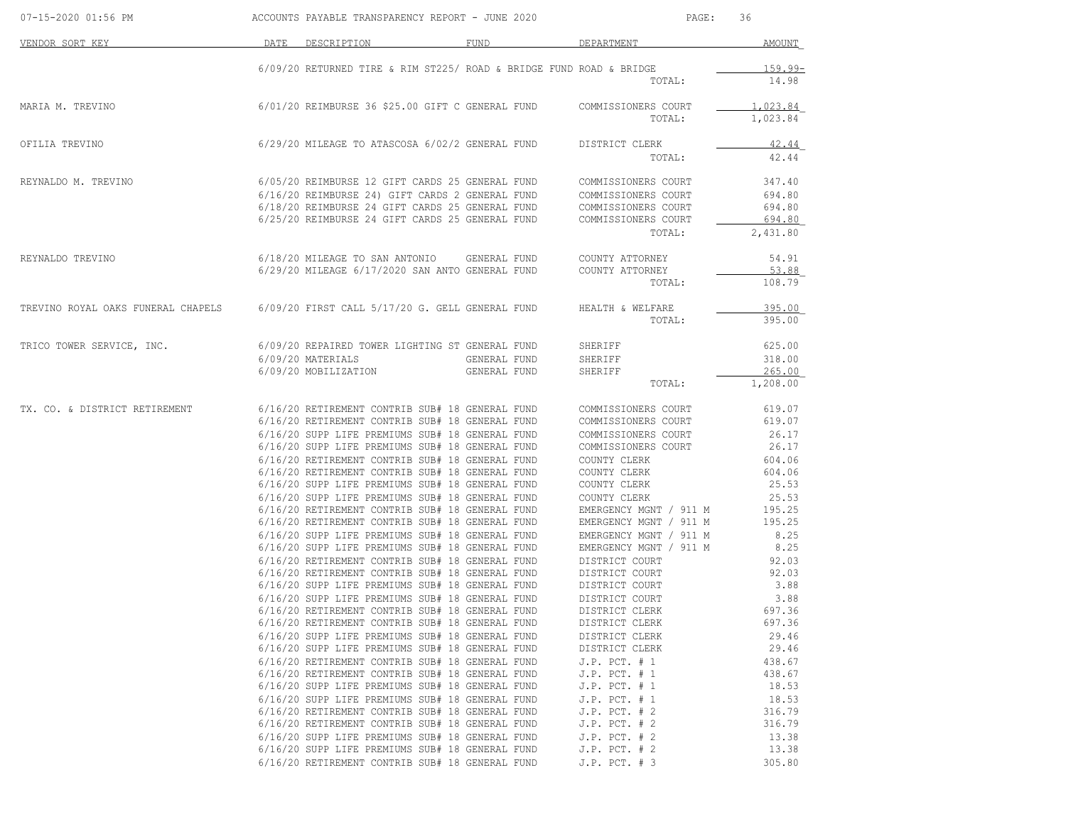| VENDOR SORT KEY | DATE | DESCRIPTION | FUND | DEPARTMENT | AMOUNT |
|---|---|---|---|---|---|
| | 6/09/20 | RETURNED TIRE & RIM ST225/ | ROAD & BRIDGE FUND | ROAD & BRIDGE | 159.99- |
| | | | | TOTAL: | 14.98 |
| MARIA M. TREVINO | 6/01/20 | REIMBURSE 36 $25.00 GIFT C | GENERAL FUND | COMMISSIONERS COURT | 1,023.84 |
| | | | | TOTAL: | 1,023.84 |
| OFILIA TREVINO | 6/29/20 | MILEAGE TO ATASCOSA 6/02/2 | GENERAL FUND | DISTRICT CLERK | 42.44 |
| | | | | TOTAL: | 42.44 |
| REYNALDO M. TREVINO | 6/05/20 | REIMBURSE 12 GIFT CARDS 25 | GENERAL FUND | COMMISSIONERS COURT | 347.40 |
| | 6/16/20 | REIMBURSE 24) GIFT CARDS 2 | GENERAL FUND | COMMISSIONERS COURT | 694.80 |
| | 6/18/20 | REIMBURSE 24 GIFT CARDS 25 | GENERAL FUND | COMMISSIONERS COURT | 694.80 |
| | 6/25/20 | REIMBURSE 24 GIFT CARDS 25 | GENERAL FUND | COMMISSIONERS COURT | 694.80 |
| | | | | TOTAL: | 2,431.80 |
| REYNALDO TREVINO | 6/18/20 | MILEAGE TO SAN ANTONIO | GENERAL FUND | COUNTY ATTORNEY | 54.91 |
| | 6/29/20 | MILEAGE 6/17/2020 SAN ANTO | GENERAL FUND | COUNTY ATTORNEY | 53.88 |
| | | | | TOTAL: | 108.79 |
| TREVINO ROYAL OAKS FUNERAL CHAPELS | 6/09/20 | FIRST CALL 5/17/20 G. GELL | GENERAL FUND | HEALTH & WELFARE | 395.00 |
| | | | | TOTAL: | 395.00 |
| TRICO TOWER SERVICE, INC. | 6/09/20 | REPAIRED TOWER LIGHTING ST | GENERAL FUND | SHERIFF | 625.00 |
| | 6/09/20 | MATERIALS | GENERAL FUND | SHERIFF | 318.00 |
| | 6/09/20 | MOBILIZATION | GENERAL FUND | SHERIFF | 265.00 |
| | | | | TOTAL: | 1,208.00 |
| TX. CO. & DISTRICT RETIREMENT | 6/16/20 | RETIREMENT CONTRIB SUB# 18 | GENERAL FUND | COMMISSIONERS COURT | 619.07 |
| | 6/16/20 | RETIREMENT CONTRIB SUB# 18 | GENERAL FUND | COMMISSIONERS COURT | 619.07 |
| | 6/16/20 | SUPP LIFE PREMIUMS SUB# 18 | GENERAL FUND | COMMISSIONERS COURT | 26.17 |
| | 6/16/20 | SUPP LIFE PREMIUMS SUB# 18 | GENERAL FUND | COMMISSIONERS COURT | 26.17 |
| | 6/16/20 | RETIREMENT CONTRIB SUB# 18 | GENERAL FUND | COUNTY CLERK | 604.06 |
| | 6/16/20 | RETIREMENT CONTRIB SUB# 18 | GENERAL FUND | COUNTY CLERK | 604.06 |
| | 6/16/20 | SUPP LIFE PREMIUMS SUB# 18 | GENERAL FUND | COUNTY CLERK | 25.53 |
| | 6/16/20 | SUPP LIFE PREMIUMS SUB# 18 | GENERAL FUND | COUNTY CLERK | 25.53 |
| | 6/16/20 | RETIREMENT CONTRIB SUB# 18 | GENERAL FUND | EMERGENCY MGNT / 911 M | 195.25 |
| | 6/16/20 | RETIREMENT CONTRIB SUB# 18 | GENERAL FUND | EMERGENCY MGNT / 911 M | 195.25 |
| | 6/16/20 | SUPP LIFE PREMIUMS SUB# 18 | GENERAL FUND | EMERGENCY MGNT / 911 M | 8.25 |
| | 6/16/20 | SUPP LIFE PREMIUMS SUB# 18 | GENERAL FUND | EMERGENCY MGNT / 911 M | 8.25 |
| | 6/16/20 | RETIREMENT CONTRIB SUB# 18 | GENERAL FUND | DISTRICT COURT | 92.03 |
| | 6/16/20 | RETIREMENT CONTRIB SUB# 18 | GENERAL FUND | DISTRICT COURT | 92.03 |
| | 6/16/20 | SUPP LIFE PREMIUMS SUB# 18 | GENERAL FUND | DISTRICT COURT | 3.88 |
| | 6/16/20 | SUPP LIFE PREMIUMS SUB# 18 | GENERAL FUND | DISTRICT COURT | 3.88 |
| | 6/16/20 | RETIREMENT CONTRIB SUB# 18 | GENERAL FUND | DISTRICT CLERK | 697.36 |
| | 6/16/20 | RETIREMENT CONTRIB SUB# 18 | GENERAL FUND | DISTRICT CLERK | 697.36 |
| | 6/16/20 | SUPP LIFE PREMIUMS SUB# 18 | GENERAL FUND | DISTRICT CLERK | 29.46 |
| | 6/16/20 | SUPP LIFE PREMIUMS SUB# 18 | GENERAL FUND | DISTRICT CLERK | 29.46 |
| | 6/16/20 | RETIREMENT CONTRIB SUB# 18 | GENERAL FUND | J.P. PCT. # 1 | 438.67 |
| | 6/16/20 | RETIREMENT CONTRIB SUB# 18 | GENERAL FUND | J.P. PCT. # 1 | 438.67 |
| | 6/16/20 | SUPP LIFE PREMIUMS SUB# 18 | GENERAL FUND | J.P. PCT. # 1 | 18.53 |
| | 6/16/20 | SUPP LIFE PREMIUMS SUB# 18 | GENERAL FUND | J.P. PCT. # 1 | 18.53 |
| | 6/16/20 | RETIREMENT CONTRIB SUB# 18 | GENERAL FUND | J.P. PCT. # 2 | 316.79 |
| | 6/16/20 | RETIREMENT CONTRIB SUB# 18 | GENERAL FUND | J.P. PCT. # 2 | 316.79 |
| | 6/16/20 | SUPP LIFE PREMIUMS SUB# 18 | GENERAL FUND | J.P. PCT. # 2 | 13.38 |
| | 6/16/20 | SUPP LIFE PREMIUMS SUB# 18 | GENERAL FUND | J.P. PCT. # 2 | 13.38 |
| | 6/16/20 | RETIREMENT CONTRIB SUB# 18 | GENERAL FUND | J.P. PCT. # 3 | 305.80 |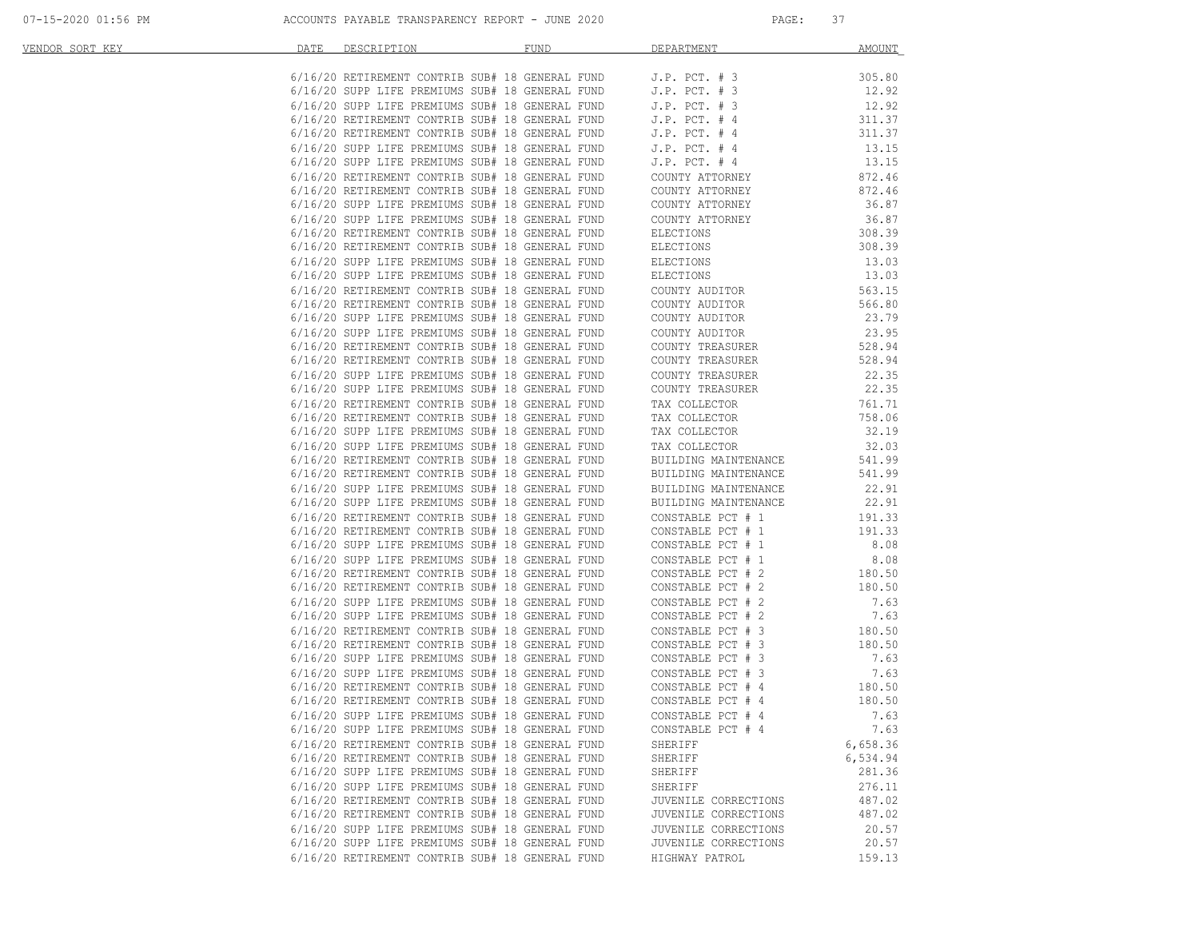| VENDOR SORT KEY | DATE | DESCRIPTION | FUND | DEPARTMENT | AMOUNT |
|---|---|---|---|---|---|
| | 6/16/20 | RETIREMENT CONTRIB SUB# 18 | GENERAL FUND | J.P. PCT. # 3 | 305.80 |
| | 6/16/20 | SUPP LIFE PREMIUMS SUB# 18 | GENERAL FUND | J.P. PCT. # 3 | 12.92 |
| | 6/16/20 | SUPP LIFE PREMIUMS SUB# 18 | GENERAL FUND | J.P. PCT. # 3 | 12.92 |
| | 6/16/20 | RETIREMENT CONTRIB SUB# 18 | GENERAL FUND | J.P. PCT. # 4 | 311.37 |
| | 6/16/20 | RETIREMENT CONTRIB SUB# 18 | GENERAL FUND | J.P. PCT. # 4 | 311.37 |
| | 6/16/20 | SUPP LIFE PREMIUMS SUB# 18 | GENERAL FUND | J.P. PCT. # 4 | 13.15 |
| | 6/16/20 | SUPP LIFE PREMIUMS SUB# 18 | GENERAL FUND | J.P. PCT. # 4 | 13.15 |
| | 6/16/20 | RETIREMENT CONTRIB SUB# 18 | GENERAL FUND | COUNTY ATTORNEY | 872.46 |
| | 6/16/20 | RETIREMENT CONTRIB SUB# 18 | GENERAL FUND | COUNTY ATTORNEY | 872.46 |
| | 6/16/20 | SUPP LIFE PREMIUMS SUB# 18 | GENERAL FUND | COUNTY ATTORNEY | 36.87 |
| | 6/16/20 | SUPP LIFE PREMIUMS SUB# 18 | GENERAL FUND | COUNTY ATTORNEY | 36.87 |
| | 6/16/20 | RETIREMENT CONTRIB SUB# 18 | GENERAL FUND | ELECTIONS | 308.39 |
| | 6/16/20 | RETIREMENT CONTRIB SUB# 18 | GENERAL FUND | ELECTIONS | 308.39 |
| | 6/16/20 | SUPP LIFE PREMIUMS SUB# 18 | GENERAL FUND | ELECTIONS | 13.03 |
| | 6/16/20 | SUPP LIFE PREMIUMS SUB# 18 | GENERAL FUND | ELECTIONS | 13.03 |
| | 6/16/20 | RETIREMENT CONTRIB SUB# 18 | GENERAL FUND | COUNTY AUDITOR | 563.15 |
| | 6/16/20 | RETIREMENT CONTRIB SUB# 18 | GENERAL FUND | COUNTY AUDITOR | 566.80 |
| | 6/16/20 | SUPP LIFE PREMIUMS SUB# 18 | GENERAL FUND | COUNTY AUDITOR | 23.79 |
| | 6/16/20 | SUPP LIFE PREMIUMS SUB# 18 | GENERAL FUND | COUNTY AUDITOR | 23.95 |
| | 6/16/20 | RETIREMENT CONTRIB SUB# 18 | GENERAL FUND | COUNTY TREASURER | 528.94 |
| | 6/16/20 | RETIREMENT CONTRIB SUB# 18 | GENERAL FUND | COUNTY TREASURER | 528.94 |
| | 6/16/20 | SUPP LIFE PREMIUMS SUB# 18 | GENERAL FUND | COUNTY TREASURER | 22.35 |
| | 6/16/20 | SUPP LIFE PREMIUMS SUB# 18 | GENERAL FUND | COUNTY TREASURER | 22.35 |
| | 6/16/20 | RETIREMENT CONTRIB SUB# 18 | GENERAL FUND | TAX COLLECTOR | 761.71 |
| | 6/16/20 | RETIREMENT CONTRIB SUB# 18 | GENERAL FUND | TAX COLLECTOR | 758.06 |
| | 6/16/20 | SUPP LIFE PREMIUMS SUB# 18 | GENERAL FUND | TAX COLLECTOR | 32.19 |
| | 6/16/20 | SUPP LIFE PREMIUMS SUB# 18 | GENERAL FUND | TAX COLLECTOR | 32.03 |
| | 6/16/20 | RETIREMENT CONTRIB SUB# 18 | GENERAL FUND | BUILDING MAINTENANCE | 541.99 |
| | 6/16/20 | RETIREMENT CONTRIB SUB# 18 | GENERAL FUND | BUILDING MAINTENANCE | 541.99 |
| | 6/16/20 | SUPP LIFE PREMIUMS SUB# 18 | GENERAL FUND | BUILDING MAINTENANCE | 22.91 |
| | 6/16/20 | SUPP LIFE PREMIUMS SUB# 18 | GENERAL FUND | BUILDING MAINTENANCE | 22.91 |
| | 6/16/20 | RETIREMENT CONTRIB SUB# 18 | GENERAL FUND | CONSTABLE PCT # 1 | 191.33 |
| | 6/16/20 | RETIREMENT CONTRIB SUB# 18 | GENERAL FUND | CONSTABLE PCT # 1 | 191.33 |
| | 6/16/20 | SUPP LIFE PREMIUMS SUB# 18 | GENERAL FUND | CONSTABLE PCT # 1 | 8.08 |
| | 6/16/20 | SUPP LIFE PREMIUMS SUB# 18 | GENERAL FUND | CONSTABLE PCT # 1 | 8.08 |
| | 6/16/20 | RETIREMENT CONTRIB SUB# 18 | GENERAL FUND | CONSTABLE PCT # 2 | 180.50 |
| | 6/16/20 | RETIREMENT CONTRIB SUB# 18 | GENERAL FUND | CONSTABLE PCT # 2 | 180.50 |
| | 6/16/20 | SUPP LIFE PREMIUMS SUB# 18 | GENERAL FUND | CONSTABLE PCT # 2 | 7.63 |
| | 6/16/20 | SUPP LIFE PREMIUMS SUB# 18 | GENERAL FUND | CONSTABLE PCT # 2 | 7.63 |
| | 6/16/20 | RETIREMENT CONTRIB SUB# 18 | GENERAL FUND | CONSTABLE PCT # 3 | 180.50 |
| | 6/16/20 | RETIREMENT CONTRIB SUB# 18 | GENERAL FUND | CONSTABLE PCT # 3 | 180.50 |
| | 6/16/20 | SUPP LIFE PREMIUMS SUB# 18 | GENERAL FUND | CONSTABLE PCT # 3 | 7.63 |
| | 6/16/20 | SUPP LIFE PREMIUMS SUB# 18 | GENERAL FUND | CONSTABLE PCT # 3 | 7.63 |
| | 6/16/20 | RETIREMENT CONTRIB SUB# 18 | GENERAL FUND | CONSTABLE PCT # 4 | 180.50 |
| | 6/16/20 | RETIREMENT CONTRIB SUB# 18 | GENERAL FUND | CONSTABLE PCT # 4 | 180.50 |
| | 6/16/20 | SUPP LIFE PREMIUMS SUB# 18 | GENERAL FUND | CONSTABLE PCT # 4 | 7.63 |
| | 6/16/20 | SUPP LIFE PREMIUMS SUB# 18 | GENERAL FUND | CONSTABLE PCT # 4 | 7.63 |
| | 6/16/20 | RETIREMENT CONTRIB SUB# 18 | GENERAL FUND | SHERIFF | 6,658.36 |
| | 6/16/20 | RETIREMENT CONTRIB SUB# 18 | GENERAL FUND | SHERIFF | 6,534.94 |
| | 6/16/20 | SUPP LIFE PREMIUMS SUB# 18 | GENERAL FUND | SHERIFF | 281.36 |
| | 6/16/20 | SUPP LIFE PREMIUMS SUB# 18 | GENERAL FUND | SHERIFF | 276.11 |
| | 6/16/20 | RETIREMENT CONTRIB SUB# 18 | GENERAL FUND | JUVENILE CORRECTIONS | 487.02 |
| | 6/16/20 | RETIREMENT CONTRIB SUB# 18 | GENERAL FUND | JUVENILE CORRECTIONS | 487.02 |
| | 6/16/20 | SUPP LIFE PREMIUMS SUB# 18 | GENERAL FUND | JUVENILE CORRECTIONS | 20.57 |
| | 6/16/20 | SUPP LIFE PREMIUMS SUB# 18 | GENERAL FUND | JUVENILE CORRECTIONS | 20.57 |
| | 6/16/20 | RETIREMENT CONTRIB SUB# 18 | GENERAL FUND | HIGHWAY PATROL | 159.13 |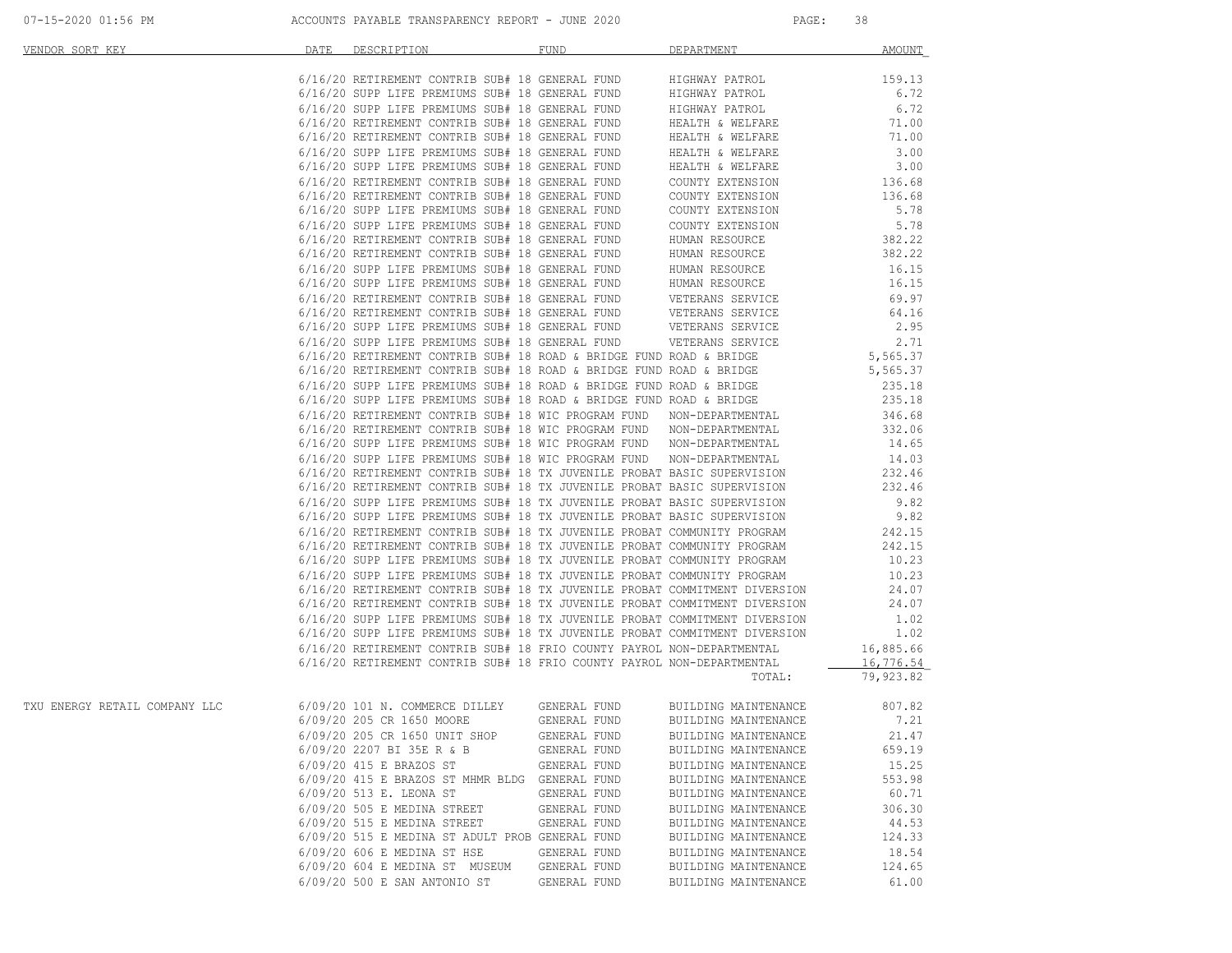| VENDOR SORT KEY | DATE | DESCRIPTION | FUND | DEPARTMENT | AMOUNT |
|---|---|---|---|---|---|
| | 6/16/20 | RETIREMENT CONTRIB SUB# 18 | GENERAL FUND | HIGHWAY PATROL | 159.13 |
| | 6/16/20 | SUPP LIFE PREMIUMS SUB# 18 | GENERAL FUND | HIGHWAY PATROL | 6.72 |
| | 6/16/20 | SUPP LIFE PREMIUMS SUB# 18 | GENERAL FUND | HIGHWAY PATROL | 6.72 |
| | 6/16/20 | RETIREMENT CONTRIB SUB# 18 | GENERAL FUND | HEALTH & WELFARE | 71.00 |
| | 6/16/20 | RETIREMENT CONTRIB SUB# 18 | GENERAL FUND | HEALTH & WELFARE | 71.00 |
| | 6/16/20 | SUPP LIFE PREMIUMS SUB# 18 | GENERAL FUND | HEALTH & WELFARE | 3.00 |
| | 6/16/20 | SUPP LIFE PREMIUMS SUB# 18 | GENERAL FUND | HEALTH & WELFARE | 3.00 |
| | 6/16/20 | RETIREMENT CONTRIB SUB# 18 | GENERAL FUND | COUNTY EXTENSION | 136.68 |
| | 6/16/20 | RETIREMENT CONTRIB SUB# 18 | GENERAL FUND | COUNTY EXTENSION | 136.68 |
| | 6/16/20 | SUPP LIFE PREMIUMS SUB# 18 | GENERAL FUND | COUNTY EXTENSION | 5.78 |
| | 6/16/20 | SUPP LIFE PREMIUMS SUB# 18 | GENERAL FUND | COUNTY EXTENSION | 5.78 |
| | 6/16/20 | RETIREMENT CONTRIB SUB# 18 | GENERAL FUND | HUMAN RESOURCE | 382.22 |
| | 6/16/20 | RETIREMENT CONTRIB SUB# 18 | GENERAL FUND | HUMAN RESOURCE | 382.22 |
| | 6/16/20 | SUPP LIFE PREMIUMS SUB# 18 | GENERAL FUND | HUMAN RESOURCE | 16.15 |
| | 6/16/20 | SUPP LIFE PREMIUMS SUB# 18 | GENERAL FUND | HUMAN RESOURCE | 16.15 |
| | 6/16/20 | RETIREMENT CONTRIB SUB# 18 | GENERAL FUND | VETERANS SERVICE | 69.97 |
| | 6/16/20 | RETIREMENT CONTRIB SUB# 18 | GENERAL FUND | VETERANS SERVICE | 64.16 |
| | 6/16/20 | SUPP LIFE PREMIUMS SUB# 18 | GENERAL FUND | VETERANS SERVICE | 2.95 |
| | 6/16/20 | SUPP LIFE PREMIUMS SUB# 18 | GENERAL FUND | VETERANS SERVICE | 2.71 |
| | 6/16/20 | RETIREMENT CONTRIB SUB# 18 | ROAD & BRIDGE FUND | ROAD & BRIDGE | 5,565.37 |
| | 6/16/20 | RETIREMENT CONTRIB SUB# 18 | ROAD & BRIDGE FUND | ROAD & BRIDGE | 5,565.37 |
| | 6/16/20 | SUPP LIFE PREMIUMS SUB# 18 | ROAD & BRIDGE FUND | ROAD & BRIDGE | 235.18 |
| | 6/16/20 | SUPP LIFE PREMIUMS SUB# 18 | ROAD & BRIDGE FUND | ROAD & BRIDGE | 235.18 |
| | 6/16/20 | RETIREMENT CONTRIB SUB# 18 | WIC PROGRAM FUND | NON-DEPARTMENTAL | 346.68 |
| | 6/16/20 | RETIREMENT CONTRIB SUB# 18 | WIC PROGRAM FUND | NON-DEPARTMENTAL | 332.06 |
| | 6/16/20 | SUPP LIFE PREMIUMS SUB# 18 | WIC PROGRAM FUND | NON-DEPARTMENTAL | 14.65 |
| | 6/16/20 | SUPP LIFE PREMIUMS SUB# 18 | WIC PROGRAM FUND | NON-DEPARTMENTAL | 14.03 |
| | 6/16/20 | RETIREMENT CONTRIB SUB# 18 | TX JUVENILE PROBAT | BASIC SUPERVISION | 232.46 |
| | 6/16/20 | RETIREMENT CONTRIB SUB# 18 | TX JUVENILE PROBAT | BASIC SUPERVISION | 232.46 |
| | 6/16/20 | SUPP LIFE PREMIUMS SUB# 18 | TX JUVENILE PROBAT | BASIC SUPERVISION | 9.82 |
| | 6/16/20 | SUPP LIFE PREMIUMS SUB# 18 | TX JUVENILE PROBAT | BASIC SUPERVISION | 9.82 |
| | 6/16/20 | RETIREMENT CONTRIB SUB# 18 | TX JUVENILE PROBAT | COMMUNITY PROGRAM | 242.15 |
| | 6/16/20 | RETIREMENT CONTRIB SUB# 18 | TX JUVENILE PROBAT | COMMUNITY PROGRAM | 242.15 |
| | 6/16/20 | SUPP LIFE PREMIUMS SUB# 18 | TX JUVENILE PROBAT | COMMUNITY PROGRAM | 10.23 |
| | 6/16/20 | SUPP LIFE PREMIUMS SUB# 18 | TX JUVENILE PROBAT | COMMUNITY PROGRAM | 10.23 |
| | 6/16/20 | RETIREMENT CONTRIB SUB# 18 | TX JUVENILE PROBAT | COMMITMENT DIVERSION | 24.07 |
| | 6/16/20 | RETIREMENT CONTRIB SUB# 18 | TX JUVENILE PROBAT | COMMITMENT DIVERSION | 24.07 |
| | 6/16/20 | SUPP LIFE PREMIUMS SUB# 18 | TX JUVENILE PROBAT | COMMITMENT DIVERSION | 1.02 |
| | 6/16/20 | SUPP LIFE PREMIUMS SUB# 18 | TX JUVENILE PROBAT | COMMITMENT DIVERSION | 1.02 |
| | 6/16/20 | RETIREMENT CONTRIB SUB# 18 | FRIO COUNTY PAYROL | NON-DEPARTMENTAL | 16,885.66 |
| | 6/16/20 | RETIREMENT CONTRIB SUB# 18 | FRIO COUNTY PAYROL | NON-DEPARTMENTAL | 16,776.54 |
| | | | | TOTAL: | 79,923.82 |
| TXU ENERGY RETAIL COMPANY LLC | 6/09/20 | 101 N. COMMERCE DILLEY | GENERAL FUND | BUILDING MAINTENANCE | 807.82 |
| | 6/09/20 | 205 CR 1650 MOORE | GENERAL FUND | BUILDING MAINTENANCE | 7.21 |
| | 6/09/20 | 205 CR 1650 UNIT SHOP | GENERAL FUND | BUILDING MAINTENANCE | 21.47 |
| | 6/09/20 | 2207 BI 35E R & B | GENERAL FUND | BUILDING MAINTENANCE | 659.19 |
| | 6/09/20 | 415 E BRAZOS ST | GENERAL FUND | BUILDING MAINTENANCE | 15.25 |
| | 6/09/20 | 415 E BRAZOS ST MHMR BLDG | GENERAL FUND | BUILDING MAINTENANCE | 553.98 |
| | 6/09/20 | 513 E. LEONA ST | GENERAL FUND | BUILDING MAINTENANCE | 60.71 |
| | 6/09/20 | 505 E MEDINA STREET | GENERAL FUND | BUILDING MAINTENANCE | 306.30 |
| | 6/09/20 | 515 E MEDINA STREET | GENERAL FUND | BUILDING MAINTENANCE | 44.53 |
| | 6/09/20 | 515 E MEDINA ST ADULT PROB | GENERAL FUND | BUILDING MAINTENANCE | 124.33 |
| | 6/09/20 | 606 E MEDINA ST HSE | GENERAL FUND | BUILDING MAINTENANCE | 18.54 |
| | 6/09/20 | 604 E MEDINA ST MUSEUM | GENERAL FUND | BUILDING MAINTENANCE | 124.65 |
| | 6/09/20 | 500 E SAN ANTONIO ST | GENERAL FUND | BUILDING MAINTENANCE | 61.00 |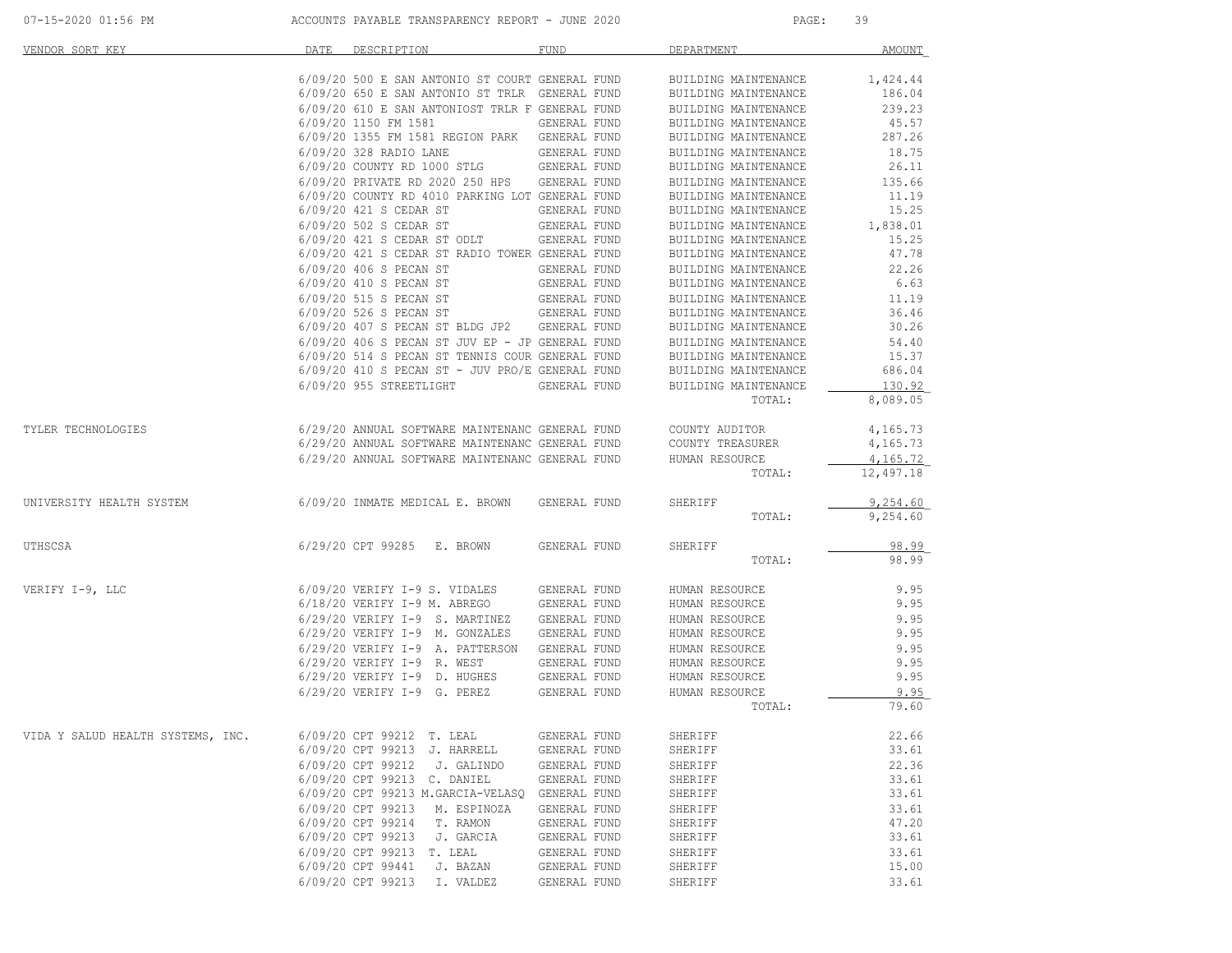| VENDOR SORT KEY | DATE | DESCRIPTION | FUND | DEPARTMENT | AMOUNT |
|---|---|---|---|---|---|
| | 6/09/20 | 500 E SAN ANTONIO ST COURT | GENERAL FUND | BUILDING MAINTENANCE | 1,424.44 |
| | 6/09/20 | 650 E SAN ANTONIO ST TRLR | GENERAL FUND | BUILDING MAINTENANCE | 186.04 |
| | 6/09/20 | 610 E SAN ANTONIOST TRLR F | GENERAL FUND | BUILDING MAINTENANCE | 239.23 |
| | 6/09/20 | 1150 FM 1581 | GENERAL FUND | BUILDING MAINTENANCE | 45.57 |
| | 6/09/20 | 1355 FM 1581 REGION PARK | GENERAL FUND | BUILDING MAINTENANCE | 287.26 |
| | 6/09/20 | 328 RADIO LANE | GENERAL FUND | BUILDING MAINTENANCE | 18.75 |
| | 6/09/20 | COUNTY RD 1000 STLG | GENERAL FUND | BUILDING MAINTENANCE | 26.11 |
| | 6/09/20 | PRIVATE RD 2020 250 HPS | GENERAL FUND | BUILDING MAINTENANCE | 135.66 |
| | 6/09/20 | COUNTY RD 4010 PARKING LOT | GENERAL FUND | BUILDING MAINTENANCE | 11.19 |
| | 6/09/20 | 421 S CEDAR ST | GENERAL FUND | BUILDING MAINTENANCE | 15.25 |
| | 6/09/20 | 502 S CEDAR ST | GENERAL FUND | BUILDING MAINTENANCE | 1,838.01 |
| | 6/09/20 | 421 S CEDAR ST ODLT | GENERAL FUND | BUILDING MAINTENANCE | 15.25 |
| | 6/09/20 | 421 S CEDAR ST RADIO TOWER | GENERAL FUND | BUILDING MAINTENANCE | 47.78 |
| | 6/09/20 | 406 S PECAN ST | GENERAL FUND | BUILDING MAINTENANCE | 22.26 |
| | 6/09/20 | 410 S PECAN ST | GENERAL FUND | BUILDING MAINTENANCE | 6.63 |
| | 6/09/20 | 515 S PECAN ST | GENERAL FUND | BUILDING MAINTENANCE | 11.19 |
| | 6/09/20 | 526 S PECAN ST | GENERAL FUND | BUILDING MAINTENANCE | 36.46 |
| | 6/09/20 | 407 S PECAN ST BLDG JP2 | GENERAL FUND | BUILDING MAINTENANCE | 30.26 |
| | 6/09/20 | 406 S PECAN ST JUV EP - JP | GENERAL FUND | BUILDING MAINTENANCE | 54.40 |
| | 6/09/20 | 514 S PECAN ST TENNIS COUR | GENERAL FUND | BUILDING MAINTENANCE | 15.37 |
| | 6/09/20 | 410 S PECAN ST - JUV PRO/E | GENERAL FUND | BUILDING MAINTENANCE | 686.04 |
| | 6/09/20 | 955 STREETLIGHT | GENERAL FUND | BUILDING MAINTENANCE | 130.92 |
| | | | | TOTAL: | 8,089.05 |
| TYLER TECHNOLOGIES | 6/29/20 | ANNUAL SOFTWARE MAINTENANC | GENERAL FUND | COUNTY AUDITOR | 4,165.73 |
| | 6/29/20 | ANNUAL SOFTWARE MAINTENANC | GENERAL FUND | COUNTY TREASURER | 4,165.73 |
| | 6/29/20 | ANNUAL SOFTWARE MAINTENANC | GENERAL FUND | HUMAN RESOURCE | 4,165.72 |
| | | | | TOTAL: | 12,497.18 |
| UNIVERSITY HEALTH SYSTEM | 6/09/20 | INMATE MEDICAL E. BROWN | GENERAL FUND | SHERIFF | 9,254.60 |
| | | | | TOTAL: | 9,254.60 |
| UTHSCSA | 6/29/20 | CPT 99285 E. BROWN | GENERAL FUND | SHERIFF | 98.99 |
| | | | | TOTAL: | 98.99 |
| VERIFY I-9, LLC | 6/09/20 | VERIFY I-9 S. VIDALES | GENERAL FUND | HUMAN RESOURCE | 9.95 |
| | 6/18/20 | VERIFY I-9 M. ABREGO | GENERAL FUND | HUMAN RESOURCE | 9.95 |
| | 6/29/20 | VERIFY I-9 S. MARTINEZ | GENERAL FUND | HUMAN RESOURCE | 9.95 |
| | 6/29/20 | VERIFY I-9 M. GONZALES | GENERAL FUND | HUMAN RESOURCE | 9.95 |
| | 6/29/20 | VERIFY I-9 A. PATTERSON | GENERAL FUND | HUMAN RESOURCE | 9.95 |
| | 6/29/20 | VERIFY I-9 R. WEST | GENERAL FUND | HUMAN RESOURCE | 9.95 |
| | 6/29/20 | VERIFY I-9 D. HUGHES | GENERAL FUND | HUMAN RESOURCE | 9.95 |
| | 6/29/20 | VERIFY I-9 G. PEREZ | GENERAL FUND | HUMAN RESOURCE | 9.95 |
| | | | | TOTAL: | 79.60 |
| VIDA Y SALUD HEALTH SYSTEMS, INC. | 6/09/20 | CPT 99212 T. LEAL | GENERAL FUND | SHERIFF | 22.66 |
| | 6/09/20 | CPT 99213 J. HARRELL | GENERAL FUND | SHERIFF | 33.61 |
| | 6/09/20 | CPT 99212 J. GALINDO | GENERAL FUND | SHERIFF | 22.36 |
| | 6/09/20 | CPT 99213 C. DANIEL | GENERAL FUND | SHERIFF | 33.61 |
| | 6/09/20 | CPT 99213 M.GARCIA-VELASQ | GENERAL FUND | SHERIFF | 33.61 |
| | 6/09/20 | CPT 99213 M. ESPINOZA | GENERAL FUND | SHERIFF | 33.61 |
| | 6/09/20 | CPT 99214 T. RAMON | GENERAL FUND | SHERIFF | 47.20 |
| | 6/09/20 | CPT 99213 J. GARCIA | GENERAL FUND | SHERIFF | 33.61 |
| | 6/09/20 | CPT 99213 T. LEAL | GENERAL FUND | SHERIFF | 33.61 |
| | 6/09/20 | CPT 99441 J. BAZAN | GENERAL FUND | SHERIFF | 15.00 |
| | 6/09/20 | CPT 99213 I. VALDEZ | GENERAL FUND | SHERIFF | 33.61 |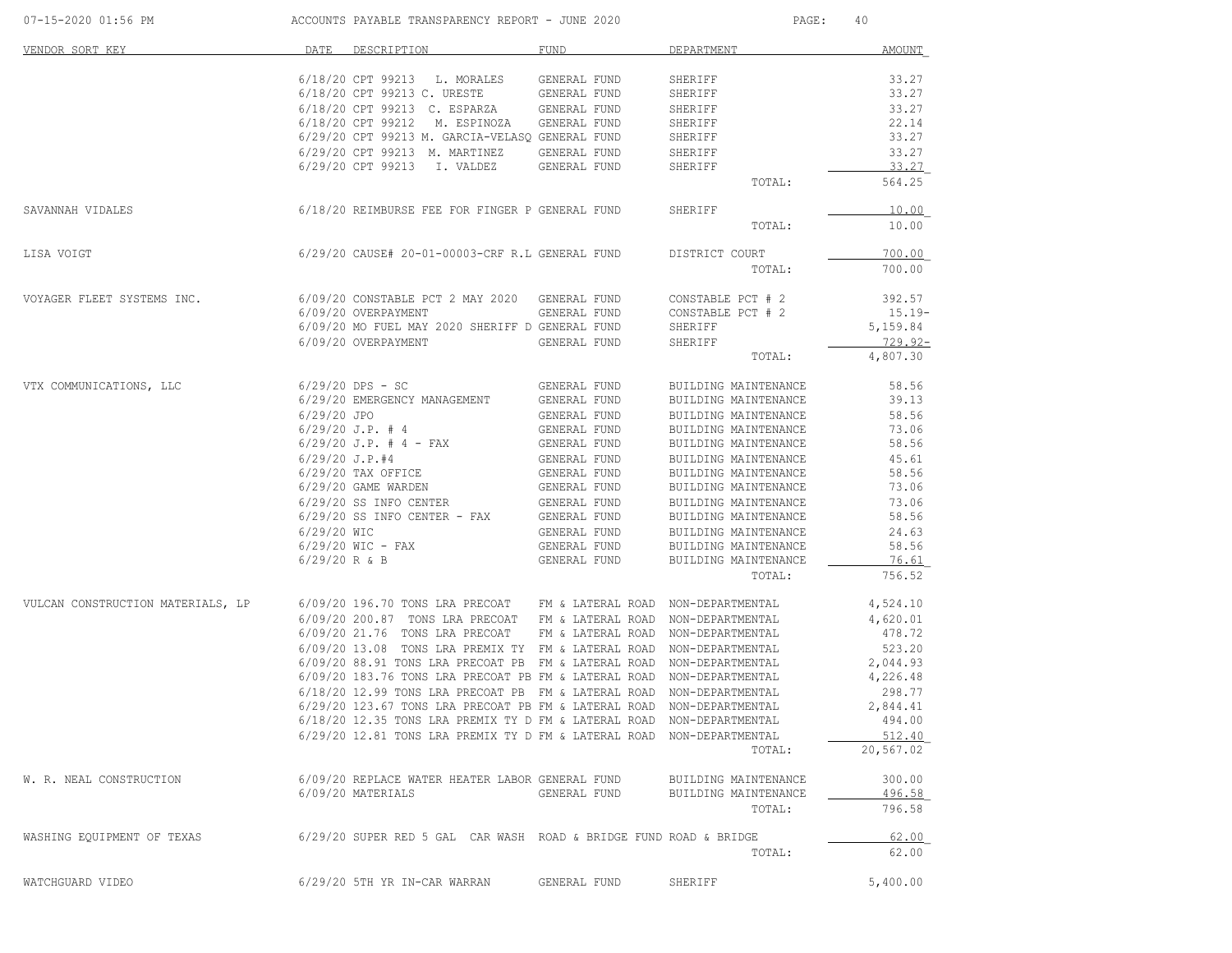| VENDOR SORT KEY | DATE | DESCRIPTION | FUND | DEPARTMENT | AMOUNT |
|---|---|---|---|---|---|
| | 6/18/20 | CPT 99213 L. MORALES | GENERAL FUND | SHERIFF | 33.27 |
| | 6/18/20 | CPT 99213 C. URESTE | GENERAL FUND | SHERIFF | 33.27 |
| | 6/18/20 | CPT 99213 C. ESPARZA | GENERAL FUND | SHERIFF | 33.27 |
| | 6/18/20 | CPT 99212 M. ESPINOZA | GENERAL FUND | SHERIFF | 22.14 |
| | 6/29/20 | CPT 99213 M. GARCIA-VELASQ | GENERAL FUND | SHERIFF | 33.27 |
| | 6/29/20 | CPT 99213 M. MARTINEZ | GENERAL FUND | SHERIFF | 33.27 |
| | 6/29/20 | CPT 99213 I. VALDEZ | GENERAL FUND | SHERIFF | 33.27 |
| | | | | TOTAL: | 564.25 |
| SAVANNAH VIDALES | 6/18/20 | REIMBURSE FEE FOR FINGER P | GENERAL FUND | SHERIFF | 10.00 |
| | | | | TOTAL: | 10.00 |
| LISA VOIGT | 6/29/20 | CAUSE# 20-01-00003-CRF R.L | GENERAL FUND | DISTRICT COURT | 700.00 |
| | | | | TOTAL: | 700.00 |
| VOYAGER FLEET SYSTEMS INC. | 6/09/20 | CONSTABLE PCT 2 MAY 2020 | GENERAL FUND | CONSTABLE PCT # 2 | 392.57 |
| | 6/09/20 | OVERPAYMENT | GENERAL FUND | CONSTABLE PCT # 2 | 15.19- |
| | 6/09/20 | MO FUEL MAY 2020 SHERIFF D | GENERAL FUND | SHERIFF | 5,159.84 |
| | 6/09/20 | OVERPAYMENT | GENERAL FUND | SHERIFF | 729.92- |
| | | | | TOTAL: | 4,807.30 |
| VTX COMMUNICATIONS, LLC | 6/29/20 | DPS - SC | GENERAL FUND | BUILDING MAINTENANCE | 58.56 |
| | 6/29/20 | EMERGENCY MANAGEMENT | GENERAL FUND | BUILDING MAINTENANCE | 39.13 |
| | 6/29/20 | JPO | GENERAL FUND | BUILDING MAINTENANCE | 58.56 |
| | 6/29/20 | J.P. # 4 | GENERAL FUND | BUILDING MAINTENANCE | 73.06 |
| | 6/29/20 | J.P. # 4 - FAX | GENERAL FUND | BUILDING MAINTENANCE | 58.56 |
| | 6/29/20 | J.P.#4 | GENERAL FUND | BUILDING MAINTENANCE | 45.61 |
| | 6/29/20 | TAX OFFICE | GENERAL FUND | BUILDING MAINTENANCE | 58.56 |
| | 6/29/20 | GAME WARDEN | GENERAL FUND | BUILDING MAINTENANCE | 73.06 |
| | 6/29/20 | SS INFO CENTER | GENERAL FUND | BUILDING MAINTENANCE | 73.06 |
| | 6/29/20 | SS INFO CENTER - FAX | GENERAL FUND | BUILDING MAINTENANCE | 58.56 |
| | 6/29/20 | WIC | GENERAL FUND | BUILDING MAINTENANCE | 24.63 |
| | 6/29/20 | WIC - FAX | GENERAL FUND | BUILDING MAINTENANCE | 58.56 |
| | 6/29/20 | R & B | GENERAL FUND | BUILDING MAINTENANCE | 76.61 |
| | | | | TOTAL: | 756.52 |
| VULCAN CONSTRUCTION MATERIALS, LP | 6/09/20 | 196.70 TONS LRA PRECOAT | FM & LATERAL ROAD | NON-DEPARTMENTAL | 4,524.10 |
| | 6/09/20 | 200.87 TONS LRA PRECOAT | FM & LATERAL ROAD | NON-DEPARTMENTAL | 4,620.01 |
| | 6/09/20 | 21.76 TONS LRA PRECOAT | FM & LATERAL ROAD | NON-DEPARTMENTAL | 478.72 |
| | 6/09/20 | 13.08 TONS LRA PREMIX TY | FM & LATERAL ROAD | NON-DEPARTMENTAL | 523.20 |
| | 6/09/20 | 88.91 TONS LRA PRECOAT PB | FM & LATERAL ROAD | NON-DEPARTMENTAL | 2,044.93 |
| | 6/09/20 | 183.76 TONS LRA PRECOAT PB | FM & LATERAL ROAD | NON-DEPARTMENTAL | 4,226.48 |
| | 6/18/20 | 12.99 TONS LRA PRECOAT PB | FM & LATERAL ROAD | NON-DEPARTMENTAL | 298.77 |
| | 6/29/20 | 123.67 TONS LRA PRECOAT PB | FM & LATERAL ROAD | NON-DEPARTMENTAL | 2,844.41 |
| | 6/18/20 | 12.35 TONS LRA PREMIX TY D | FM & LATERAL ROAD | NON-DEPARTMENTAL | 494.00 |
| | 6/29/20 | 12.81 TONS LRA PREMIX TY D | FM & LATERAL ROAD | NON-DEPARTMENTAL | 512.40 |
| | | | | TOTAL: | 20,567.02 |
| W. R. NEAL CONSTRUCTION | 6/09/20 | REPLACE WATER HEATER LABOR | GENERAL FUND | BUILDING MAINTENANCE | 300.00 |
| | 6/09/20 | MATERIALS | GENERAL FUND | BUILDING MAINTENANCE | 496.58 |
| | | | | TOTAL: | 796.58 |
| WASHING EQUIPMENT OF TEXAS | 6/29/20 | SUPER RED 5 GAL CAR WASH | ROAD & BRIDGE FUND | ROAD & BRIDGE | 62.00 |
| | | | | TOTAL: | 62.00 |
| WATCHGUARD VIDEO | 6/29/20 | 5TH YR IN-CAR WARRAN | GENERAL FUND | SHERIFF | 5,400.00 |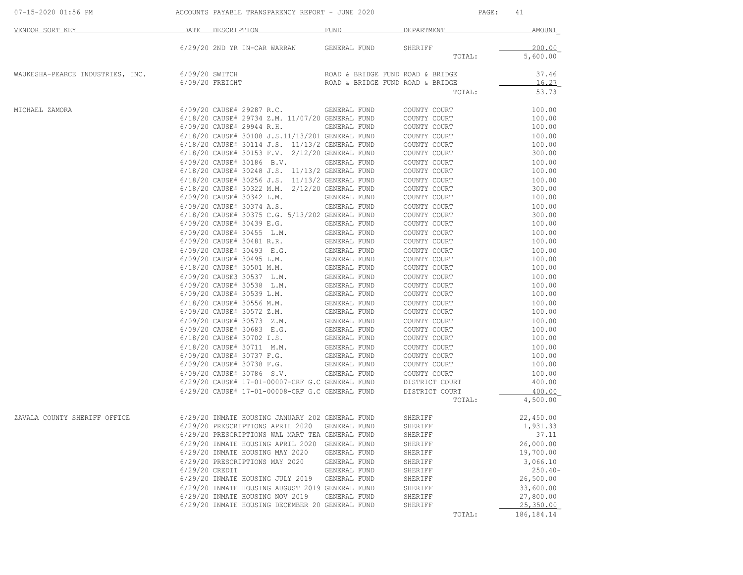ACCOUNTS PAYABLE TRANSPARENCY REPORT - JUNE 2020

| VENDOR SORT KEY | DATE | DESCRIPTION | FUND | DEPARTMENT | AMOUNT |
|---|---|---|---|---|---|
| | 6/29/20 | 2ND YR IN-CAR WARRAN | GENERAL FUND | SHERIFF | 200.00 |
| | | | | TOTAL: | 5,600.00 |
| WAUKESHA-PEARCE INDUSTRIES, INC. | 6/09/20 | SWITCH | ROAD & BRIDGE FUND | ROAD & BRIDGE | 37.46 |
| | 6/09/20 | FREIGHT | ROAD & BRIDGE FUND | ROAD & BRIDGE | 16.27 |
| | | | | TOTAL: | 53.73 |
| MICHAEL ZAMORA | 6/09/20 | CAUSE# 29287 R.C. | GENERAL FUND | COUNTY COURT | 100.00 |
| | 6/18/20 | CAUSE# 29734 Z.M. 11/07/20 | GENERAL FUND | COUNTY COURT | 100.00 |
| | 6/09/20 | CAUSE# 29944 R.H. | GENERAL FUND | COUNTY COURT | 100.00 |
| | 6/18/20 | CAUSE# 30108 J.S.11/13/201 | GENERAL FUND | COUNTY COURT | 100.00 |
| | 6/18/20 | CAUSE# 30114 J.S. 11/13/2 | GENERAL FUND | COUNTY COURT | 100.00 |
| | 6/18/20 | CAUSE# 30153 F.V. 2/12/20 | GENERAL FUND | COUNTY COURT | 300.00 |
| | 6/09/20 | CAUSE# 30186 B.V. | GENERAL FUND | COUNTY COURT | 100.00 |
| | 6/18/20 | CAUSE# 30248 J.S. 11/13/2 | GENERAL FUND | COUNTY COURT | 100.00 |
| | 6/18/20 | CAUSE# 30256 J.S. 11/13/2 | GENERAL FUND | COUNTY COURT | 100.00 |
| | 6/18/20 | CAUSE# 30322 M.M. 2/12/20 | GENERAL FUND | COUNTY COURT | 300.00 |
| | 6/09/20 | CAUSE# 30342 L.M. | GENERAL FUND | COUNTY COURT | 100.00 |
| | 6/09/20 | CAUSE# 30374 A.S. | GENERAL FUND | COUNTY COURT | 100.00 |
| | 6/18/20 | CAUSE# 30375 C.G. 5/13/202 | GENERAL FUND | COUNTY COURT | 300.00 |
| | 6/09/20 | CAUSE# 30439 E.G. | GENERAL FUND | COUNTY COURT | 100.00 |
| | 6/09/20 | CAUSE# 30455 L.M. | GENERAL FUND | COUNTY COURT | 100.00 |
| | 6/09/20 | CAUSE# 30481 R.R. | GENERAL FUND | COUNTY COURT | 100.00 |
| | 6/09/20 | CAUSE# 30493 E.G. | GENERAL FUND | COUNTY COURT | 100.00 |
| | 6/09/20 | CAUSE# 30495 L.M. | GENERAL FUND | COUNTY COURT | 100.00 |
| | 6/18/20 | CAUSE# 30501 M.M. | GENERAL FUND | COUNTY COURT | 100.00 |
| | 6/09/20 | CAUSE3 30537 L.M. | GENERAL FUND | COUNTY COURT | 100.00 |
| | 6/09/20 | CAUSE# 30538 L.M. | GENERAL FUND | COUNTY COURT | 100.00 |
| | 6/09/20 | CAUSE# 30539 L.M. | GENERAL FUND | COUNTY COURT | 100.00 |
| | 6/18/20 | CAUSE# 30556 M.M. | GENERAL FUND | COUNTY COURT | 100.00 |
| | 6/09/20 | CAUSE# 30572 Z.M. | GENERAL FUND | COUNTY COURT | 100.00 |
| | 6/09/20 | CAUSE# 30573 Z.M. | GENERAL FUND | COUNTY COURT | 100.00 |
| | 6/09/20 | CAUSE# 30683 E.G. | GENERAL FUND | COUNTY COURT | 100.00 |
| | 6/18/20 | CAUSE# 30702 I.S. | GENERAL FUND | COUNTY COURT | 100.00 |
| | 6/18/20 | CAUSE# 30711 M.M. | GENERAL FUND | COUNTY COURT | 100.00 |
| | 6/09/20 | CAUSE# 30737 F.G. | GENERAL FUND | COUNTY COURT | 100.00 |
| | 6/09/20 | CAUSE# 30738 F.G. | GENERAL FUND | COUNTY COURT | 100.00 |
| | 6/09/20 | CAUSE# 30786 S.V. | GENERAL FUND | COUNTY COURT | 100.00 |
| | 6/29/20 | CAUSE# 17-01-00007-CRF G.C | GENERAL FUND | DISTRICT COURT | 400.00 |
| | 6/29/20 | CAUSE# 17-01-00008-CRF G.C | GENERAL FUND | DISTRICT COURT | 400.00 |
| | | | | TOTAL: | 4,500.00 |
| ZAVALA COUNTY SHERIFF OFFICE | 6/29/20 | INMATE HOUSING JANUARY 202 | GENERAL FUND | SHERIFF | 22,450.00 |
| | 6/29/20 | PRESCRIPTIONS APRIL 2020 | GENERAL FUND | SHERIFF | 1,931.33 |
| | 6/29/20 | PRESCRIPTIONS WAL MART TEA | GENERAL FUND | SHERIFF | 37.11 |
| | 6/29/20 | INMATE HOUSING APRIL 2020 | GENERAL FUND | SHERIFF | 26,000.00 |
| | 6/29/20 | INMATE HOUSING MAY 2020 | GENERAL FUND | SHERIFF | 19,700.00 |
| | 6/29/20 | PRESCRIPTIONS MAY 2020 | GENERAL FUND | SHERIFF | 3,066.10 |
| | 6/29/20 | CREDIT | GENERAL FUND | SHERIFF | 250.40- |
| | 6/29/20 | INMATE HOUSING JULY 2019 | GENERAL FUND | SHERIFF | 26,500.00 |
| | 6/29/20 | INMATE HOUSING AUGUST 2019 | GENERAL FUND | SHERIFF | 33,600.00 |
| | 6/29/20 | INMATE HOUSING NOV 2019 | GENERAL FUND | SHERIFF | 27,800.00 |
| | 6/29/20 | INMATE HOUSING DECEMBER 20 | GENERAL FUND | SHERIFF | 25,350.00 |
| | | | | TOTAL: | 186,184.14 |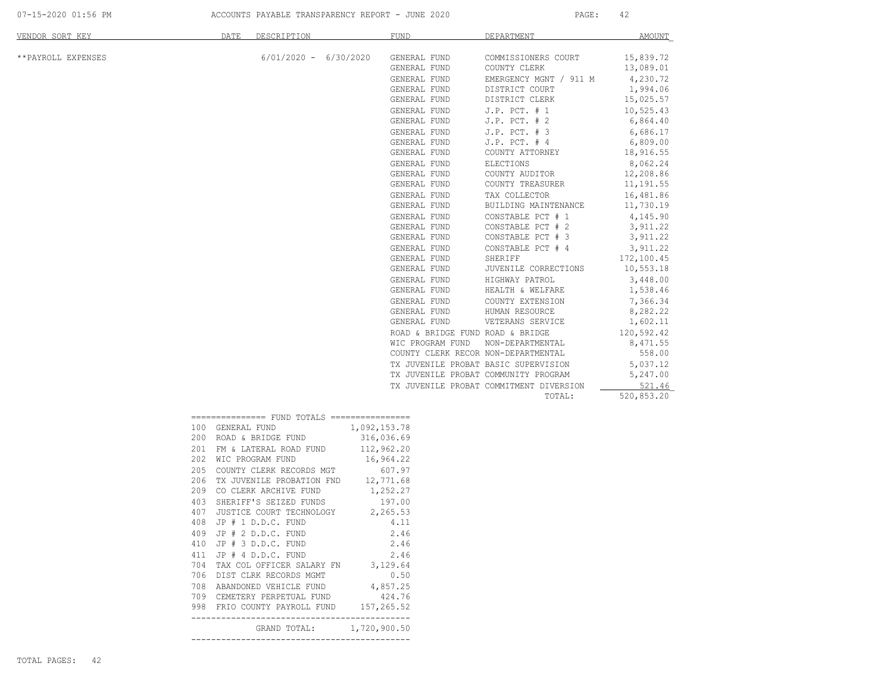| VENDOR SORT KEY | DATE | DESCRIPTION | FUND | DEPARTMENT | AMOUNT |
|---|---|---|---|---|---|
| **PAYROLL EXPENSES | | 6/01/2020 - 6/30/2020 | GENERAL FUND | COMMISSIONERS COURT | 15,839.72 |
| | | | GENERAL FUND | COUNTY CLERK | 13,089.01 |
| | | | GENERAL FUND | EMERGENCY MGNT / 911 M | 4,230.72 |
| | | | GENERAL FUND | DISTRICT COURT | 1,994.06 |
| | | | GENERAL FUND | DISTRICT CLERK | 15,025.57 |
| | | | GENERAL FUND | J.P. PCT. # 1 | 10,525.43 |
| | | | GENERAL FUND | J.P. PCT. # 2 | 6,864.40 |
| | | | GENERAL FUND | J.P. PCT. # 3 | 6,686.17 |
| | | | GENERAL FUND | J.P. PCT. # 4 | 6,809.00 |
| | | | GENERAL FUND | COUNTY ATTORNEY | 18,916.55 |
| | | | GENERAL FUND | ELECTIONS | 8,062.24 |
| | | | GENERAL FUND | COUNTY AUDITOR | 12,208.86 |
| | | | GENERAL FUND | COUNTY TREASURER | 11,191.55 |
| | | | GENERAL FUND | TAX COLLECTOR | 16,481.86 |
| | | | GENERAL FUND | BUILDING MAINTENANCE | 11,730.19 |
| | | | GENERAL FUND | CONSTABLE PCT # 1 | 4,145.90 |
| | | | GENERAL FUND | CONSTABLE PCT # 2 | 3,911.22 |
| | | | GENERAL FUND | CONSTABLE PCT # 3 | 3,911.22 |
| | | | GENERAL FUND | CONSTABLE PCT # 4 | 3,911.22 |
| | | | GENERAL FUND | SHERIFF | 172,100.45 |
| | | | GENERAL FUND | JUVENILE CORRECTIONS | 10,553.18 |
| | | | GENERAL FUND | HIGHWAY PATROL | 3,448.00 |
| | | | GENERAL FUND | HEALTH & WELFARE | 1,538.46 |
| | | | GENERAL FUND | COUNTY EXTENSION | 7,366.34 |
| | | | GENERAL FUND | HUMAN RESOURCE | 8,282.22 |
| | | | GENERAL FUND | VETERANS SERVICE | 1,602.11 |
| | | | ROAD & BRIDGE FUND | ROAD & BRIDGE | 120,592.42 |
| | | | WIC PROGRAM FUND | NON-DEPARTMENTAL | 8,471.55 |
| | | | COUNTY CLERK RECOR | NON-DEPARTMENTAL | 558.00 |
| | | | TX JUVENILE PROBAT | BASIC SUPERVISION | 5,037.12 |
| | | | TX JUVENILE PROBAT | COMMUNITY PROGRAM | 5,247.00 |
| | | | TX JUVENILE PROBAT | COMMITMENT DIVERSION | 521.46 |
| | | | | TOTAL: | 520,853.20 |

| FUND TOTALS | | |
|---|---|---|
| 100 | GENERAL FUND | 1,092,153.78 |
| 200 | ROAD & BRIDGE FUND | 316,036.69 |
| 201 | FM & LATERAL ROAD FUND | 112,962.20 |
| 202 | WIC PROGRAM FUND | 16,964.22 |
| 205 | COUNTY CLERK RECORDS MGT | 607.97 |
| 206 | TX JUVENILE PROBATION FND | 12,771.68 |
| 209 | CO CLERK ARCHIVE FUND | 1,252.27 |
| 403 | SHERIFF'S SEIZED FUNDS | 197.00 |
| 407 | JUSTICE COURT TECHNOLOGY | 2,265.53 |
| 408 | JP # 1 D.D.C. FUND | 4.11 |
| 409 | JP # 2 D.D.C. FUND | 2.46 |
| 410 | JP # 3 D.D.C. FUND | 2.46 |
| 411 | JP # 4 D.D.C. FUND | 2.46 |
| 704 | TAX COL OFFICER SALARY FN | 3,129.64 |
| 706 | DIST CLRK RECORDS MGMT | 0.50 |
| 708 | ABANDONED VEHICLE FUND | 4,857.25 |
| 709 | CEMETERY PERPETUAL FUND | 424.76 |
| 998 | FRIO COUNTY PAYROLL FUND | 157,265.52 |
| | GRAND TOTAL: | 1,720,900.50 |

TOTAL PAGES: 42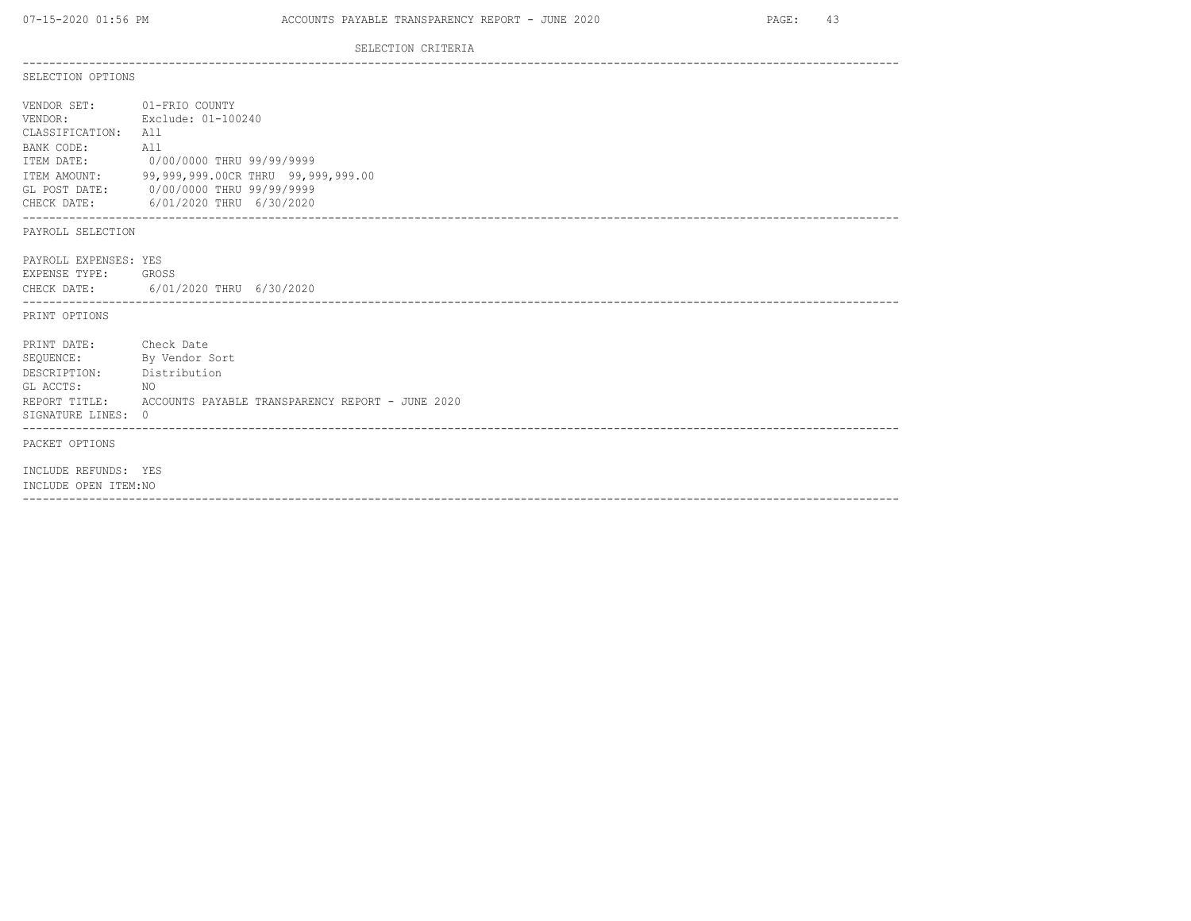## SELECTION CRITERIA

### SELECTION OPTIONS

VENDOR SET: 01-FRIO COUNTY
VENDOR: Exclude: 01-100240
CLASSIFICATION: All
BANK CODE: All
ITEM DATE: 0/00/0000 THRU 99/99/9999
ITEM AMOUNT: 99,999,999.00CR THRU 99,999,999.00
GL POST DATE: 0/00/0000 THRU 99/99/9999
CHECK DATE: 6/01/2020 THRU 6/30/2020

### PAYROLL SELECTION

PAYROLL EXPENSES: YES
EXPENSE TYPE: GROSS
CHECK DATE: 6/01/2020 THRU 6/30/2020

### PRINT OPTIONS

PRINT DATE: Check Date
SEQUENCE: By Vendor Sort
DESCRIPTION: Distribution
GL ACCTS: NO
REPORT TITLE: ACCOUNTS PAYABLE TRANSPARENCY REPORT - JUNE 2020
SIGNATURE LINES: 0

### PACKET OPTIONS

INCLUDE REFUNDS: YES
INCLUDE OPEN ITEM:NO